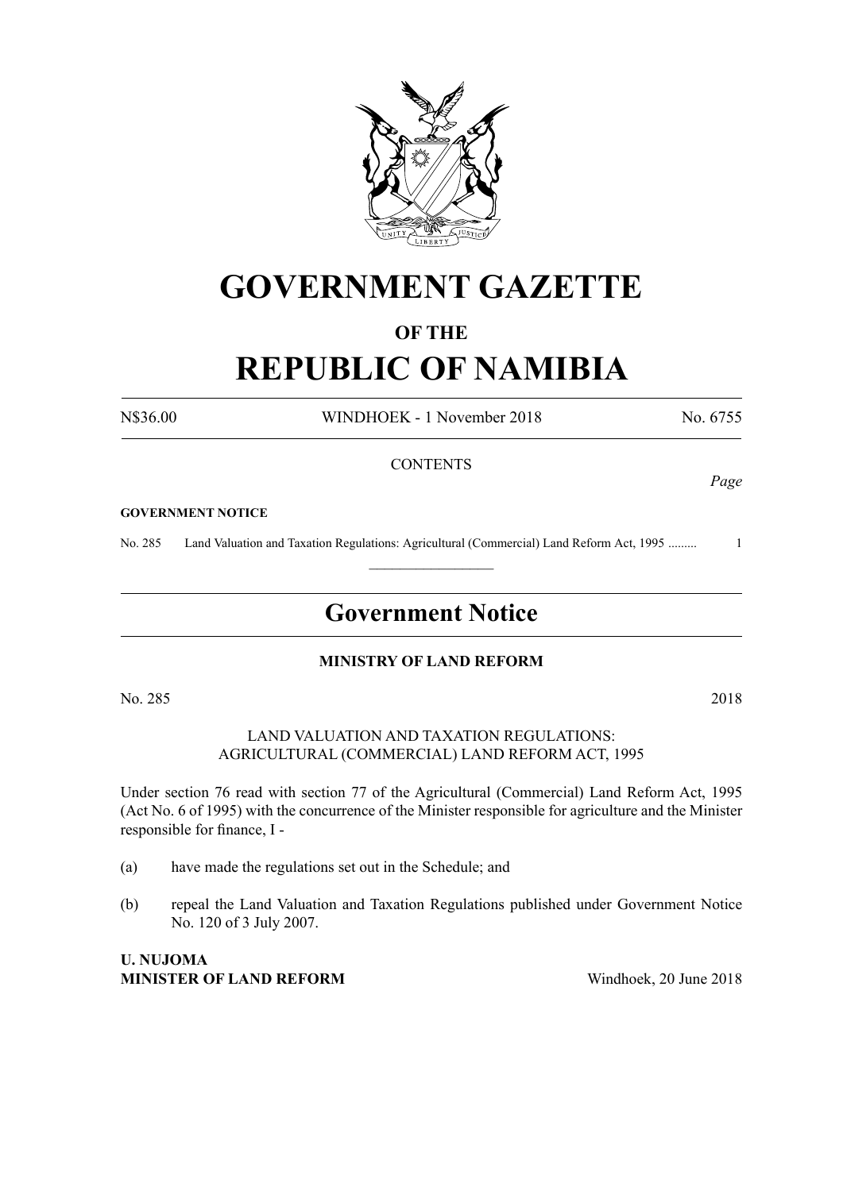# GOVERNMENT GAZETTE

## OF THE

# REPUBLIC OF NAMIBIA

N$36.00 WINDHOEK - 1 November 2018 No. 6755

CONTENTS

*Page*

**GOVERNMENT NOTICE**

No. 285 Land Valuation and Taxation Regulations: Agricultural (Commercial) Land Reform Act, 1995 ......... 1

---

## Government Notice

**MINISTRY OF LAND REFORM**

No. 285 2018

LAND VALUATION AND TAXATION REGULATIONS:
AGRICULTURAL (COMMERCIAL) LAND REFORM ACT, 1995

Under section 76 read with section 77 of the Agricultural (Commercial) Land Reform Act, 1995 (Act No. 6 of 1995) with the concurrence of the Minister responsible for agriculture and the Minister responsible for finance, I -

(a) have made the regulations set out in the Schedule; and

(b) repeal the Land Valuation and Taxation Regulations published under Government Notice No. 120 of 3 July 2007.

**U. NUJOMA**
**MINISTER OF LAND REFORM** Windhoek, 20 June 2018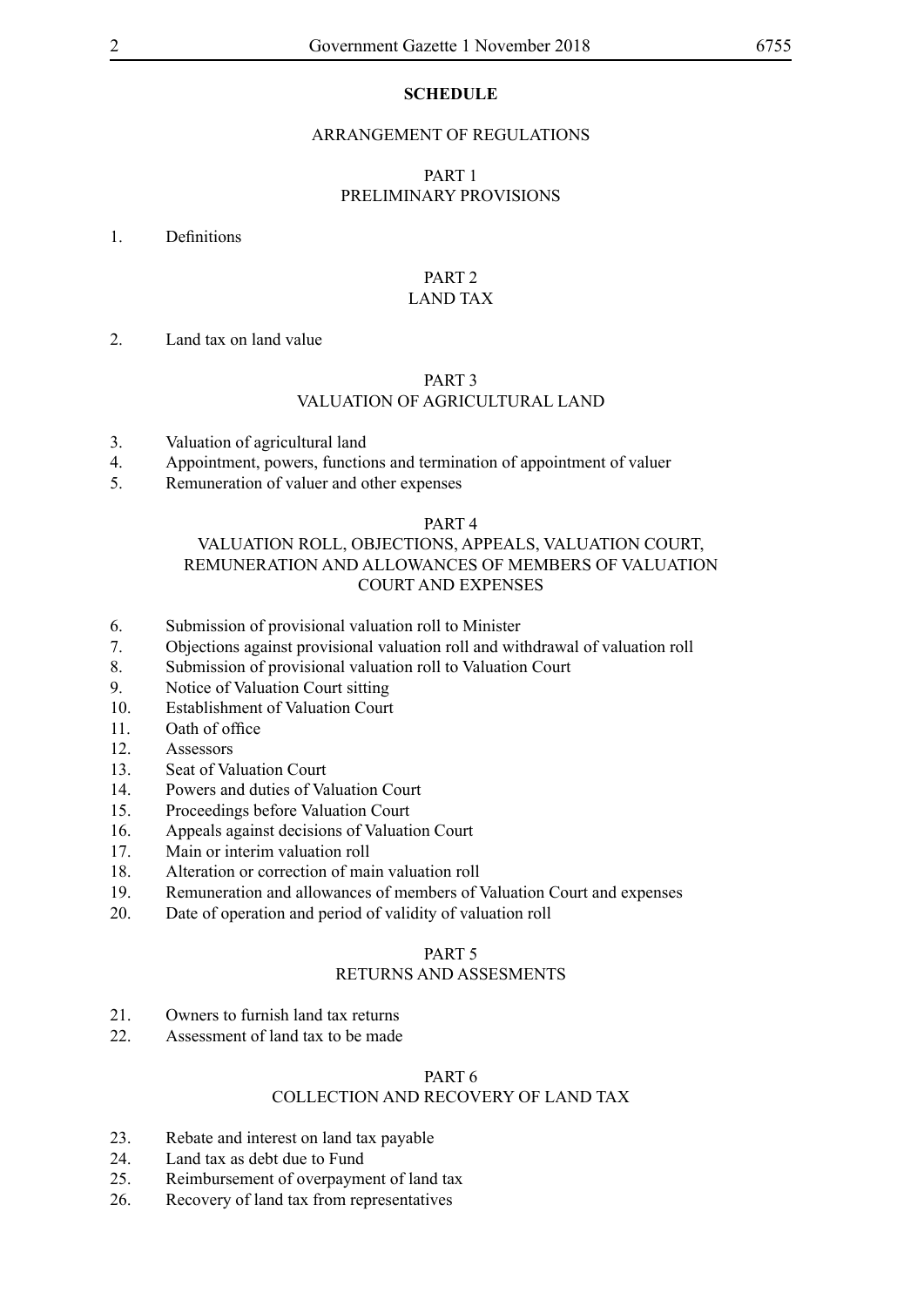**SCHEDULE**

ARRANGEMENT OF REGULATIONS

PART 1
PRELIMINARY PROVISIONS

1. Definitions

PART 2
LAND TAX

2. Land tax on land value

PART 3
VALUATION OF AGRICULTURAL LAND

3. Valuation of agricultural land
4. Appointment, powers, functions and termination of appointment of valuer
5. Remuneration of valuer and other expenses

PART 4
VALUATION ROLL, OBJECTIONS, APPEALS, VALUATION COURT, REMUNERATION AND ALLOWANCES OF MEMBERS OF VALUATION COURT AND EXPENSES

6. Submission of provisional valuation roll to Minister
7. Objections against provisional valuation roll and withdrawal of valuation roll
8. Submission of provisional valuation roll to Valuation Court
9. Notice of Valuation Court sitting
10. Establishment of Valuation Court
11. Oath of office
12. Assessors
13. Seat of Valuation Court
14. Powers and duties of Valuation Court
15. Proceedings before Valuation Court
16. Appeals against decisions of Valuation Court
17. Main or interim valuation roll
18. Alteration or correction of main valuation roll
19. Remuneration and allowances of members of Valuation Court and expenses
20. Date of operation and period of validity of valuation roll

PART 5
RETURNS AND ASSESMENTS

21. Owners to furnish land tax returns
22. Assessment of land tax to be made

PART 6
COLLECTION AND RECOVERY OF LAND TAX

23. Rebate and interest on land tax payable
24. Land tax as debt due to Fund
25. Reimbursement of overpayment of land tax
26. Recovery of land tax from representatives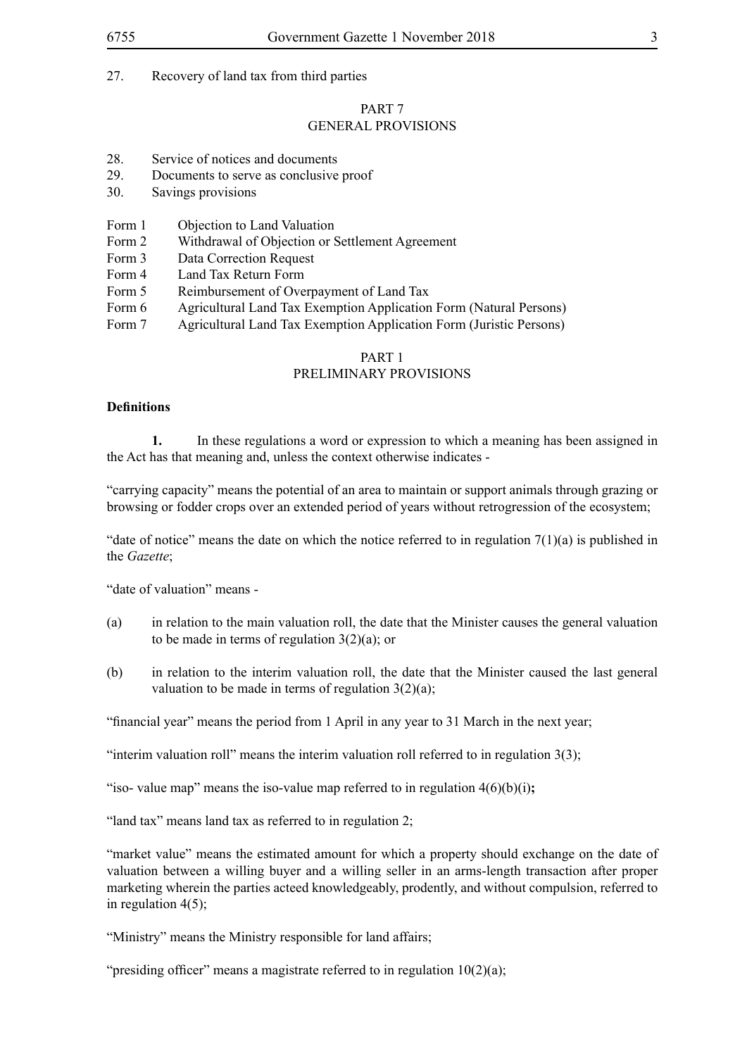27. Recovery of land tax from third parties

## PART 7
## GENERAL PROVISIONS

28. Service of notices and documents
29. Documents to serve as conclusive proof
30. Savings provisions

Form 1 Objection to Land Valuation
Form 2 Withdrawal of Objection or Settlement Agreement
Form 3 Data Correction Request
Form 4 Land Tax Return Form
Form 5 Reimbursement of Overpayment of Land Tax
Form 6 Agricultural Land Tax Exemption Application Form (Natural Persons)
Form 7 Agricultural Land Tax Exemption Application Form (Juristic Persons)

## PART 1
## PRELIMINARY PROVISIONS

**Definitions**

**1.** In these regulations a word or expression to which a meaning has been assigned in the Act has that meaning and, unless the context otherwise indicates -

"carrying capacity" means the potential of an area to maintain or support animals through grazing or browsing or fodder crops over an extended period of years without retrogression of the ecosystem;

"date of notice" means the date on which the notice referred to in regulation 7(1)(a) is published in the *Gazette*;

"date of valuation" means -

(a) in relation to the main valuation roll, the date that the Minister causes the general valuation to be made in terms of regulation 3(2)(a); or

(b) in relation to the interim valuation roll, the date that the Minister caused the last general valuation to be made in terms of regulation 3(2)(a);

"financial year" means the period from 1 April in any year to 31 March in the next year;

"interim valuation roll" means the interim valuation roll referred to in regulation 3(3);

"iso- value map" means the iso-value map referred to in regulation 4(6)(b)(i)**;**

"land tax" means land tax as referred to in regulation 2;

"market value" means the estimated amount for which a property should exchange on the date of valuation between a willing buyer and a willing seller in an arms-length transaction after proper marketing wherein the parties acteed knowledgeably, prodently, and without compulsion, referred to in regulation 4(5);

"Ministry" means the Ministry responsible for land affairs;

"presiding officer" means a magistrate referred to in regulation 10(2)(a);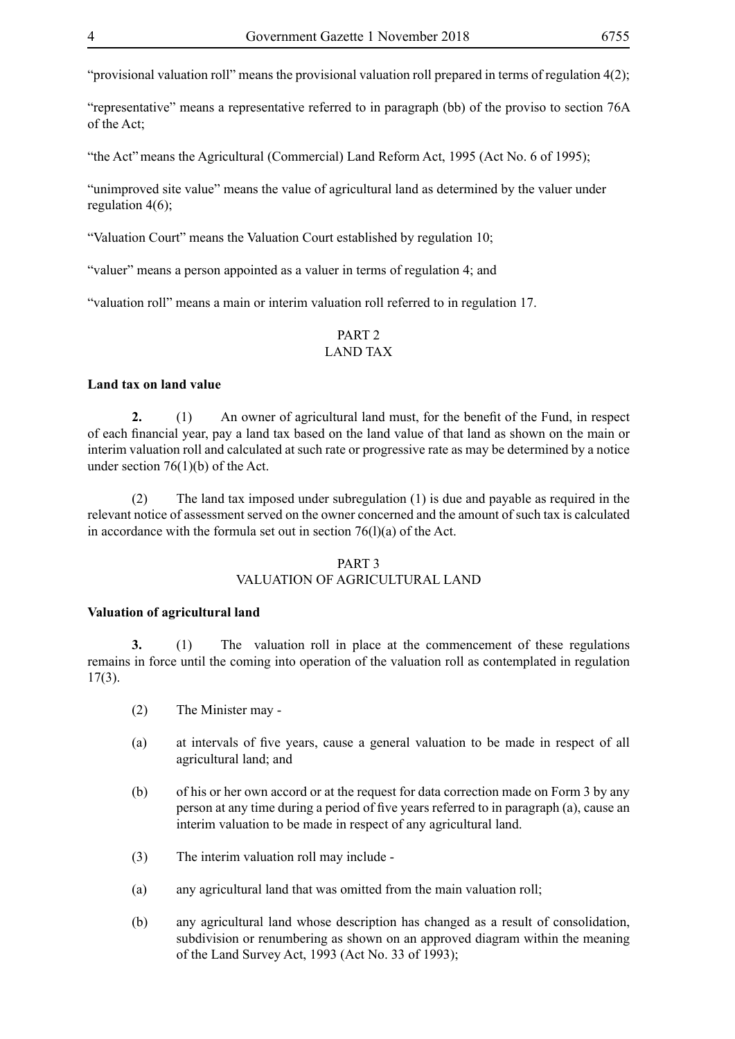"provisional valuation roll" means the provisional valuation roll prepared in terms of regulation 4(2);

"representative" means a representative referred to in paragraph (bb) of the proviso to section 76A of the Act;

"the Act" means the Agricultural (Commercial) Land Reform Act, 1995 (Act No. 6 of 1995);

"unimproved site value" means the value of agricultural land as determined by the valuer under regulation 4(6);

"Valuation Court" means the Valuation Court established by regulation 10;

"valuer" means a person appointed as a valuer in terms of regulation 4; and

"valuation roll" means a main or interim valuation roll referred to in regulation 17.

## PART 2
## LAND TAX

**Land tax on land value**

**2.** (1) An owner of agricultural land must, for the benefit of the Fund, in respect of each financial year, pay a land tax based on the land value of that land as shown on the main or interim valuation roll and calculated at such rate or progressive rate as may be determined by a notice under section 76(1)(b) of the Act.

(2) The land tax imposed under subregulation (1) is due and payable as required in the relevant notice of assessment served on the owner concerned and the amount of such tax is calculated in accordance with the formula set out in section 76(l)(a) of the Act.

## PART 3
## VALUATION OF AGRICULTURAL LAND

**Valuation of agricultural land**

**3.** (1) The valuation roll in place at the commencement of these regulations remains in force until the coming into operation of the valuation roll as contemplated in regulation 17(3).

(2) The Minister may -

(a) at intervals of five years, cause a general valuation to be made in respect of all agricultural land; and

(b) of his or her own accord or at the request for data correction made on Form 3 by any person at any time during a period of five years referred to in paragraph (a), cause an interim valuation to be made in respect of any agricultural land.

(3) The interim valuation roll may include -

(a) any agricultural land that was omitted from the main valuation roll;

(b) any agricultural land whose description has changed as a result of consolidation, subdivision or renumbering as shown on an approved diagram within the meaning of the Land Survey Act, 1993 (Act No. 33 of 1993);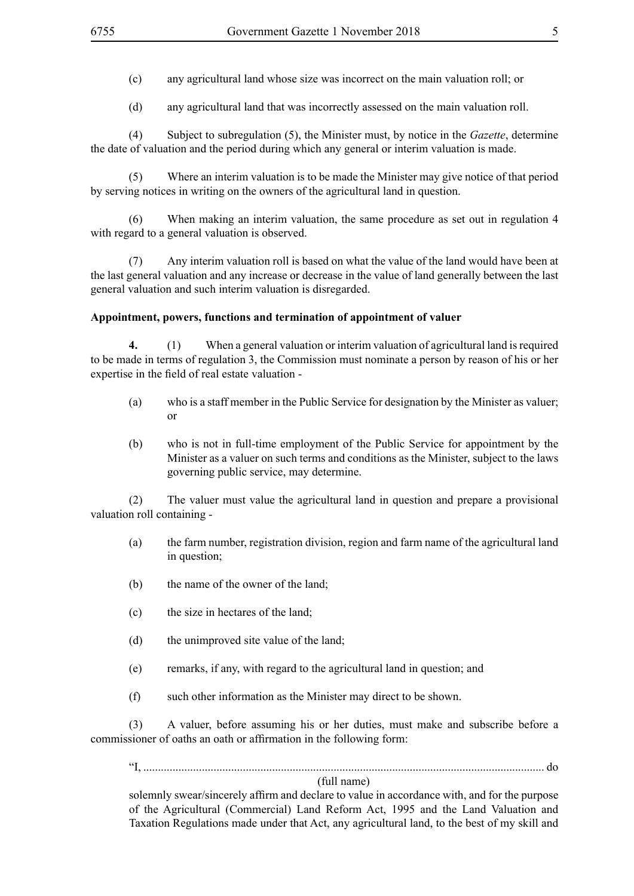(c) any agricultural land whose size was incorrect on the main valuation roll; or

(d) any agricultural land that was incorrectly assessed on the main valuation roll.

(4) Subject to subregulation (5), the Minister must, by notice in the *Gazette*, determine the date of valuation and the period during which any general or interim valuation is made.

(5) Where an interim valuation is to be made the Minister may give notice of that period by serving notices in writing on the owners of the agricultural land in question.

(6) When making an interim valuation, the same procedure as set out in regulation 4 with regard to a general valuation is observed.

(7) Any interim valuation roll is based on what the value of the land would have been at the last general valuation and any increase or decrease in the value of land generally between the last general valuation and such interim valuation is disregarded.

**Appointment, powers, functions and termination of appointment of valuer**

**4.** (1) When a general valuation or interim valuation of agricultural land is required to be made in terms of regulation 3, the Commission must nominate a person by reason of his or her expertise in the field of real estate valuation -

(a) who is a staff member in the Public Service for designation by the Minister as valuer; or

(b) who is not in full-time employment of the Public Service for appointment by the Minister as a valuer on such terms and conditions as the Minister, subject to the laws governing public service, may determine.

(2) The valuer must value the agricultural land in question and prepare a provisional valuation roll containing -

(a) the farm number, registration division, region and farm name of the agricultural land in question;

(b) the name of the owner of the land;

(c) the size in hectares of the land;

(d) the unimproved site value of the land;

(e) remarks, if any, with regard to the agricultural land in question; and

(f) such other information as the Minister may direct to be shown.

(3) A valuer, before assuming his or her duties, must make and subscribe before a commissioner of oaths an oath or affirmation in the following form:

"I, ........................................................................................................................................ do
(full name)
solemnly swear/sincerely affirm and declare to value in accordance with, and for the purpose of the Agricultural (Commercial) Land Reform Act, 1995 and the Land Valuation and Taxation Regulations made under that Act, any agricultural land, to the best of my skill and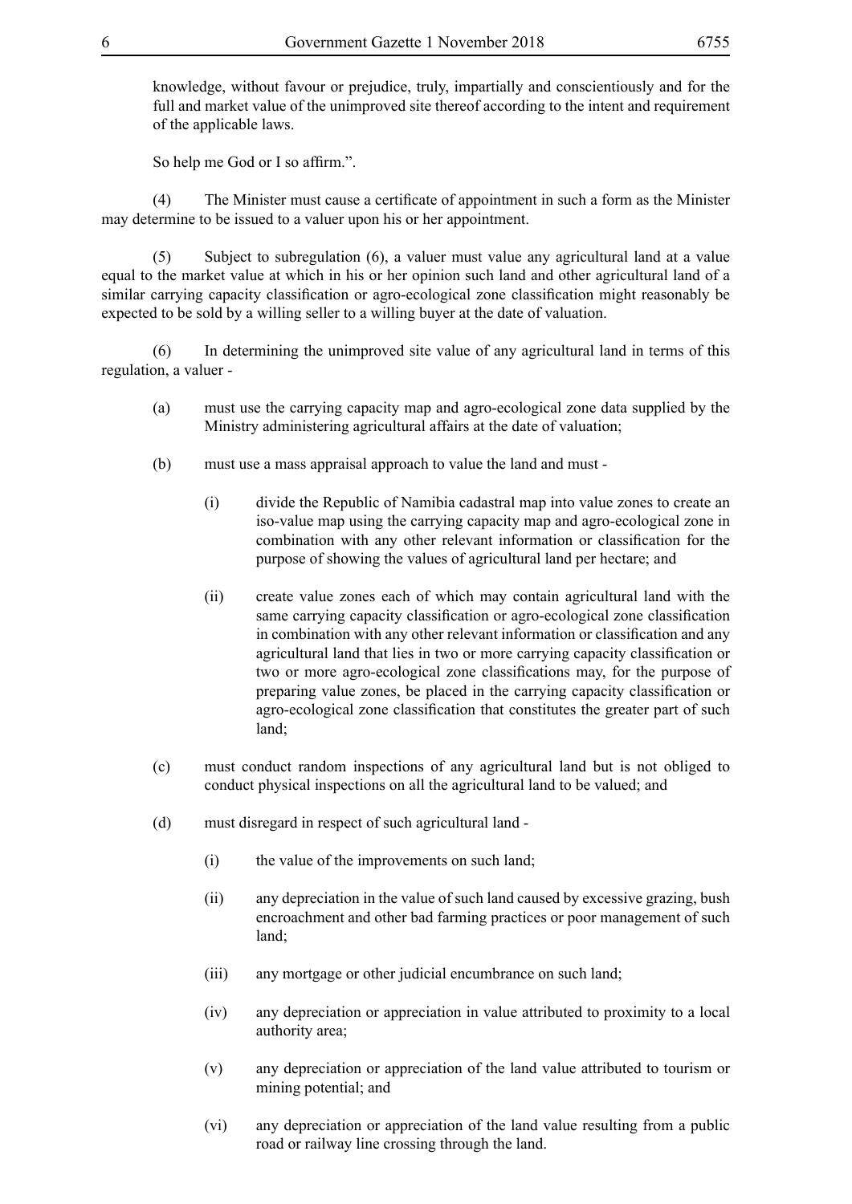knowledge, without favour or prejudice, truly, impartially and conscientiously and for the full and market value of the unimproved site thereof according to the intent and requirement of the applicable laws.

So help me God or I so affirm.".

(4) The Minister must cause a certificate of appointment in such a form as the Minister may determine to be issued to a valuer upon his or her appointment.

(5) Subject to subregulation (6), a valuer must value any agricultural land at a value equal to the market value at which in his or her opinion such land and other agricultural land of a similar carrying capacity classification or agro-ecological zone classification might reasonably be expected to be sold by a willing seller to a willing buyer at the date of valuation.

(6) In determining the unimproved site value of any agricultural land in terms of this regulation, a valuer -

(a) must use the carrying capacity map and agro-ecological zone data supplied by the Ministry administering agricultural affairs at the date of valuation;

(b) must use a mass appraisal approach to value the land and must -

(i) divide the Republic of Namibia cadastral map into value zones to create an iso-value map using the carrying capacity map and agro-ecological zone in combination with any other relevant information or classification for the purpose of showing the values of agricultural land per hectare; and

(ii) create value zones each of which may contain agricultural land with the same carrying capacity classification or agro-ecological zone classification in combination with any other relevant information or classification and any agricultural land that lies in two or more carrying capacity classification or two or more agro-ecological zone classifications may, for the purpose of preparing value zones, be placed in the carrying capacity classification or agro-ecological zone classification that constitutes the greater part of such land;

(c) must conduct random inspections of any agricultural land but is not obliged to conduct physical inspections on all the agricultural land to be valued; and

(d) must disregard in respect of such agricultural land -

(i) the value of the improvements on such land;

(ii) any depreciation in the value of such land caused by excessive grazing, bush encroachment and other bad farming practices or poor management of such land;

(iii) any mortgage or other judicial encumbrance on such land;

(iv) any depreciation or appreciation in value attributed to proximity to a local authority area;

(v) any depreciation or appreciation of the land value attributed to tourism or mining potential; and

(vi) any depreciation or appreciation of the land value resulting from a public road or railway line crossing through the land.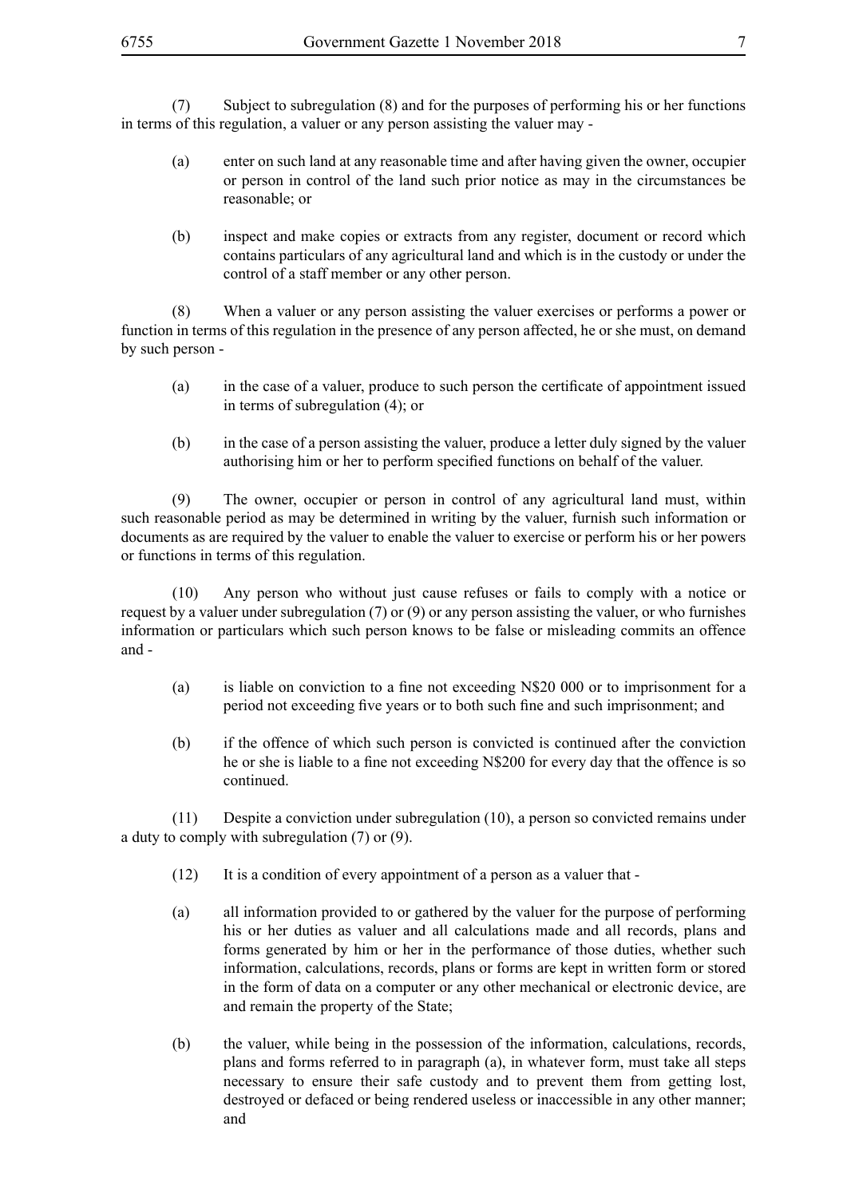(7) Subject to subregulation (8) and for the purposes of performing his or her functions in terms of this regulation, a valuer or any person assisting the valuer may -

(a) enter on such land at any reasonable time and after having given the owner, occupier or person in control of the land such prior notice as may in the circumstances be reasonable; or

(b) inspect and make copies or extracts from any register, document or record which contains particulars of any agricultural land and which is in the custody or under the control of a staff member or any other person.

(8) When a valuer or any person assisting the valuer exercises or performs a power or function in terms of this regulation in the presence of any person affected, he or she must, on demand by such person -

(a) in the case of a valuer, produce to such person the certificate of appointment issued in terms of subregulation (4); or

(b) in the case of a person assisting the valuer, produce a letter duly signed by the valuer authorising him or her to perform specified functions on behalf of the valuer.

(9) The owner, occupier or person in control of any agricultural land must, within such reasonable period as may be determined in writing by the valuer, furnish such information or documents as are required by the valuer to enable the valuer to exercise or perform his or her powers or functions in terms of this regulation.

(10) Any person who without just cause refuses or fails to comply with a notice or request by a valuer under subregulation (7) or (9) or any person assisting the valuer, or who furnishes information or particulars which such person knows to be false or misleading commits an offence and -

(a) is liable on conviction to a fine not exceeding N$20 000 or to imprisonment for a period not exceeding five years or to both such fine and such imprisonment; and

(b) if the offence of which such person is convicted is continued after the conviction he or she is liable to a fine not exceeding N$200 for every day that the offence is so continued.

(11) Despite a conviction under subregulation (10), a person so convicted remains under a duty to comply with subregulation (7) or (9).

(12) It is a condition of every appointment of a person as a valuer that -

(a) all information provided to or gathered by the valuer for the purpose of performing his or her duties as valuer and all calculations made and all records, plans and forms generated by him or her in the performance of those duties, whether such information, calculations, records, plans or forms are kept in written form or stored in the form of data on a computer or any other mechanical or electronic device, are and remain the property of the State;

(b) the valuer, while being in the possession of the information, calculations, records, plans and forms referred to in paragraph (a), in whatever form, must take all steps necessary to ensure their safe custody and to prevent them from getting lost, destroyed or defaced or being rendered useless or inaccessible in any other manner; and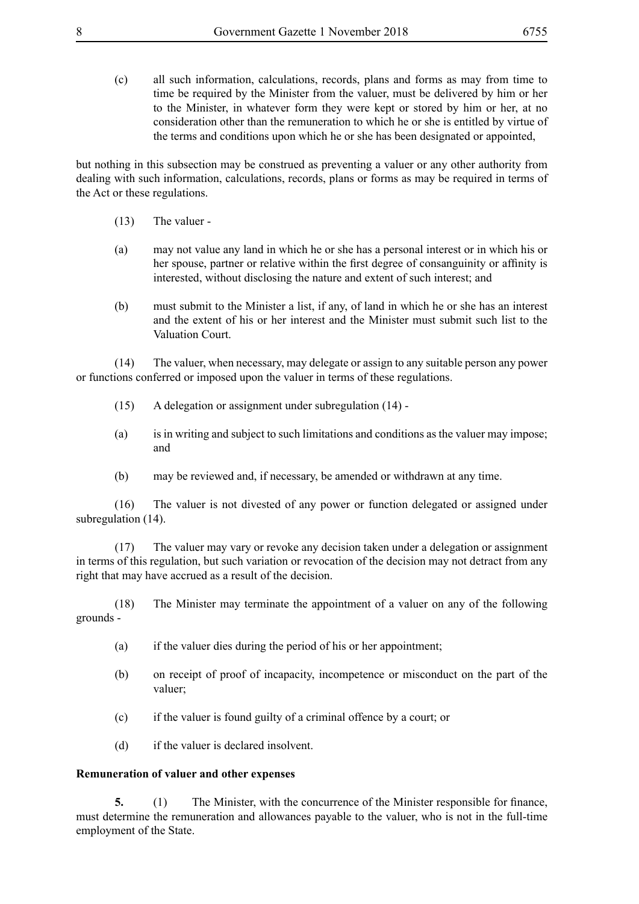(c) all such information, calculations, records, plans and forms as may from time to time be required by the Minister from the valuer, must be delivered by him or her to the Minister, in whatever form they were kept or stored by him or her, at no consideration other than the remuneration to which he or she is entitled by virtue of the terms and conditions upon which he or she has been designated or appointed,

but nothing in this subsection may be construed as preventing a valuer or any other authority from dealing with such information, calculations, records, plans or forms as may be required in terms of the Act or these regulations.

(13) The valuer -

(a) may not value any land in which he or she has a personal interest or in which his or her spouse, partner or relative within the first degree of consanguinity or affinity is interested, without disclosing the nature and extent of such interest; and

(b) must submit to the Minister a list, if any, of land in which he or she has an interest and the extent of his or her interest and the Minister must submit such list to the Valuation Court.

(14) The valuer, when necessary, may delegate or assign to any suitable person any power or functions conferred or imposed upon the valuer in terms of these regulations.

(15) A delegation or assignment under subregulation (14) -

(a) is in writing and subject to such limitations and conditions as the valuer may impose; and

(b) may be reviewed and, if necessary, be amended or withdrawn at any time.

(16) The valuer is not divested of any power or function delegated or assigned under subregulation (14).

(17) The valuer may vary or revoke any decision taken under a delegation or assignment in terms of this regulation, but such variation or revocation of the decision may not detract from any right that may have accrued as a result of the decision.

(18) The Minister may terminate the appointment of a valuer on any of the following grounds -

(a) if the valuer dies during the period of his or her appointment;

(b) on receipt of proof of incapacity, incompetence or misconduct on the part of the valuer;

(c) if the valuer is found guilty of a criminal offence by a court; or

(d) if the valuer is declared insolvent.

**Remuneration of valuer and other expenses**

**5.** (1) The Minister, with the concurrence of the Minister responsible for finance, must determine the remuneration and allowances payable to the valuer, who is not in the full-time employment of the State.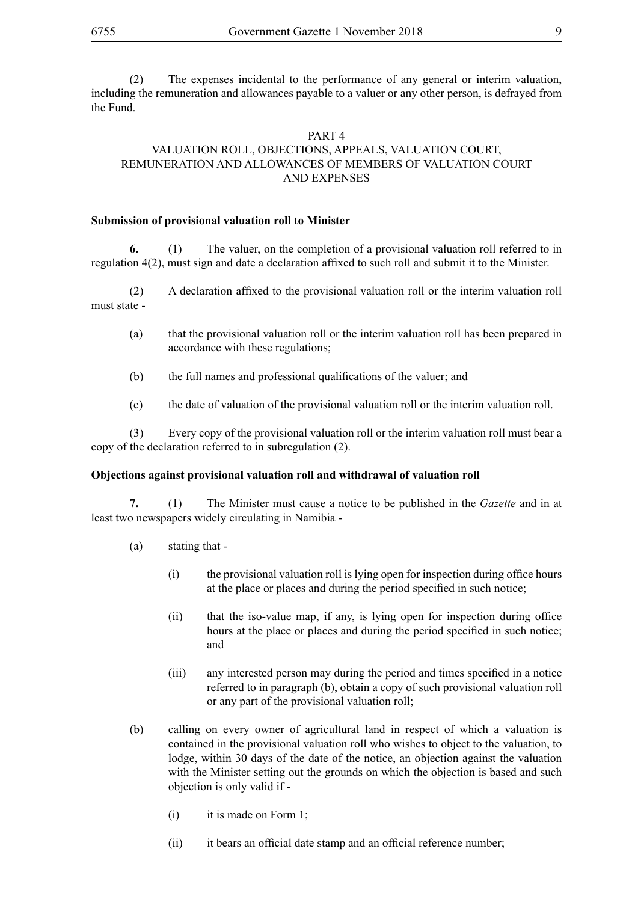(2) The expenses incidental to the performance of any general or interim valuation, including the remuneration and allowances payable to a valuer or any other person, is defrayed from the Fund.

## PART 4
## VALUATION ROLL, OBJECTIONS, APPEALS, VALUATION COURT, REMUNERATION AND ALLOWANCES OF MEMBERS OF VALUATION COURT AND EXPENSES

**Submission of provisional valuation roll to Minister**

**6.** (1) The valuer, on the completion of a provisional valuation roll referred to in regulation 4(2), must sign and date a declaration affixed to such roll and submit it to the Minister.

(2) A declaration affixed to the provisional valuation roll or the interim valuation roll must state -

(a) that the provisional valuation roll or the interim valuation roll has been prepared in accordance with these regulations;

(b) the full names and professional qualifications of the valuer; and

(c) the date of valuation of the provisional valuation roll or the interim valuation roll.

(3) Every copy of the provisional valuation roll or the interim valuation roll must bear a copy of the declaration referred to in subregulation (2).

**Objections against provisional valuation roll and withdrawal of valuation roll**

**7.** (1) The Minister must cause a notice to be published in the *Gazette* and in at least two newspapers widely circulating in Namibia -

(a) stating that -

(i) the provisional valuation roll is lying open for inspection during office hours at the place or places and during the period specified in such notice;

(ii) that the iso-value map, if any, is lying open for inspection during office hours at the place or places and during the period specified in such notice; and

(iii) any interested person may during the period and times specified in a notice referred to in paragraph (b), obtain a copy of such provisional valuation roll or any part of the provisional valuation roll;

(b) calling on every owner of agricultural land in respect of which a valuation is contained in the provisional valuation roll who wishes to object to the valuation, to lodge, within 30 days of the date of the notice, an objection against the valuation with the Minister setting out the grounds on which the objection is based and such objection is only valid if -

(i) it is made on Form 1;

(ii) it bears an official date stamp and an official reference number;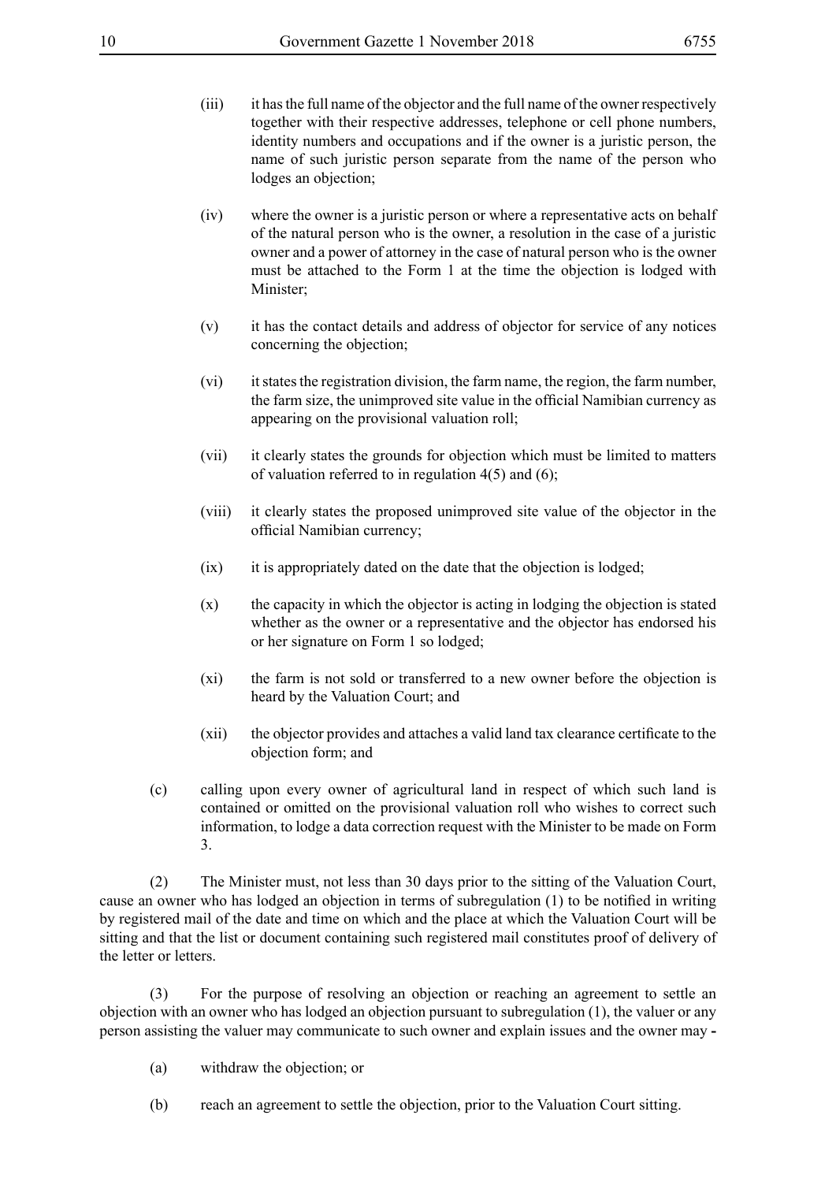(iii) it has the full name of the objector and the full name of the owner respectively together with their respective addresses, telephone or cell phone numbers, identity numbers and occupations and if the owner is a juristic person, the name of such juristic person separate from the name of the person who lodges an objection;

(iv) where the owner is a juristic person or where a representative acts on behalf of the natural person who is the owner, a resolution in the case of a juristic owner and a power of attorney in the case of natural person who is the owner must be attached to the Form 1 at the time the objection is lodged with Minister;

(v) it has the contact details and address of objector for service of any notices concerning the objection;

(vi) it states the registration division, the farm name, the region, the farm number, the farm size, the unimproved site value in the official Namibian currency as appearing on the provisional valuation roll;

(vii) it clearly states the grounds for objection which must be limited to matters of valuation referred to in regulation 4(5) and (6);

(viii) it clearly states the proposed unimproved site value of the objector in the official Namibian currency;

(ix) it is appropriately dated on the date that the objection is lodged;

(x) the capacity in which the objector is acting in lodging the objection is stated whether as the owner or a representative and the objector has endorsed his or her signature on Form 1 so lodged;

(xi) the farm is not sold or transferred to a new owner before the objection is heard by the Valuation Court; and

(xii) the objector provides and attaches a valid land tax clearance certificate to the objection form; and

(c) calling upon every owner of agricultural land in respect of which such land is contained or omitted on the provisional valuation roll who wishes to correct such information, to lodge a data correction request with the Minister to be made on Form 3.

(2) The Minister must, not less than 30 days prior to the sitting of the Valuation Court, cause an owner who has lodged an objection in terms of subregulation (1) to be notified in writing by registered mail of the date and time on which and the place at which the Valuation Court will be sitting and that the list or document containing such registered mail constitutes proof of delivery of the letter or letters.

(3) For the purpose of resolving an objection or reaching an agreement to settle an objection with an owner who has lodged an objection pursuant to subregulation (1), the valuer or any person assisting the valuer may communicate to such owner and explain issues and the owner may -

(a) withdraw the objection; or

(b) reach an agreement to settle the objection, prior to the Valuation Court sitting.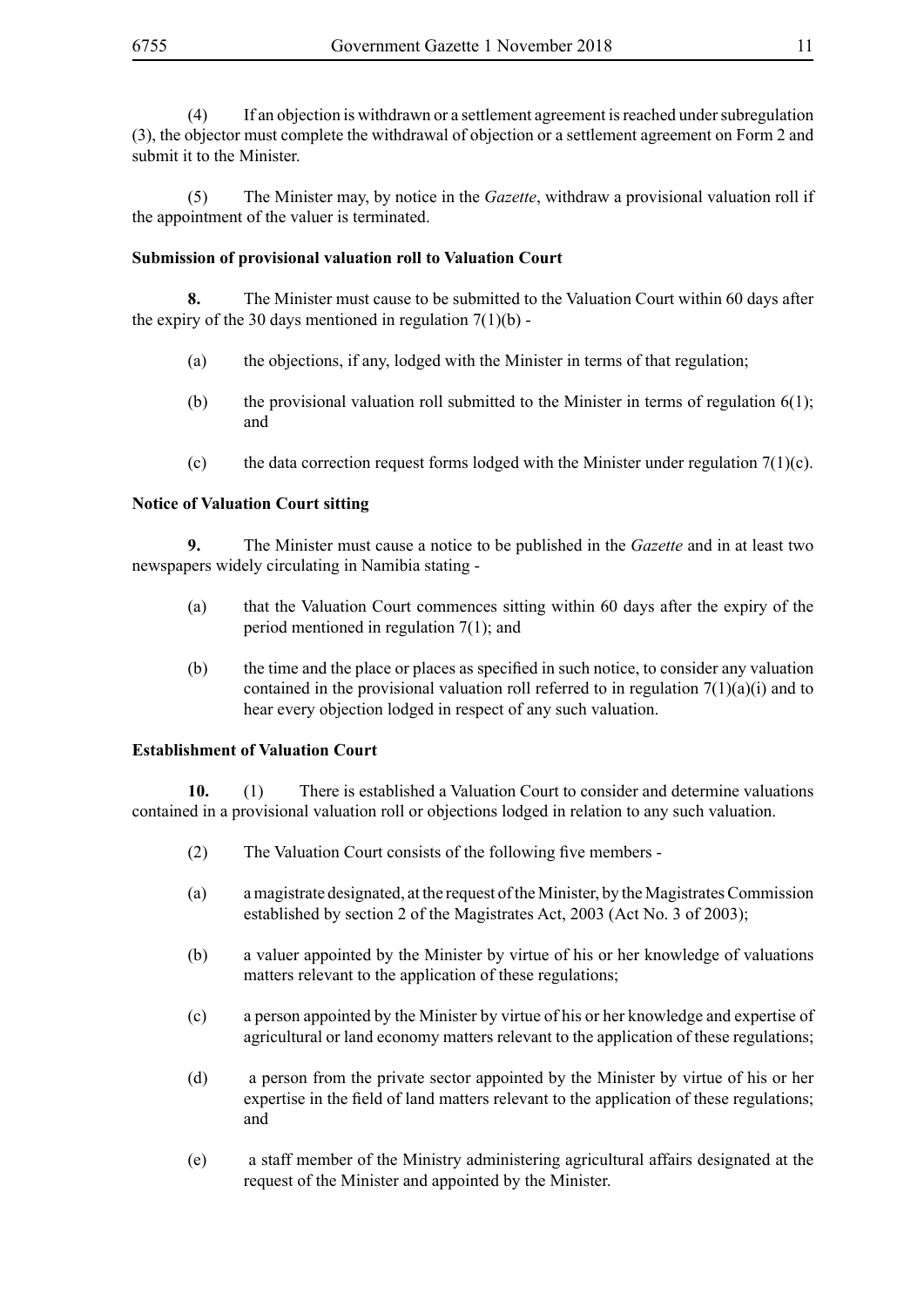(4) If an objection is withdrawn or a settlement agreement is reached under subregulation (3), the objector must complete the withdrawal of objection or a settlement agreement on Form 2 and submit it to the Minister.

(5) The Minister may, by notice in the *Gazette*, withdraw a provisional valuation roll if the appointment of the valuer is terminated.

**Submission of provisional valuation roll to Valuation Court**

**8.** The Minister must cause to be submitted to the Valuation Court within 60 days after the expiry of the 30 days mentioned in regulation 7(1)(b) -

(a) the objections, if any, lodged with the Minister in terms of that regulation;

(b) the provisional valuation roll submitted to the Minister in terms of regulation 6(1); and

(c) the data correction request forms lodged with the Minister under regulation 7(1)(c).

**Notice of Valuation Court sitting**

**9.** The Minister must cause a notice to be published in the *Gazette* and in at least two newspapers widely circulating in Namibia stating -

(a) that the Valuation Court commences sitting within 60 days after the expiry of the period mentioned in regulation 7(1); and

(b) the time and the place or places as specified in such notice, to consider any valuation contained in the provisional valuation roll referred to in regulation 7(1)(a)(i) and to hear every objection lodged in respect of any such valuation.

**Establishment of Valuation Court**

**10.** (1) There is established a Valuation Court to consider and determine valuations contained in a provisional valuation roll or objections lodged in relation to any such valuation.

(2) The Valuation Court consists of the following five members -

(a) a magistrate designated, at the request of the Minister, by the Magistrates Commission established by section 2 of the Magistrates Act, 2003 (Act No. 3 of 2003);

(b) a valuer appointed by the Minister by virtue of his or her knowledge of valuations matters relevant to the application of these regulations;

(c) a person appointed by the Minister by virtue of his or her knowledge and expertise of agricultural or land economy matters relevant to the application of these regulations;

(d) a person from the private sector appointed by the Minister by virtue of his or her expertise in the field of land matters relevant to the application of these regulations; and

(e) a staff member of the Ministry administering agricultural affairs designated at the request of the Minister and appointed by the Minister.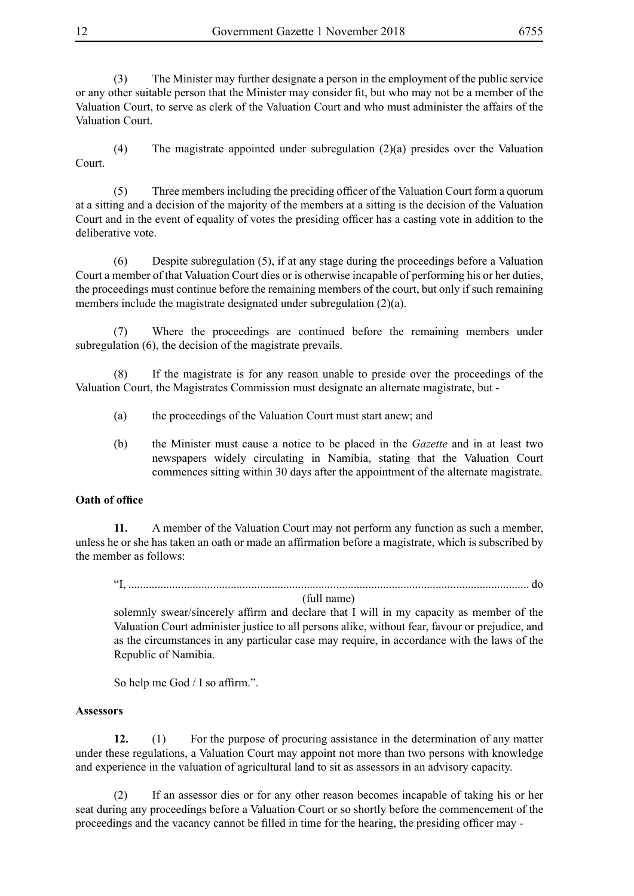(3) The Minister may further designate a person in the employment of the public service or any other suitable person that the Minister may consider fit, but who may not be a member of the Valuation Court, to serve as clerk of the Valuation Court and who must administer the affairs of the Valuation Court.

(4) The magistrate appointed under subregulation (2)(a) presides over the Valuation Court.

(5) Three members including the preciding officer of the Valuation Court form a quorum at a sitting and a decision of the majority of the members at a sitting is the decision of the Valuation Court and in the event of equality of votes the presiding officer has a casting vote in addition to the deliberative vote.

(6) Despite subregulation (5), if at any stage during the proceedings before a Valuation Court a member of that Valuation Court dies or is otherwise incapable of performing his or her duties, the proceedings must continue before the remaining members of the court, but only if such remaining members include the magistrate designated under subregulation (2)(a).

(7) Where the proceedings are continued before the remaining members under subregulation (6), the decision of the magistrate prevails.

(8) If the magistrate is for any reason unable to preside over the proceedings of the Valuation Court, the Magistrates Commission must designate an alternate magistrate, but -

(a) the proceedings of the Valuation Court must start anew; and

(b) the Minister must cause a notice to be placed in the *Gazette* and in at least two newspapers widely circulating in Namibia, stating that the Valuation Court commences sitting within 30 days after the appointment of the alternate magistrate.

**Oath of office**

**11.** A member of the Valuation Court may not perform any function as such a member, unless he or she has taken an oath or made an affirmation before a magistrate, which is subscribed by the member as follows:

> "I, ........................................................................................................................................ do
> (full name)
> solemnly swear/sincerely affirm and declare that I will in my capacity as member of the Valuation Court administer justice to all persons alike, without fear, favour or prejudice, and as the circumstances in any particular case may require, in accordance with the laws of the Republic of Namibia.
>
> So help me God / I so affirm.".

**Assessors**

**12.** (1) For the purpose of procuring assistance in the determination of any matter under these regulations, a Valuation Court may appoint not more than two persons with knowledge and experience in the valuation of agricultural land to sit as assessors in an advisory capacity.

(2) If an assessor dies or for any other reason becomes incapable of taking his or her seat during any proceedings before a Valuation Court or so shortly before the commencement of the proceedings and the vacancy cannot be filled in time for the hearing, the presiding officer may -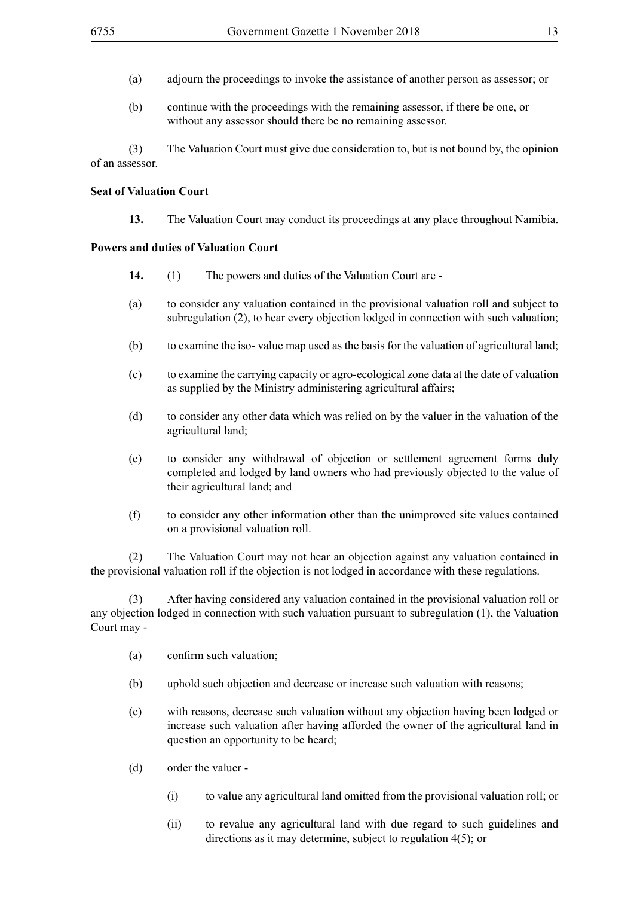(a) adjourn the proceedings to invoke the assistance of another person as assessor; or

(b) continue with the proceedings with the remaining assessor, if there be one, or without any assessor should there be no remaining assessor.

(3) The Valuation Court must give due consideration to, but is not bound by, the opinion of an assessor.

**Seat of Valuation Court**

**13.** The Valuation Court may conduct its proceedings at any place throughout Namibia.

**Powers and duties of Valuation Court**

**14.** (1) The powers and duties of the Valuation Court are -

(a) to consider any valuation contained in the provisional valuation roll and subject to subregulation (2), to hear every objection lodged in connection with such valuation;

(b) to examine the iso- value map used as the basis for the valuation of agricultural land;

(c) to examine the carrying capacity or agro-ecological zone data at the date of valuation as supplied by the Ministry administering agricultural affairs;

(d) to consider any other data which was relied on by the valuer in the valuation of the agricultural land;

(e) to consider any withdrawal of objection or settlement agreement forms duly completed and lodged by land owners who had previously objected to the value of their agricultural land; and

(f) to consider any other information other than the unimproved site values contained on a provisional valuation roll.

(2) The Valuation Court may not hear an objection against any valuation contained in the provisional valuation roll if the objection is not lodged in accordance with these regulations.

(3) After having considered any valuation contained in the provisional valuation roll or any objection lodged in connection with such valuation pursuant to subregulation (1), the Valuation Court may -

(a) confirm such valuation;

(b) uphold such objection and decrease or increase such valuation with reasons;

(c) with reasons, decrease such valuation without any objection having been lodged or increase such valuation after having afforded the owner of the agricultural land in question an opportunity to be heard;

(d) order the valuer -

(i) to value any agricultural land omitted from the provisional valuation roll; or

(ii) to revalue any agricultural land with due regard to such guidelines and directions as it may determine, subject to regulation 4(5); or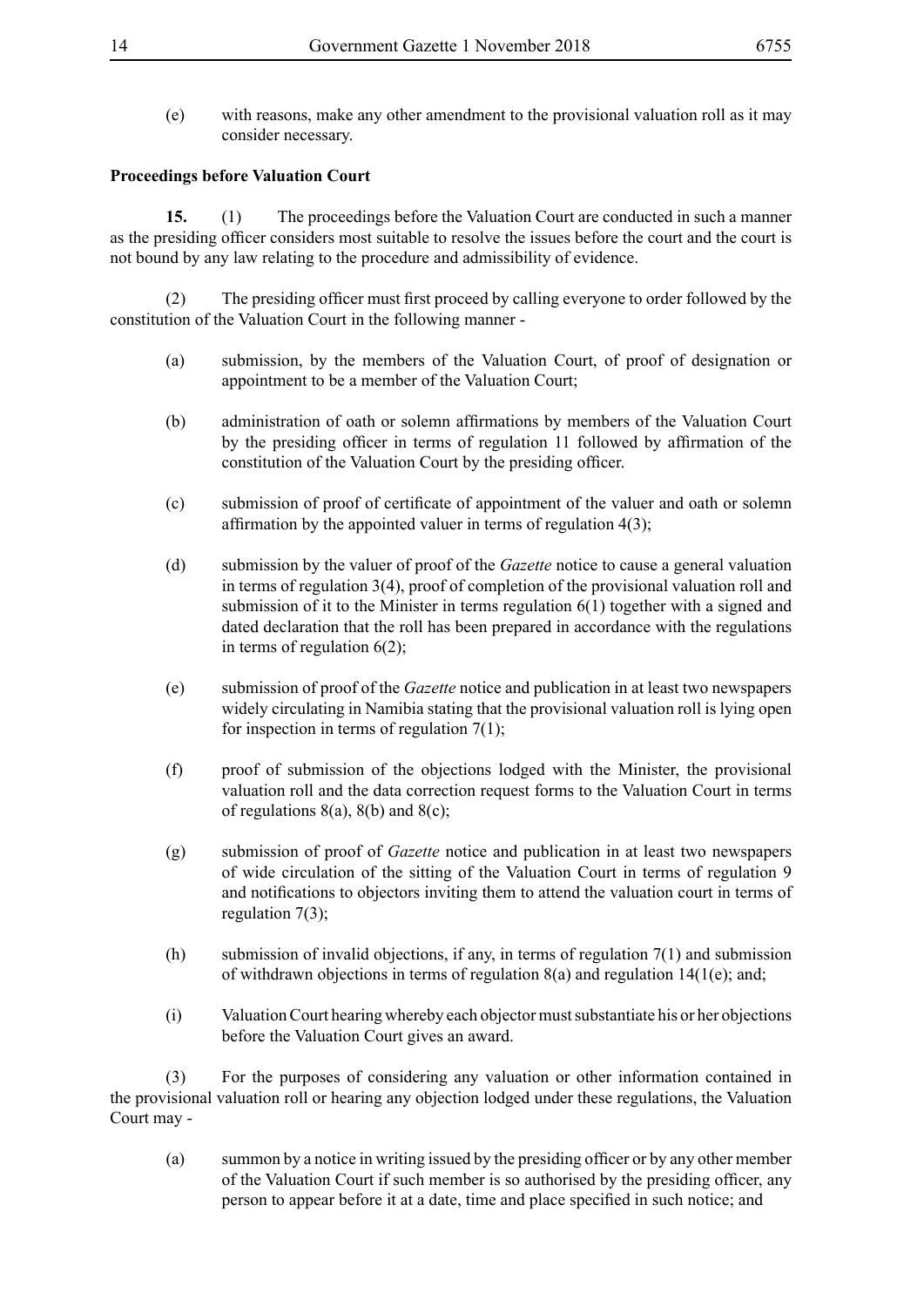(e) with reasons, make any other amendment to the provisional valuation roll as it may consider necessary.

**Proceedings before Valuation Court**

**15.** (1) The proceedings before the Valuation Court are conducted in such a manner as the presiding officer considers most suitable to resolve the issues before the court and the court is not bound by any law relating to the procedure and admissibility of evidence.

(2) The presiding officer must first proceed by calling everyone to order followed by the constitution of the Valuation Court in the following manner -

(a) submission, by the members of the Valuation Court, of proof of designation or appointment to be a member of the Valuation Court;

(b) administration of oath or solemn affirmations by members of the Valuation Court by the presiding officer in terms of regulation 11 followed by affirmation of the constitution of the Valuation Court by the presiding officer.

(c) submission of proof of certificate of appointment of the valuer and oath or solemn affirmation by the appointed valuer in terms of regulation 4(3);

(d) submission by the valuer of proof of the *Gazette* notice to cause a general valuation in terms of regulation 3(4), proof of completion of the provisional valuation roll and submission of it to the Minister in terms regulation 6(1) together with a signed and dated declaration that the roll has been prepared in accordance with the regulations in terms of regulation 6(2);

(e) submission of proof of the *Gazette* notice and publication in at least two newspapers widely circulating in Namibia stating that the provisional valuation roll is lying open for inspection in terms of regulation 7(1);

(f) proof of submission of the objections lodged with the Minister, the provisional valuation roll and the data correction request forms to the Valuation Court in terms of regulations 8(a), 8(b) and 8(c);

(g) submission of proof of *Gazette* notice and publication in at least two newspapers of wide circulation of the sitting of the Valuation Court in terms of regulation 9 and notifications to objectors inviting them to attend the valuation court in terms of regulation 7(3);

(h) submission of invalid objections, if any, in terms of regulation 7(1) and submission of withdrawn objections in terms of regulation 8(a) and regulation 14(1(e); and;

(i) Valuation Court hearing whereby each objector must substantiate his or her objections before the Valuation Court gives an award.

(3) For the purposes of considering any valuation or other information contained in the provisional valuation roll or hearing any objection lodged under these regulations, the Valuation Court may -

(a) summon by a notice in writing issued by the presiding officer or by any other member of the Valuation Court if such member is so authorised by the presiding officer, any person to appear before it at a date, time and place specified in such notice; and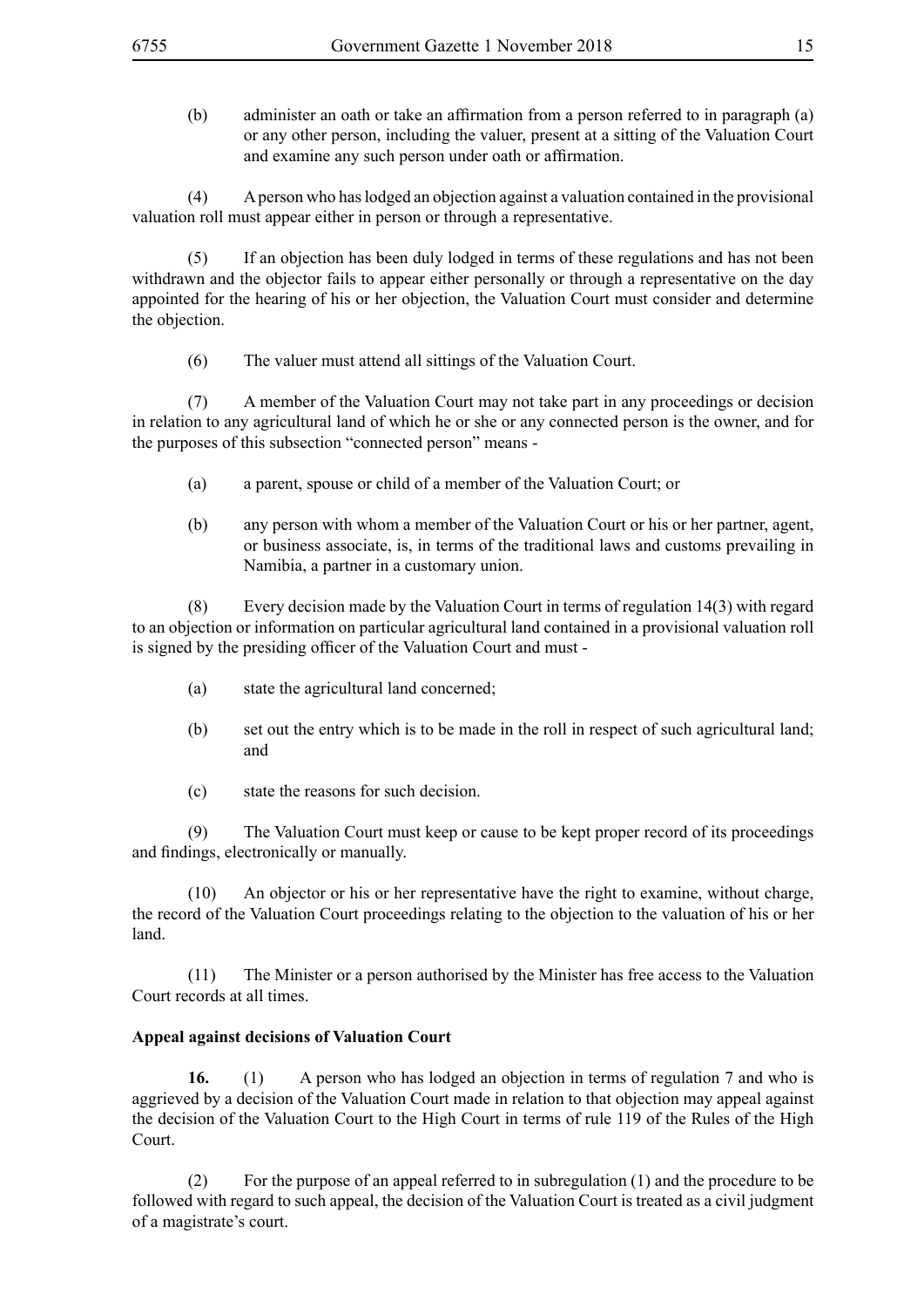(b) administer an oath or take an affirmation from a person referred to in paragraph (a) or any other person, including the valuer, present at a sitting of the Valuation Court and examine any such person under oath or affirmation.

(4) A person who has lodged an objection against a valuation contained in the provisional valuation roll must appear either in person or through a representative.

(5) If an objection has been duly lodged in terms of these regulations and has not been withdrawn and the objector fails to appear either personally or through a representative on the day appointed for the hearing of his or her objection, the Valuation Court must consider and determine the objection.

(6) The valuer must attend all sittings of the Valuation Court.

(7) A member of the Valuation Court may not take part in any proceedings or decision in relation to any agricultural land of which he or she or any connected person is the owner, and for the purposes of this subsection "connected person" means -

(a) a parent, spouse or child of a member of the Valuation Court; or

(b) any person with whom a member of the Valuation Court or his or her partner, agent, or business associate, is, in terms of the traditional laws and customs prevailing in Namibia, a partner in a customary union.

(8) Every decision made by the Valuation Court in terms of regulation 14(3) with regard to an objection or information on particular agricultural land contained in a provisional valuation roll is signed by the presiding officer of the Valuation Court and must -

(a) state the agricultural land concerned;

(b) set out the entry which is to be made in the roll in respect of such agricultural land; and

(c) state the reasons for such decision.

(9) The Valuation Court must keep or cause to be kept proper record of its proceedings and findings, electronically or manually.

(10) An objector or his or her representative have the right to examine, without charge, the record of the Valuation Court proceedings relating to the objection to the valuation of his or her land.

(11) The Minister or a person authorised by the Minister has free access to the Valuation Court records at all times.

**Appeal against decisions of Valuation Court**

**16.** (1) A person who has lodged an objection in terms of regulation 7 and who is aggrieved by a decision of the Valuation Court made in relation to that objection may appeal against the decision of the Valuation Court to the High Court in terms of rule 119 of the Rules of the High Court.

(2) For the purpose of an appeal referred to in subregulation (1) and the procedure to be followed with regard to such appeal, the decision of the Valuation Court is treated as a civil judgment of a magistrate's court.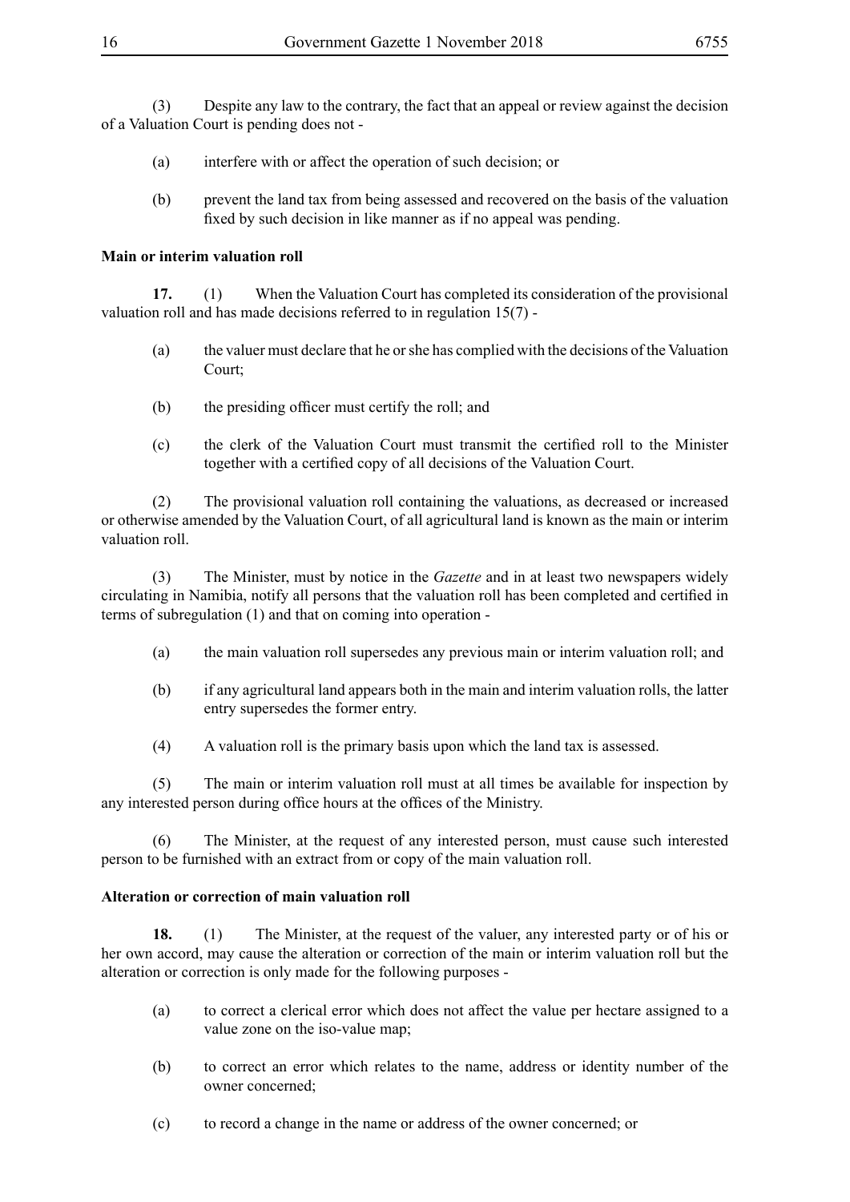(3) Despite any law to the contrary, the fact that an appeal or review against the decision of a Valuation Court is pending does not -

(a) interfere with or affect the operation of such decision; or

(b) prevent the land tax from being assessed and recovered on the basis of the valuation fixed by such decision in like manner as if no appeal was pending.

**Main or interim valuation roll**

**17.** (1) When the Valuation Court has completed its consideration of the provisional valuation roll and has made decisions referred to in regulation 15(7) -

(a) the valuer must declare that he or she has complied with the decisions of the Valuation Court;

(b) the presiding officer must certify the roll; and

(c) the clerk of the Valuation Court must transmit the certified roll to the Minister together with a certified copy of all decisions of the Valuation Court.

(2) The provisional valuation roll containing the valuations, as decreased or increased or otherwise amended by the Valuation Court, of all agricultural land is known as the main or interim valuation roll.

(3) The Minister, must by notice in the *Gazette* and in at least two newspapers widely circulating in Namibia, notify all persons that the valuation roll has been completed and certified in terms of subregulation (1) and that on coming into operation -

(a) the main valuation roll supersedes any previous main or interim valuation roll; and

(b) if any agricultural land appears both in the main and interim valuation rolls, the latter entry supersedes the former entry.

(4) A valuation roll is the primary basis upon which the land tax is assessed.

(5) The main or interim valuation roll must at all times be available for inspection by any interested person during office hours at the offices of the Ministry.

(6) The Minister, at the request of any interested person, must cause such interested person to be furnished with an extract from or copy of the main valuation roll.

**Alteration or correction of main valuation roll**

**18.** (1) The Minister, at the request of the valuer, any interested party or of his or her own accord, may cause the alteration or correction of the main or interim valuation roll but the alteration or correction is only made for the following purposes -

(a) to correct a clerical error which does not affect the value per hectare assigned to a value zone on the iso-value map;

(b) to correct an error which relates to the name, address or identity number of the owner concerned;

(c) to record a change in the name or address of the owner concerned; or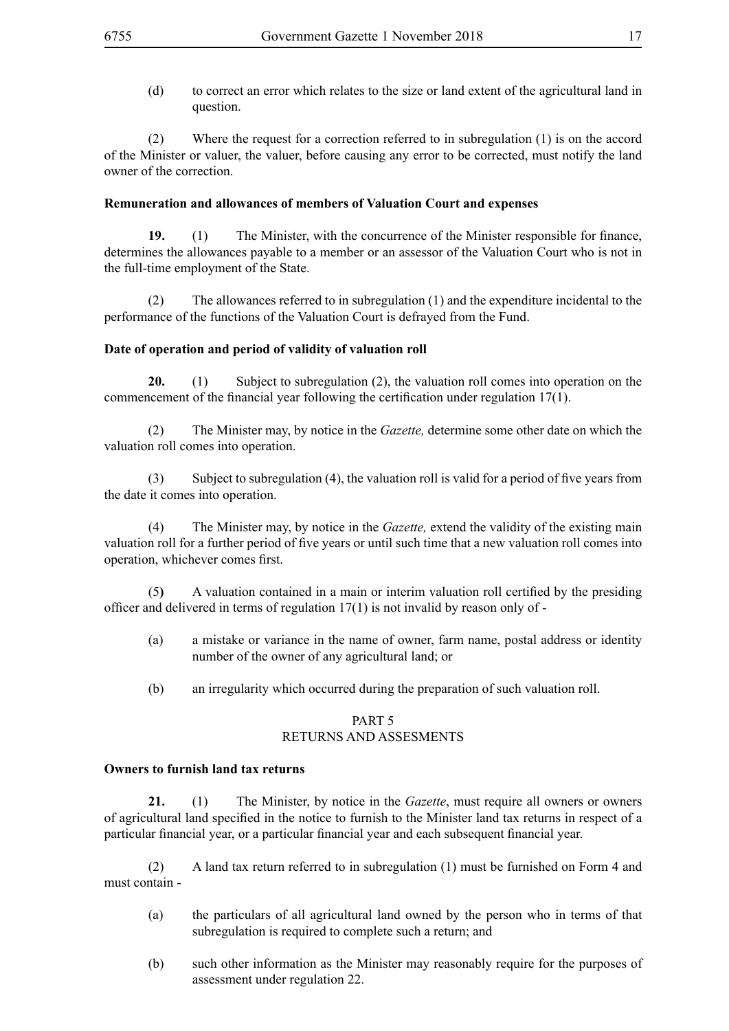(d) to correct an error which relates to the size or land extent of the agricultural land in question.

(2) Where the request for a correction referred to in subregulation (1) is on the accord of the Minister or valuer, the valuer, before causing any error to be corrected, must notify the land owner of the correction.

**Remuneration and allowances of members of Valuation Court and expenses**

**19.** (1) The Minister, with the concurrence of the Minister responsible for finance, determines the allowances payable to a member or an assessor of the Valuation Court who is not in the full-time employment of the State.

(2) The allowances referred to in subregulation (1) and the expenditure incidental to the performance of the functions of the Valuation Court is defrayed from the Fund.

**Date of operation and period of validity of valuation roll**

**20.** (1) Subject to subregulation (2), the valuation roll comes into operation on the commencement of the financial year following the certification under regulation 17(1).

(2) The Minister may, by notice in the *Gazette,* determine some other date on which the valuation roll comes into operation.

(3) Subject to subregulation (4), the valuation roll is valid for a period of five years from the date it comes into operation.

(4) The Minister may, by notice in the *Gazette,* extend the validity of the existing main valuation roll for a further period of five years or until such time that a new valuation roll comes into operation, whichever comes first.

(5) A valuation contained in a main or interim valuation roll certified by the presiding officer and delivered in terms of regulation 17(1) is not invalid by reason only of -

(a) a mistake or variance in the name of owner, farm name, postal address or identity number of the owner of any agricultural land; or

(b) an irregularity which occurred during the preparation of such valuation roll.

## PART 5
## RETURNS AND ASSESMENTS

**Owners to furnish land tax returns**

**21.** (1) The Minister, by notice in the *Gazette*, must require all owners or owners of agricultural land specified in the notice to furnish to the Minister land tax returns in respect of a particular financial year, or a particular financial year and each subsequent financial year.

(2) A land tax return referred to in subregulation (1) must be furnished on Form 4 and must contain -

(a) the particulars of all agricultural land owned by the person who in terms of that subregulation is required to complete such a return; and

(b) such other information as the Minister may reasonably require for the purposes of assessment under regulation 22.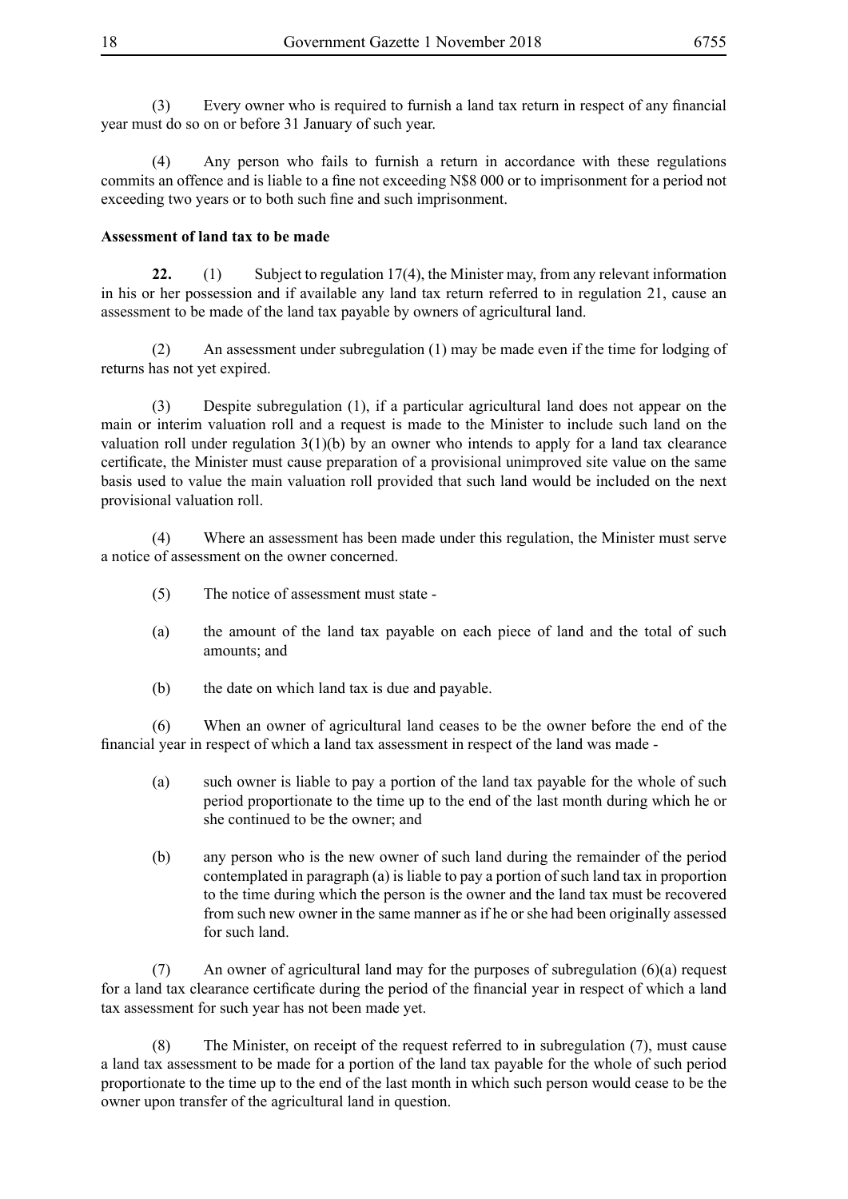(3) Every owner who is required to furnish a land tax return in respect of any financial year must do so on or before 31 January of such year.

(4) Any person who fails to furnish a return in accordance with these regulations commits an offence and is liable to a fine not exceeding N$8 000 or to imprisonment for a period not exceeding two years or to both such fine and such imprisonment.

**Assessment of land tax to be made**

**22.** (1) Subject to regulation 17(4), the Minister may, from any relevant information in his or her possession and if available any land tax return referred to in regulation 21, cause an assessment to be made of the land tax payable by owners of agricultural land.

(2) An assessment under subregulation (1) may be made even if the time for lodging of returns has not yet expired.

(3) Despite subregulation (1), if a particular agricultural land does not appear on the main or interim valuation roll and a request is made to the Minister to include such land on the valuation roll under regulation 3(1)(b) by an owner who intends to apply for a land tax clearance certificate, the Minister must cause preparation of a provisional unimproved site value on the same basis used to value the main valuation roll provided that such land would be included on the next provisional valuation roll.

(4) Where an assessment has been made under this regulation, the Minister must serve a notice of assessment on the owner concerned.

(5) The notice of assessment must state -

(a) the amount of the land tax payable on each piece of land and the total of such amounts; and

(b) the date on which land tax is due and payable.

(6) When an owner of agricultural land ceases to be the owner before the end of the financial year in respect of which a land tax assessment in respect of the land was made -

(a) such owner is liable to pay a portion of the land tax payable for the whole of such period proportionate to the time up to the end of the last month during which he or she continued to be the owner; and

(b) any person who is the new owner of such land during the remainder of the period contemplated in paragraph (a) is liable to pay a portion of such land tax in proportion to the time during which the person is the owner and the land tax must be recovered from such new owner in the same manner as if he or she had been originally assessed for such land.

(7) An owner of agricultural land may for the purposes of subregulation (6)(a) request for a land tax clearance certificate during the period of the financial year in respect of which a land tax assessment for such year has not been made yet.

(8) The Minister, on receipt of the request referred to in subregulation (7), must cause a land tax assessment to be made for a portion of the land tax payable for the whole of such period proportionate to the time up to the end of the last month in which such person would cease to be the owner upon transfer of the agricultural land in question.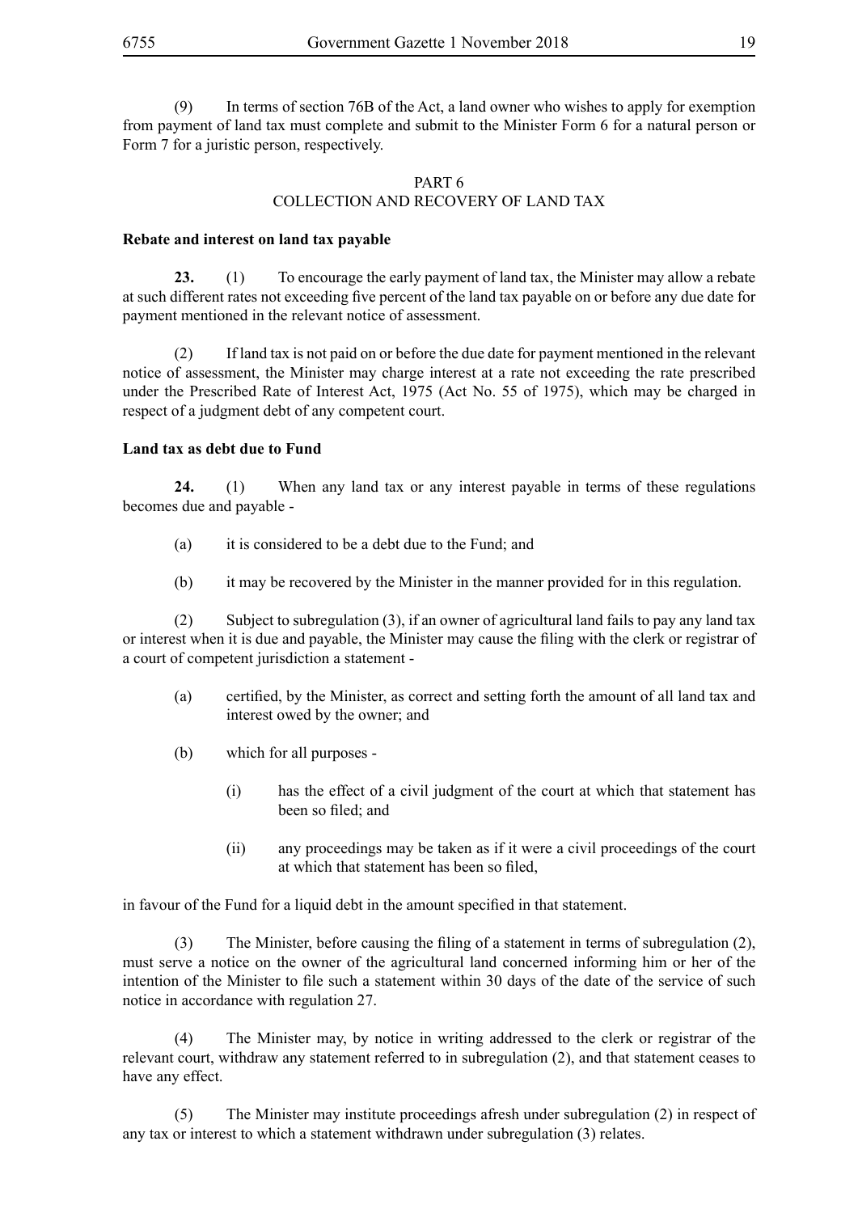(9) In terms of section 76B of the Act, a land owner who wishes to apply for exemption from payment of land tax must complete and submit to the Minister Form 6 for a natural person or Form 7 for a juristic person, respectively.

## PART 6
## COLLECTION AND RECOVERY OF LAND TAX

**Rebate and interest on land tax payable**

**23.** (1) To encourage the early payment of land tax, the Minister may allow a rebate at such different rates not exceeding five percent of the land tax payable on or before any due date for payment mentioned in the relevant notice of assessment.

(2) If land tax is not paid on or before the due date for payment mentioned in the relevant notice of assessment, the Minister may charge interest at a rate not exceeding the rate prescribed under the Prescribed Rate of Interest Act, 1975 (Act No. 55 of 1975), which may be charged in respect of a judgment debt of any competent court.

**Land tax as debt due to Fund**

**24.** (1) When any land tax or any interest payable in terms of these regulations becomes due and payable -

(a) it is considered to be a debt due to the Fund; and

(b) it may be recovered by the Minister in the manner provided for in this regulation.

(2) Subject to subregulation (3), if an owner of agricultural land fails to pay any land tax or interest when it is due and payable, the Minister may cause the filing with the clerk or registrar of a court of competent jurisdiction a statement -

(a) certified, by the Minister, as correct and setting forth the amount of all land tax and interest owed by the owner; and

(b) which for all purposes -

(i) has the effect of a civil judgment of the court at which that statement has been so filed; and

(ii) any proceedings may be taken as if it were a civil proceedings of the court at which that statement has been so filed,

in favour of the Fund for a liquid debt in the amount specified in that statement.

(3) The Minister, before causing the filing of a statement in terms of subregulation (2), must serve a notice on the owner of the agricultural land concerned informing him or her of the intention of the Minister to file such a statement within 30 days of the date of the service of such notice in accordance with regulation 27.

(4) The Minister may, by notice in writing addressed to the clerk or registrar of the relevant court, withdraw any statement referred to in subregulation (2), and that statement ceases to have any effect.

(5) The Minister may institute proceedings afresh under subregulation (2) in respect of any tax or interest to which a statement withdrawn under subregulation (3) relates.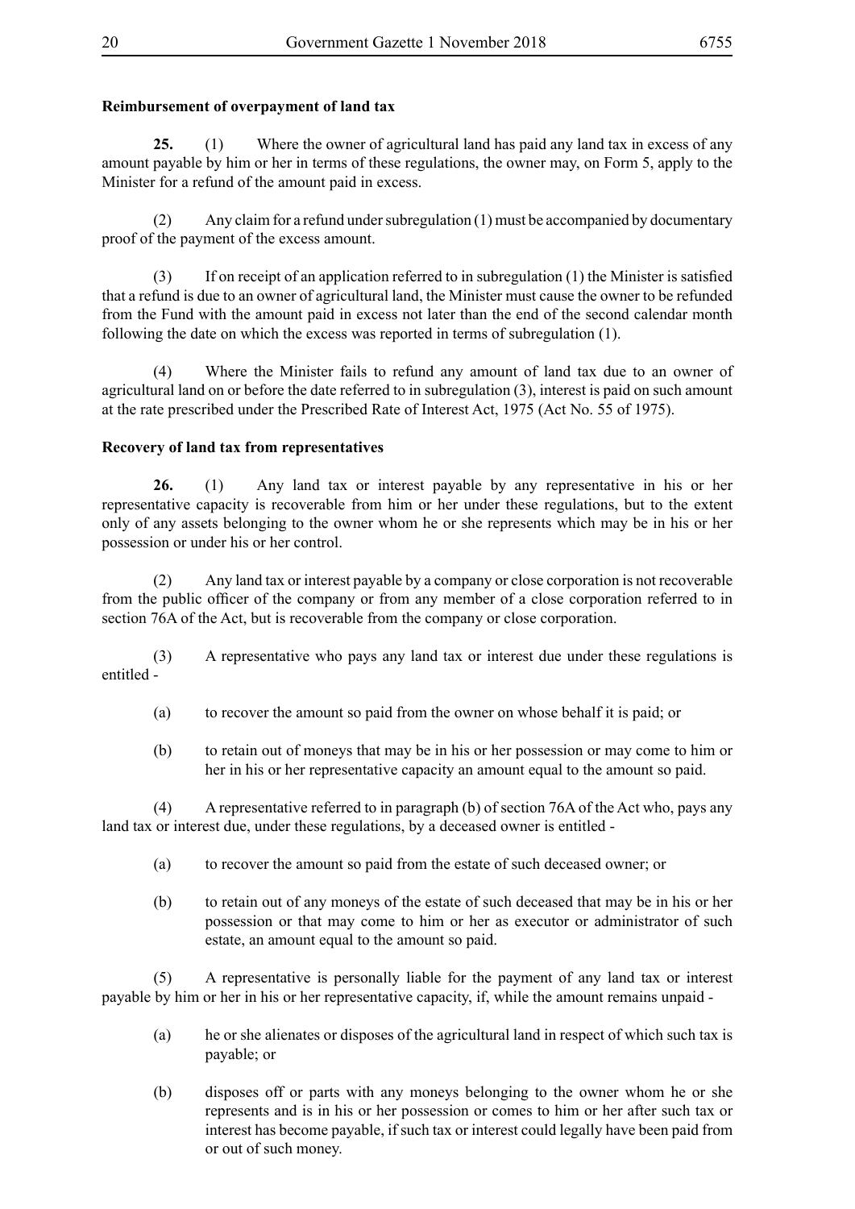**Reimbursement of overpayment of land tax**

**25.** (1) Where the owner of agricultural land has paid any land tax in excess of any amount payable by him or her in terms of these regulations, the owner may, on Form 5, apply to the Minister for a refund of the amount paid in excess.

(2) Any claim for a refund under subregulation (1) must be accompanied by documentary proof of the payment of the excess amount.

(3) If on receipt of an application referred to in subregulation (1) the Minister is satisfied that a refund is due to an owner of agricultural land, the Minister must cause the owner to be refunded from the Fund with the amount paid in excess not later than the end of the second calendar month following the date on which the excess was reported in terms of subregulation (1).

(4) Where the Minister fails to refund any amount of land tax due to an owner of agricultural land on or before the date referred to in subregulation (3), interest is paid on such amount at the rate prescribed under the Prescribed Rate of Interest Act, 1975 (Act No. 55 of 1975).

**Recovery of land tax from representatives**

**26.** (1) Any land tax or interest payable by any representative in his or her representative capacity is recoverable from him or her under these regulations, but to the extent only of any assets belonging to the owner whom he or she represents which may be in his or her possession or under his or her control.

(2) Any land tax or interest payable by a company or close corporation is not recoverable from the public officer of the company or from any member of a close corporation referred to in section 76A of the Act, but is recoverable from the company or close corporation.

(3) A representative who pays any land tax or interest due under these regulations is entitled -

(a) to recover the amount so paid from the owner on whose behalf it is paid; or

(b) to retain out of moneys that may be in his or her possession or may come to him or her in his or her representative capacity an amount equal to the amount so paid.

(4) A representative referred to in paragraph (b) of section 76A of the Act who, pays any land tax or interest due, under these regulations, by a deceased owner is entitled -

(a) to recover the amount so paid from the estate of such deceased owner; or

(b) to retain out of any moneys of the estate of such deceased that may be in his or her possession or that may come to him or her as executor or administrator of such estate, an amount equal to the amount so paid.

(5) A representative is personally liable for the payment of any land tax or interest payable by him or her in his or her representative capacity, if, while the amount remains unpaid -

(a) he or she alienates or disposes of the agricultural land in respect of which such tax is payable; or

(b) disposes off or parts with any moneys belonging to the owner whom he or she represents and is in his or her possession or comes to him or her after such tax or interest has become payable, if such tax or interest could legally have been paid from or out of such money.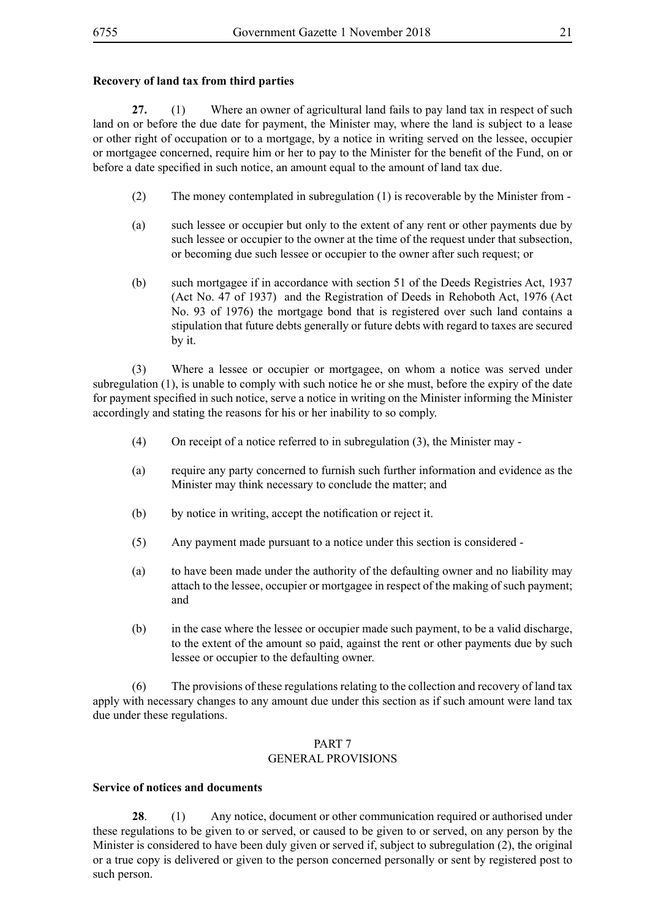**Recovery of land tax from third parties**

**27.** (1) Where an owner of agricultural land fails to pay land tax in respect of such land on or before the due date for payment, the Minister may, where the land is subject to a lease or other right of occupation or to a mortgage, by a notice in writing served on the lessee, occupier or mortgagee concerned, require him or her to pay to the Minister for the benefit of the Fund, on or before a date specified in such notice, an amount equal to the amount of land tax due.

(2) The money contemplated in subregulation (1) is recoverable by the Minister from -

(a) such lessee or occupier but only to the extent of any rent or other payments due by such lessee or occupier to the owner at the time of the request under that subsection, or becoming due such lessee or occupier to the owner after such request; or

(b) such mortgagee if in accordance with section 51 of the Deeds Registries Act, 1937 (Act No. 47 of 1937) and the Registration of Deeds in Rehoboth Act, 1976 (Act No. 93 of 1976) the mortgage bond that is registered over such land contains a stipulation that future debts generally or future debts with regard to taxes are secured by it.

(3) Where a lessee or occupier or mortgagee, on whom a notice was served under subregulation (1), is unable to comply with such notice he or she must, before the expiry of the date for payment specified in such notice, serve a notice in writing on the Minister informing the Minister accordingly and stating the reasons for his or her inability to so comply.

(4) On receipt of a notice referred to in subregulation (3), the Minister may -

(a) require any party concerned to furnish such further information and evidence as the Minister may think necessary to conclude the matter; and

(b) by notice in writing, accept the notification or reject it.

(5) Any payment made pursuant to a notice under this section is considered -

(a) to have been made under the authority of the defaulting owner and no liability may attach to the lessee, occupier or mortgagee in respect of the making of such payment; and

(b) in the case where the lessee or occupier made such payment, to be a valid discharge, to the extent of the amount so paid, against the rent or other payments due by such lessee or occupier to the defaulting owner.

(6) The provisions of these regulations relating to the collection and recovery of land tax apply with necessary changes to any amount due under this section as if such amount were land tax due under these regulations.

## PART 7
## GENERAL PROVISIONS

**Service of notices and documents**

**28**. (1) Any notice, document or other communication required or authorised under these regulations to be given to or served, or caused to be given to or served, on any person by the Minister is considered to have been duly given or served if, subject to subregulation (2), the original or a true copy is delivered or given to the person concerned personally or sent by registered post to such person.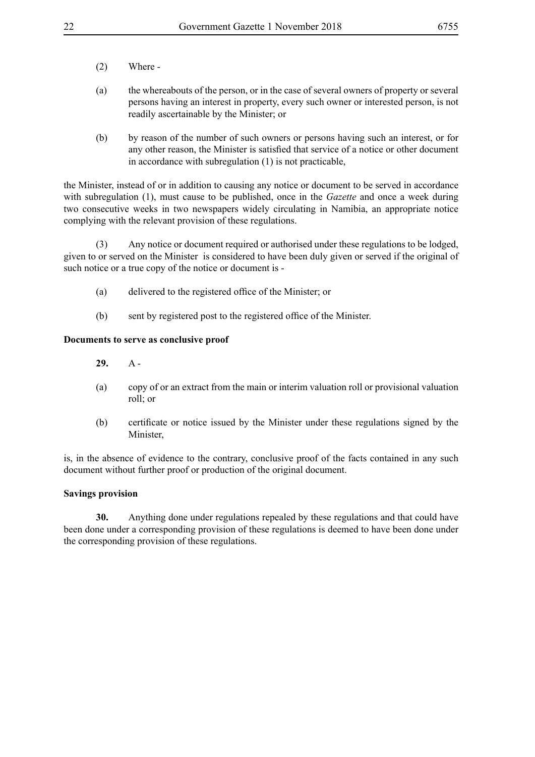(2) Where -

(a) the whereabouts of the person, or in the case of several owners of property or several persons having an interest in property, every such owner or interested person, is not readily ascertainable by the Minister; or

(b) by reason of the number of such owners or persons having such an interest, or for any other reason, the Minister is satisfied that service of a notice or other document in accordance with subregulation (1) is not practicable,

the Minister, instead of or in addition to causing any notice or document to be served in accordance with subregulation (1), must cause to be published, once in the *Gazette* and once a week during two consecutive weeks in two newspapers widely circulating in Namibia, an appropriate notice complying with the relevant provision of these regulations.

(3) Any notice or document required or authorised under these regulations to be lodged, given to or served on the Minister is considered to have been duly given or served if the original of such notice or a true copy of the notice or document is -

(a) delivered to the registered office of the Minister; or

(b) sent by registered post to the registered office of the Minister.

**Documents to serve as conclusive proof**

**29.** A -

(a) copy of or an extract from the main or interim valuation roll or provisional valuation roll; or

(b) certificate or notice issued by the Minister under these regulations signed by the Minister,

is, in the absence of evidence to the contrary, conclusive proof of the facts contained in any such document without further proof or production of the original document.

**Savings provision**

**30.** Anything done under regulations repealed by these regulations and that could have been done under a corresponding provision of these regulations is deemed to have been done under the corresponding provision of these regulations.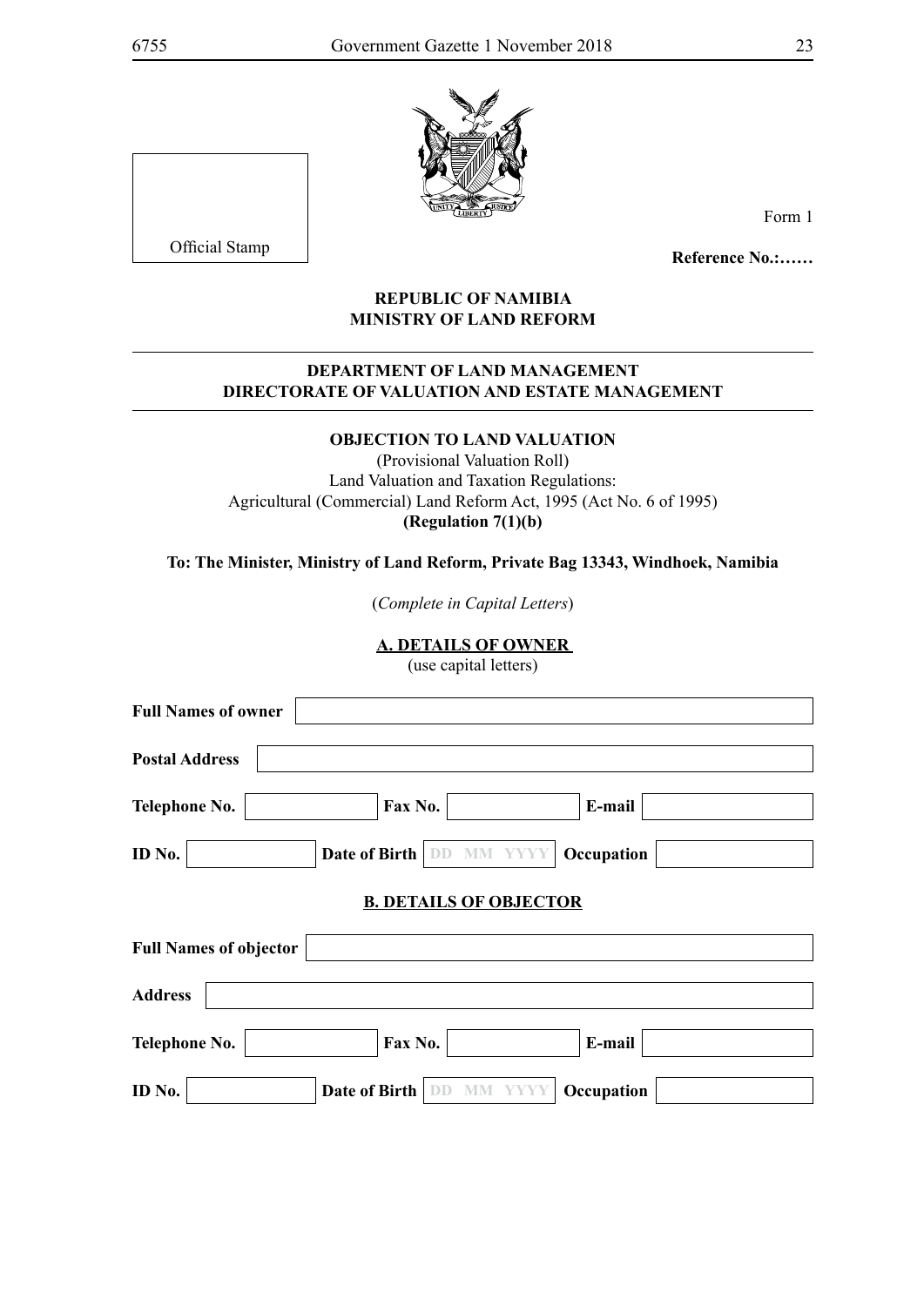Official Stamp

Form 1

**Reference No.:……**

**REPUBLIC OF NAMIBIA**
**MINISTRY OF LAND REFORM**

---

**DEPARTMENT OF LAND MANAGEMENT**
**DIRECTORATE OF VALUATION AND ESTATE MANAGEMENT**

---

**OBJECTION TO LAND VALUATION**

(Provisional Valuation Roll)
Land Valuation and Taxation Regulations:
Agricultural (Commercial) Land Reform Act, 1995 (Act No. 6 of 1995)
**(Regulation 7(1)(b)**

**To: The Minister, Ministry of Land Reform, Private Bag 13343, Windhoek, Namibia**

(*Complete in Capital Letters*)

**A. DETAILS OF OWNER**

(use capital letters)

**Full Names of owner** ____________________

**Postal Address** ____________________

**Telephone No.** ________ **Fax No.** ________ **E-mail** ________

**ID No.** ________ **Date of Birth** DD MM YYYY **Occupation** ________

**B. DETAILS OF OBJECTOR**

**Full Names of objector** ____________________

**Address** ____________________

**Telephone No.** ________ **Fax No.** ________ **E-mail** ________

**ID No.** ________ **Date of Birth** DD MM YYYY **Occupation** ________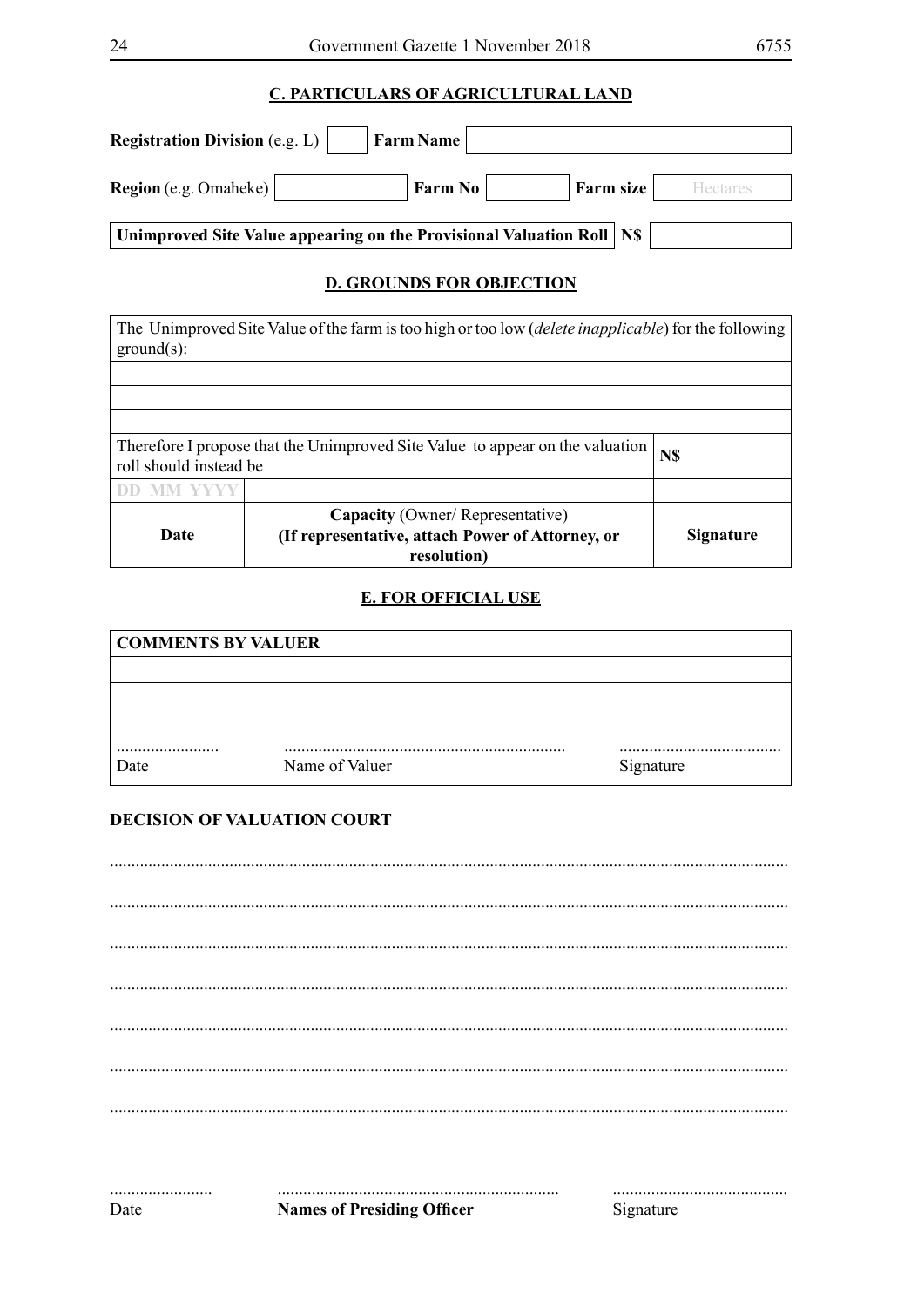## C. PARTICULARS OF AGRICULTURAL LAND

| **Registration Division** (e.g. L) | | **Farm Name** | | | |
|---|---|---|---|---|---|
| **Region** (e.g. Omaheke) | | **Farm No** | | **Farm size** | Hectares |

| **Unimproved Site Value appearing on the Provisional Valuation Roll** | **N$** | |
|---|---|---|

## D. GROUNDS FOR OBJECTION

| The Unimproved Site Value of the farm is too high or too low (*delete inapplicable*) for the following ground(s): | | |
|---|---|---|
| | | |
| | | |
| | | |
| Therefore I propose that the Unimproved Site Value to appear on the valuation roll should instead be | | **N$** |
| DD MM YYYY | | |
| **Date** | **Capacity** (Owner/ Representative) **(If representative, attach Power of Attorney, or resolution)** | **Signature** |

## E. FOR OFFICIAL USE

| **COMMENTS BY VALUER** | | |
|---|---|---|
| | | |
| ........................ | ................................................................. | ...................................... |
| Date | Name of Valuer | Signature |

**DECISION OF VALUATION COURT**

..........................................................................................................................................................

..........................................................................................................................................................

..........................................................................................................................................................

..........................................................................................................................................................

..........................................................................................................................................................

..........................................................................................................................................................

..........................................................................................................................................................

........................ .................................................................. .........................................

Date **Names of Presiding Officer** Signature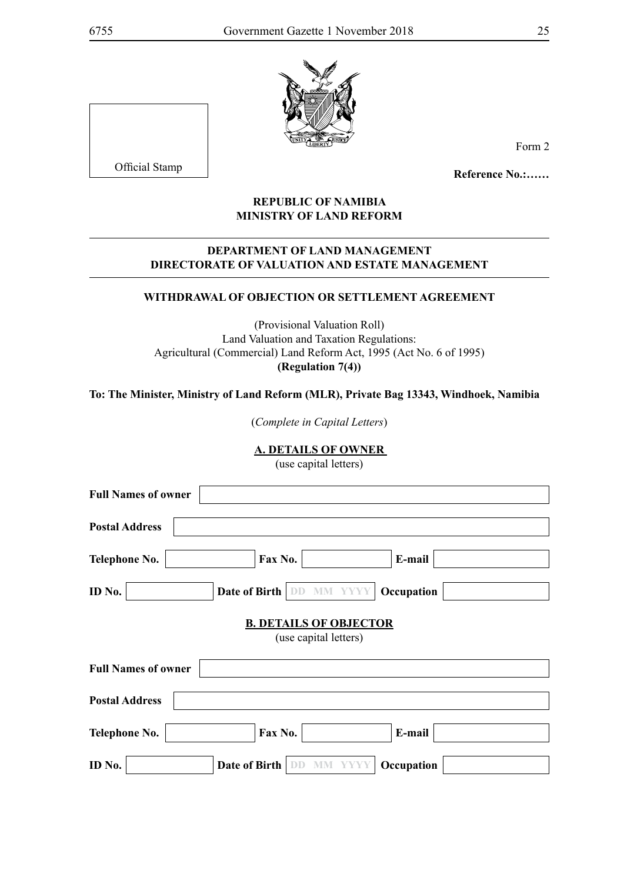Official Stamp

Form 2

**Reference No.:……**

**REPUBLIC OF NAMIBIA**
**MINISTRY OF LAND REFORM**

---

**DEPARTMENT OF LAND MANAGEMENT**
**DIRECTORATE OF VALUATION AND ESTATE MANAGEMENT**

---

**WITHDRAWAL OF OBJECTION OR SETTLEMENT AGREEMENT**

(Provisional Valuation Roll)
Land Valuation and Taxation Regulations:
Agricultural (Commercial) Land Reform Act, 1995 (Act No. 6 of 1995)
**(Regulation 7(4))**

**To: The Minister, Ministry of Land Reform (MLR), Private Bag 13343, Windhoek, Namibia**

(*Complete in Capital Letters*)

**A. DETAILS OF OWNER**
(use capital letters)

**Full Names of owner** ______________________________

**Postal Address** ______________________________

**Telephone No.** ____________ **Fax No.** ____________ **E-mail** ____________

**ID No.** ____________ **Date of Birth** DD MM YYYY **Occupation** ____________

**B. DETAILS OF OBJECTOR**
(use capital letters)

**Full Names of owner** ______________________________

**Postal Address** ______________________________

**Telephone No.** ____________ **Fax No.** ____________ **E-mail** ____________

**ID No.** ____________ **Date of Birth** DD MM YYYY **Occupation** ____________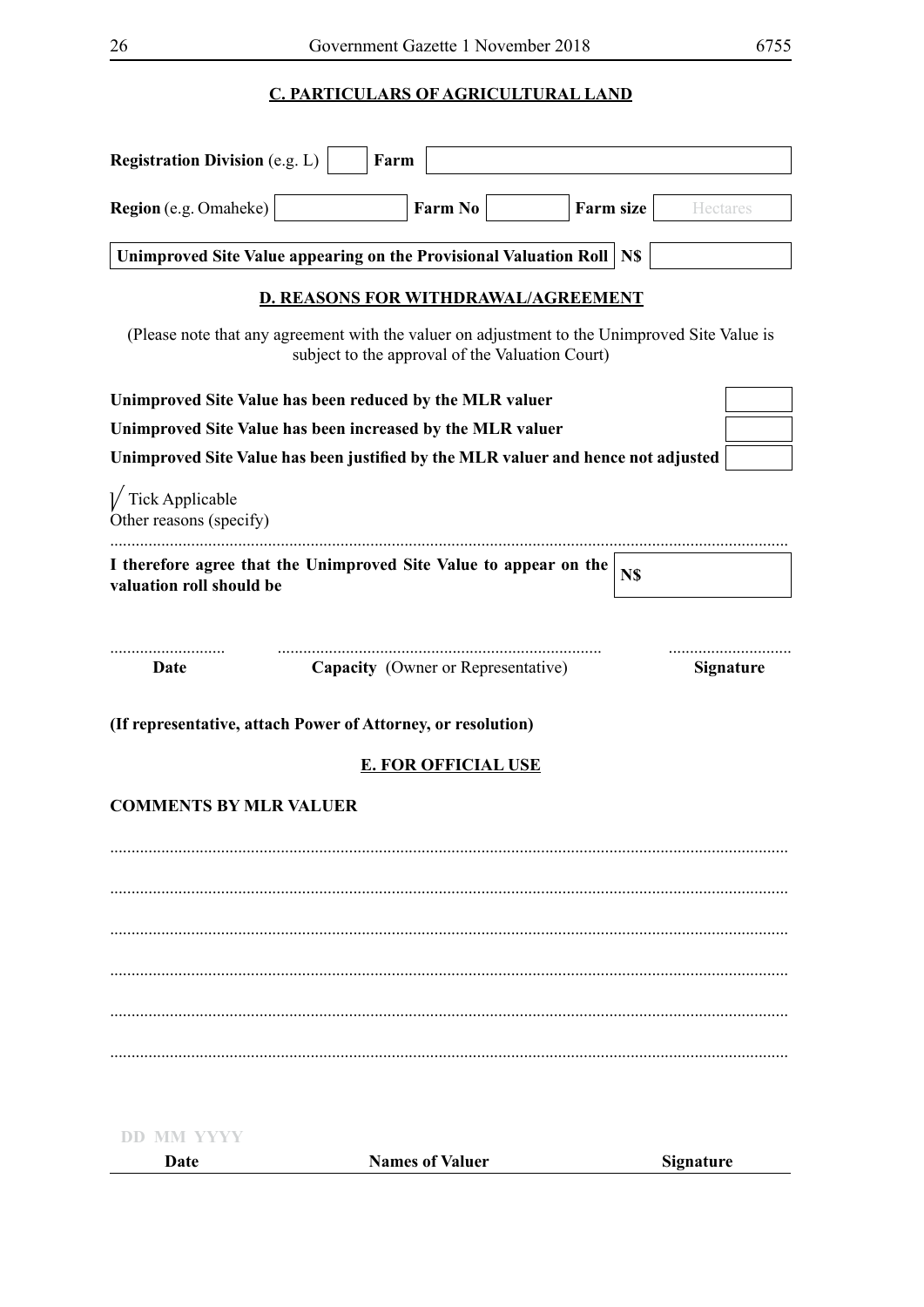## C. PARTICULARS OF AGRICULTURAL LAND

**Registration Division** (e.g. L) ☐ **Farm** ____________________

**Region** (e.g. Omaheke) ____________ **Farm No** ________ **Farm size** ________ Hectares

**Unimproved Site Value appearing on the Provisional Valuation Roll** **N$** ____________

## D. REASONS FOR WITHDRAWAL/AGREEMENT

(Please note that any agreement with the valuer on adjustment to the Unimproved Site Value is subject to the approval of the Valuation Court)

**Unimproved Site Value has been reduced by the MLR valuer** ☐

**Unimproved Site Value has been increased by the MLR valuer** ☐

**Unimproved Site Value has been justified by the MLR valuer and hence not adjusted** ☐

√ Tick Applicable

Other reasons (specify)

..............................................................................................................................................

**I therefore agree that the Unimproved Site Value to appear on the valuation roll should be** **N$** ____________

| ........................... | ........................................................................... | ............................ |
|---|---|---|
| **Date** | **Capacity** (Owner or Representative) | **Signature** |

**(If representative, attach Power of Attorney, or resolution)**

## E. FOR OFFICIAL USE

**COMMENTS BY MLR VALUER**

..............................................................................................................................................

..............................................................................................................................................

..............................................................................................................................................

..............................................................................................................................................

..............................................................................................................................................

..............................................................................................................................................

| DD MM YYYY | | |
|---|---|---|
| **Date** | **Names of Valuer** | **Signature** |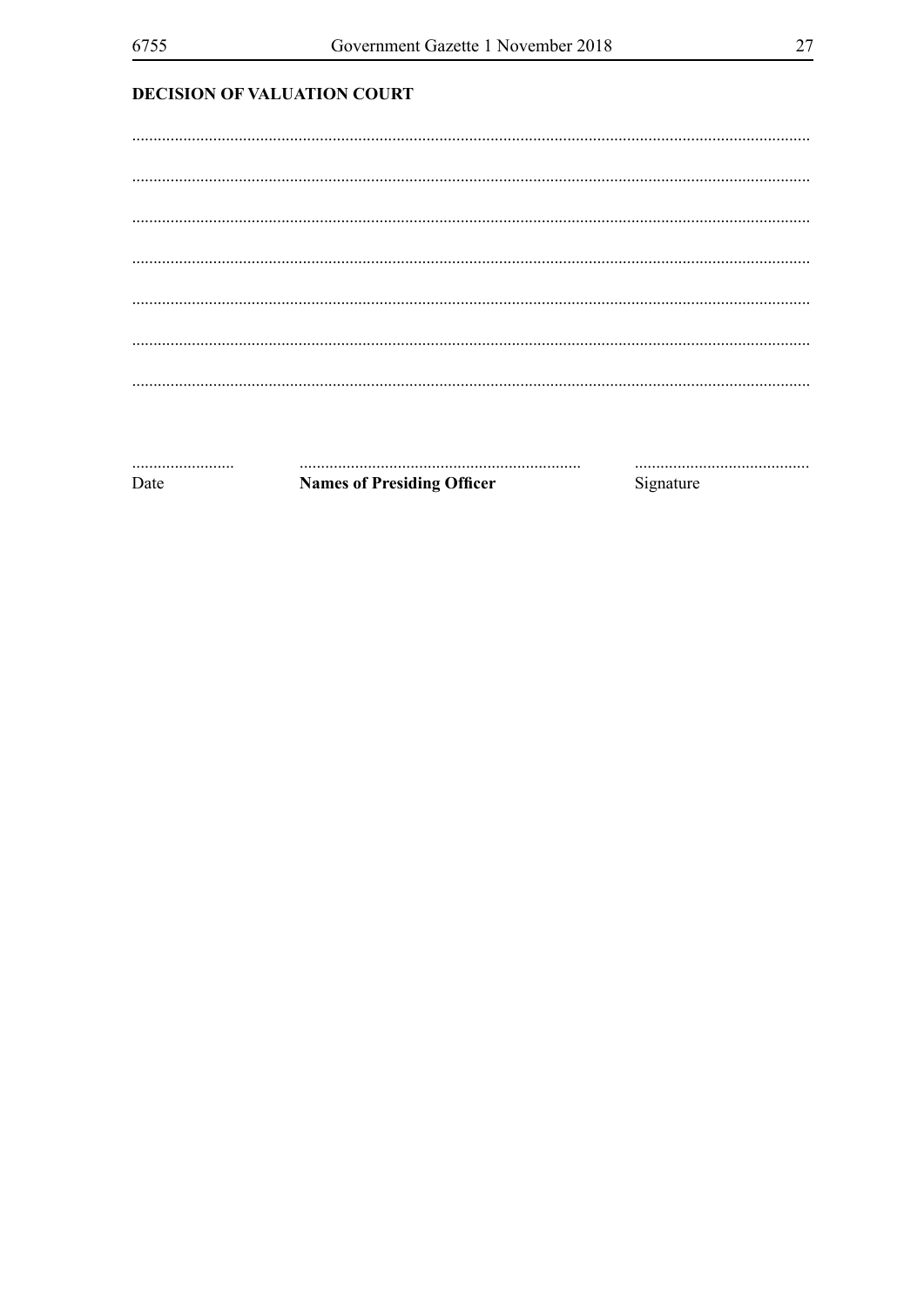**DECISION OF VALUATION COURT**

.............................................................................................................................................

.............................................................................................................................................

.............................................................................................................................................

.............................................................................................................................................

.............................................................................................................................................

.............................................................................................................................................

.............................................................................................................................................

| ......................... | .................................................................. | ......................................... |
| --- | --- | --- |
| Date | **Names of Presiding Officer** | Signature |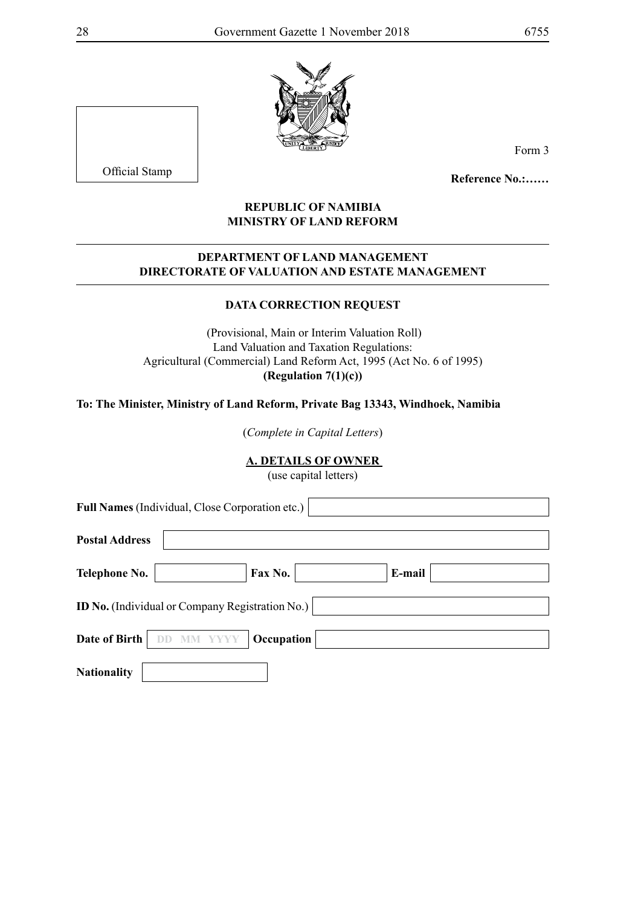Official Stamp

Form 3

**Reference No.:……**

**REPUBLIC OF NAMIBIA**
**MINISTRY OF LAND REFORM**

**DEPARTMENT OF LAND MANAGEMENT**
**DIRECTORATE OF VALUATION AND ESTATE MANAGEMENT**

**DATA CORRECTION REQUEST**

(Provisional, Main or Interim Valuation Roll)
Land Valuation and Taxation Regulations:
Agricultural (Commercial) Land Reform Act, 1995 (Act No. 6 of 1995)
**(Regulation 7(1)(c))**

**To: The Minister, Ministry of Land Reform, Private Bag 13343, Windhoek, Namibia**

(*Complete in Capital Letters*)

**A. DETAILS OF OWNER**
(use capital letters)

**Full Names** (Individual, Close Corporation etc.) ____________________

**Postal Address** ____________________

**Telephone No.** __________ **Fax No.** __________ **E-mail** __________

**ID No.** (Individual or Company Registration No.) ____________________

**Date of Birth** DD MM YYYY **Occupation** ____________________

**Nationality** __________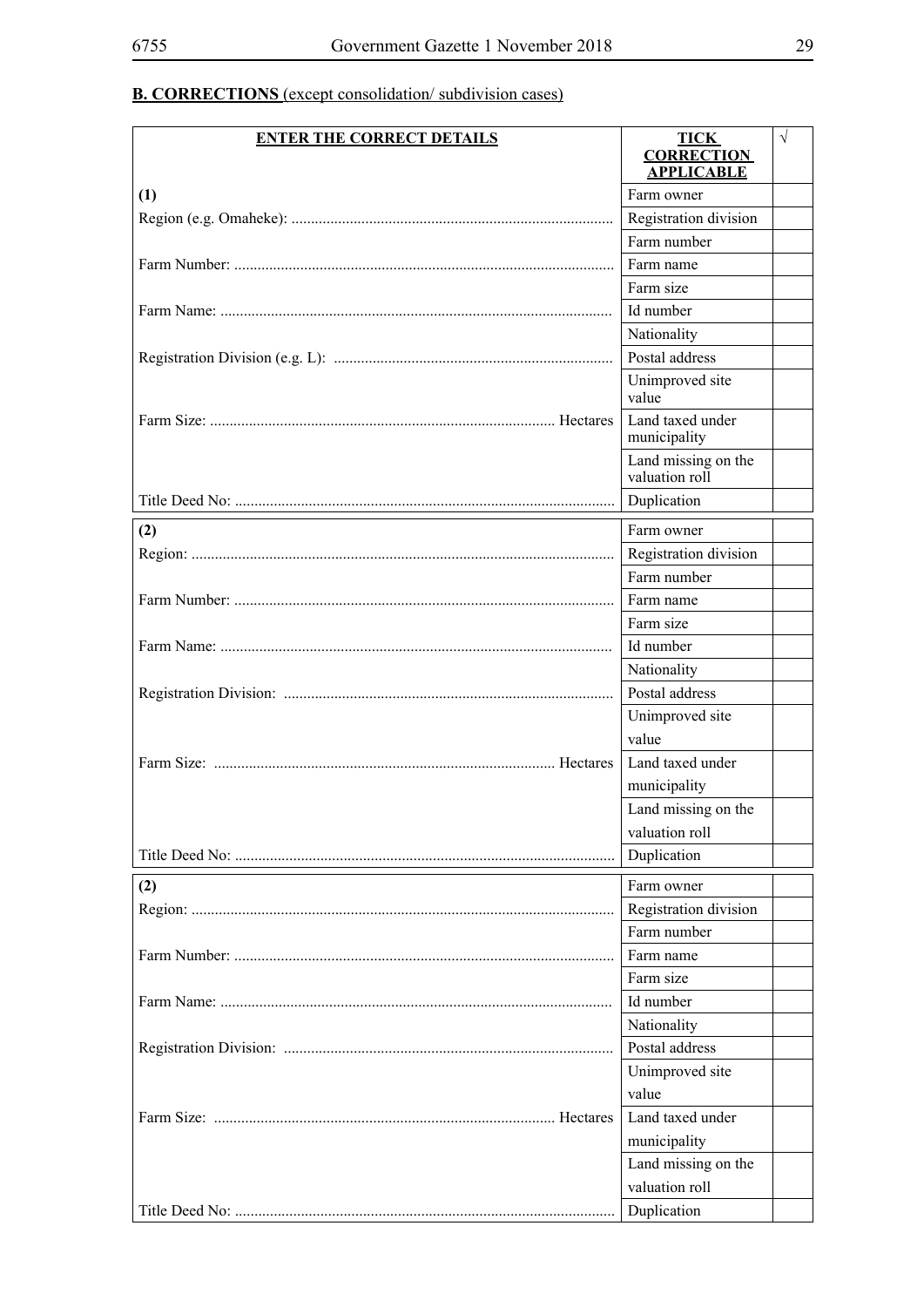**B. CORRECTIONS** (except consolidation/ subdivision cases)

| ENTER THE CORRECT DETAILS | TICK CORRECTION APPLICABLE | √ |
|---|---|---|
| **(1)** | Farm owner | |
| Region (e.g. Omaheke): .................................................................................. | Registration division | |
| | Farm number | |
| Farm Number: ................................................................................................. | Farm name | |
| | Farm size | |
| Farm Name: .................................................................................................... | Id number | |
| | Nationality | |
| Registration Division (e.g. L): ....................................................................... | Postal address | |
| | Unimproved site value | |
| Farm Size: ....................................................................................... Hectares | Land taxed under municipality | |
| | Land missing on the valuation roll | |
| Title Deed No: ................................................................................................. | Duplication | |

| ENTER THE CORRECT DETAILS | TICK CORRECTION APPLICABLE | √ |
|---|---|---|
| **(2)** | Farm owner | |
| Region: ............................................................................................................ | Registration division | |
| | Farm number | |
| Farm Number: ................................................................................................. | Farm name | |
| | Farm size | |
| Farm Name: .................................................................................................... | Id number | |
| | Nationality | |
| Registration Division: .................................................................................... | Postal address | |
| | Unimproved site value | |
| Farm Size: ...................................................................................... Hectares | Land taxed under municipality | |
| | Land missing on the valuation roll | |
| Title Deed No: ................................................................................................. | Duplication | |

| ENTER THE CORRECT DETAILS | TICK CORRECTION APPLICABLE | √ |
|---|---|---|
| **(2)** | Farm owner | |
| Region: ............................................................................................................ | Registration division | |
| | Farm number | |
| Farm Number: ................................................................................................. | Farm name | |
| | Farm size | |
| Farm Name: .................................................................................................... | Id number | |
| | Nationality | |
| Registration Division: .................................................................................... | Postal address | |
| | Unimproved site value | |
| Farm Size: ...................................................................................... Hectares | Land taxed under municipality | |
| | Land missing on the valuation roll | |
| Title Deed No: ................................................................................................. | Duplication | |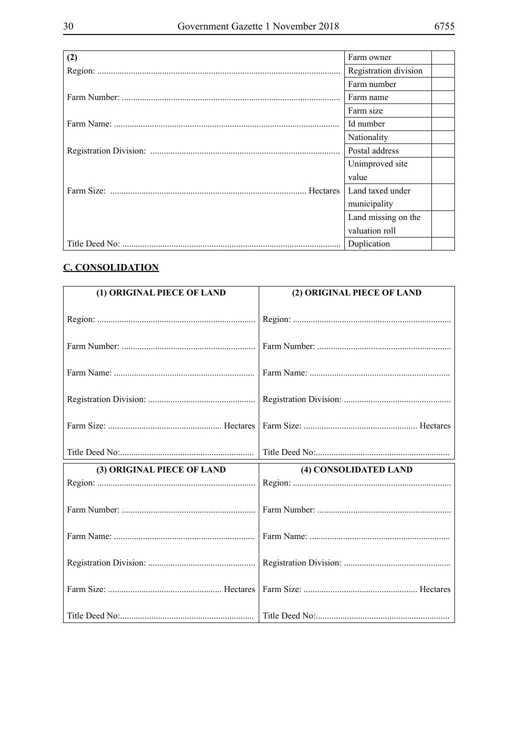| (2) | Farm owner | |
|---|---|---|
| Region: ........................................................................................................... | Registration division | |
| | Farm number | |
| Farm Number: ................................................................................................ | Farm name | |
| | Farm size | |
| Farm Name: ................................................................................................... | Id number | |
| | Nationality | |
| Registration Division: ................................................................................... | Postal address | |
| | Unimproved site value | |
| Farm Size: ...................................................................................... Hectares | Land taxed under municipality | |
| | Land missing on the valuation roll | |
| Title Deed No: ................................................................................................ | Duplication | |

## C. CONSOLIDATION

| (1) ORIGINAL PIECE OF LAND | (2) ORIGINAL PIECE OF LAND |
|---|---|
| Region: ...................................................................... | Region: ...................................................................... |
| Farm Number: ........................................................... | Farm Number: ........................................................... |
| Farm Name: .............................................................. | Farm Name: .............................................................. |
| Registration Division: ............................................... | Registration Division: ............................................... |
| Farm Size: .................................................. Hectares | Farm Size: .................................................. Hectares |
| Title Deed No:............................................................ | Title Deed No:............................................................ |

| (3) ORIGINAL PIECE OF LAND | (4) CONSOLIDATED LAND |
|---|---|
| Region: ...................................................................... | Region: ...................................................................... |
| Farm Number: ........................................................... | Farm Number: ........................................................... |
| Farm Name: .............................................................. | Farm Name: .............................................................. |
| Registration Division: ............................................... | Registration Division: ............................................... |
| Farm Size: .................................................. Hectares | Farm Size: .................................................. Hectares |
| Title Deed No:............................................................ | Title Deed No:............................................................ |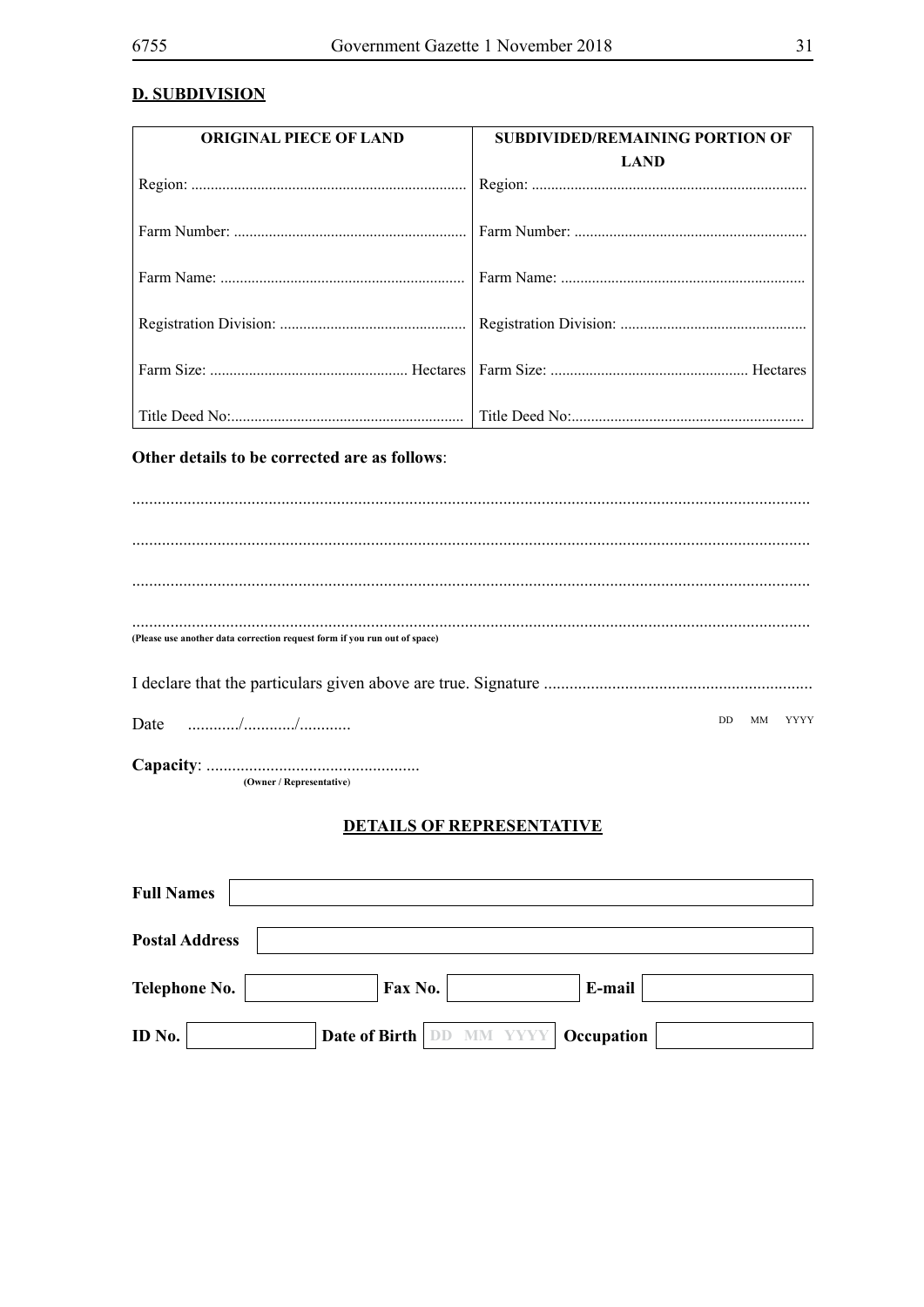**D. SUBDIVISION**

| ORIGINAL PIECE OF LAND | SUBDIVIDED/REMAINING PORTION OF LAND |
|---|---|
| Region: ...................................................................... | Region: ...................................................................... |
| Farm Number: ........................................................... | Farm Number: ........................................................... |
| Farm Name: .............................................................. | Farm Name: .............................................................. |
| Registration Division: ................................................ | Registration Division: ................................................ |
| Farm Size: .................................................. Hectares | Farm Size: .................................................. Hectares |
| Title Deed No:........................................................... | Title Deed No:........................................................... |

**Other details to be corrected are as follows**:

.............................................................................................................................................

.............................................................................................................................................

.............................................................................................................................................

.............................................................................................................................................

**(Please use another data correction request form if you run out of space)**

I declare that the particulars given above are true. Signature ..............................................................

Date ............/............/............ DD MM YYYY

**Capacity**: .................................................
(Owner / Representative)

**DETAILS OF REPRESENTATIVE**

| **Full Names** | | | | | |
|---|---|---|---|---|---|
| **Postal Address** | | | | | |
| **Telephone No.** | | **Fax No.** | | **E-mail** | |
| **ID No.** | | **Date of Birth** | DD MM YYYY | **Occupation** | |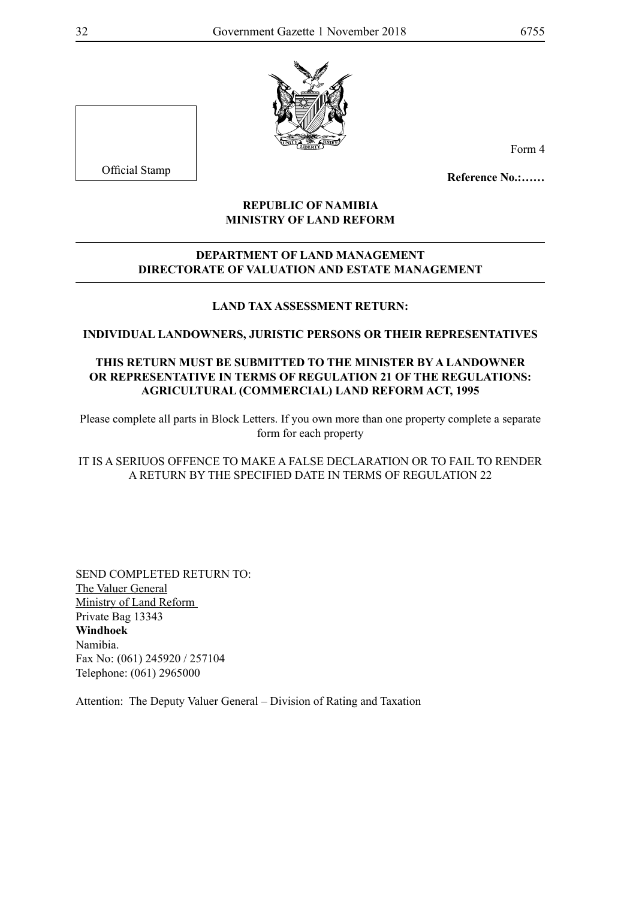Official Stamp

Form 4

**Reference No.:……**

**REPUBLIC OF NAMIBIA**
**MINISTRY OF LAND REFORM**

**DEPARTMENT OF LAND MANAGEMENT**
**DIRECTORATE OF VALUATION AND ESTATE MANAGEMENT**

**LAND TAX ASSESSMENT RETURN:**

**INDIVIDUAL LANDOWNERS, JURISTIC PERSONS OR THEIR REPRESENTATIVES**

**THIS RETURN MUST BE SUBMITTED TO THE MINISTER BY A LANDOWNER OR REPRESENTATIVE IN TERMS OF REGULATION 21 OF THE REGULATIONS: AGRICULTURAL (COMMERCIAL) LAND REFORM ACT, 1995**

Please complete all parts in Block Letters. If you own more than one property complete a separate form for each property

IT IS A SERIUOS OFFENCE TO MAKE A FALSE DECLARATION OR TO FAIL TO RENDER A RETURN BY THE SPECIFIED DATE IN TERMS OF REGULATION 22

SEND COMPLETED RETURN TO:
The Valuer General
Ministry of Land Reform
Private Bag 13343
**Windhoek**
Namibia.
Fax No: (061) 245920 / 257104
Telephone: (061) 2965000

Attention: The Deputy Valuer General – Division of Rating and Taxation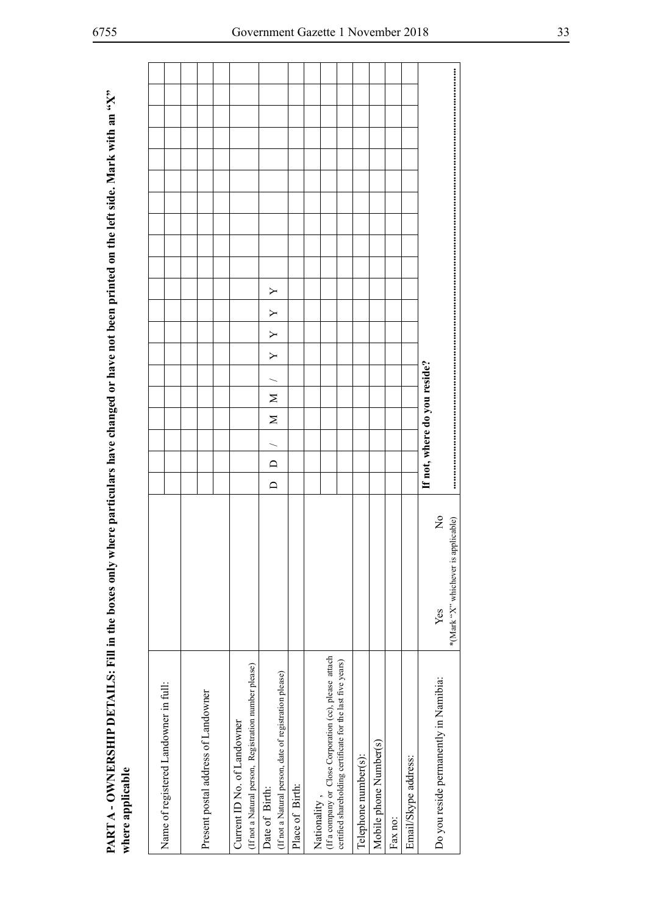**PART A - OWNERSHIP DETAILS: Fill in the boxes only where particulars have changed or have not been printed on the left side. Mark with an "X" where applicable**

| | | | | | | | | | | | | | | | | | | | | | | |
|---|---|---|---|---|---|---|---|---|---|---|---|---|---|---|---|---|---|---|---|---|---|---|
| Name of registered Landowner in full: | | | | | | | | | | | | | | | | | | | | | | |
| | | | | | | | | | | | | | | | | | | | | | | |
| Present postal address of Landowner | | | | | | | | | | | | | | | | | | | | | | |
| | | | | | | | | | | | | | | | | | | | | | | |
| | | | | | | | | | | | | | | | | | | | | | | |
| Current ID No. of Landowner (If not a Natural person, Registration number please) | | | | | | | | | | | | | | | | | | | | | | |
| Date of Birth: (If not a Natural person, date of registration please) | | D | D | / | M | M | / | Y | Y | Y | Y | | | | | | | | | | | |
| Place of Birth: | | | | | | | | | | | | | | | | | | | | | | |
| Nationality , (If a company or Close Corporation (cc), please attach certified shareholding certificate for the last five years) | | | | | | | | | | | | | | | | | | | | | | |
| | | | | | | | | | | | | | | | | | | | | | | |
| Telephone number(s): | | | | | | | | | | | | | | | | | | | | | | |
| Mobile phone Number(s) | | | | | | | | | | | | | | | | | | | | | | |
| Fax no: | | | | | | | | | | | | | | | | | | | | | | |
| Email/Skype address: | | | | | | | | | | | | | | | | | | | | | | |
| Do you reside permanently in Namibia: | Yes No *(Mark "X" whichever is applicable) | **If not, where do you reside?** ............................................................................................ | | | | | | | | | | | | | | | | | | | | |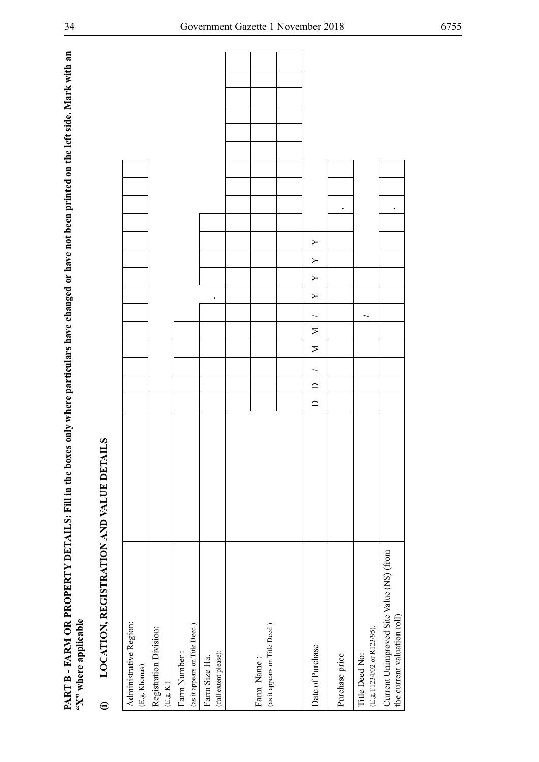**PART B - FARM OR PROPERTY DETAILS: Fill in the boxes only where particulars have changed or have not been printed on the left side. Mark with an "X" where applicable**

**(i) LOCATION, REGISTRATION AND VALUE DETAILS**

| Field | Entry |
|---|---|
| Administrative Region: (E.g. Khomas) | |
| Registration Division: (E.g. K ) | |
| Farm Number : (as it appears on Title Deed ) | |
| Farm Size Ha. (full extent please): | . |
| Farm Name : (as it appears on Title Deed ) | |
| Date of Purchase | D D / M M / Y Y Y Y |
| Purchase price | . |
| Title Deed No: (E.g. T1234/02 or R123/95). | / |
| Current Unimproved Site Value (N$) (from the current valuation roll) | . |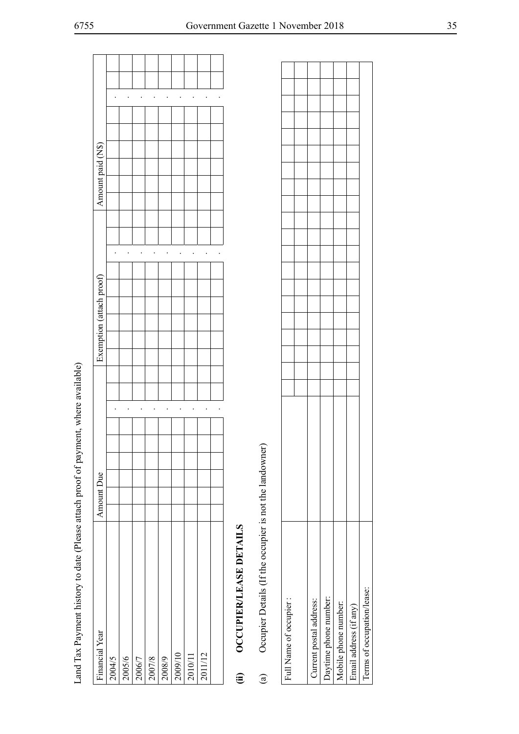Land Tax Payment history to date (Please attach proof of payment, where available)

| Financial Year | Amount Due | Exemption (attach proof) | Amount paid (N$) |
|---|---|---|---|
| 2004/5 | | | |
| 2005/6 | | | |
| 2006/7 | | | |
| 2007/8 | | | |
| 2008/9 | | | |
| 2009/10 | | | |
| 2010/11 | | | |
| 2011/12 | | | |
| | | | |

**(ii) OCCUPIER/LEASE DETAILS**

(a) Occupier Details (If the occupier is not the landowner)

| | |
|---|---|
| Full Name of occupier : | |
| | |
| Current postal address: | |
| Daytime phone number: | |
| Mobile phone number: | |
| Email address (if any) | |
| Terms of occupation/lease: | |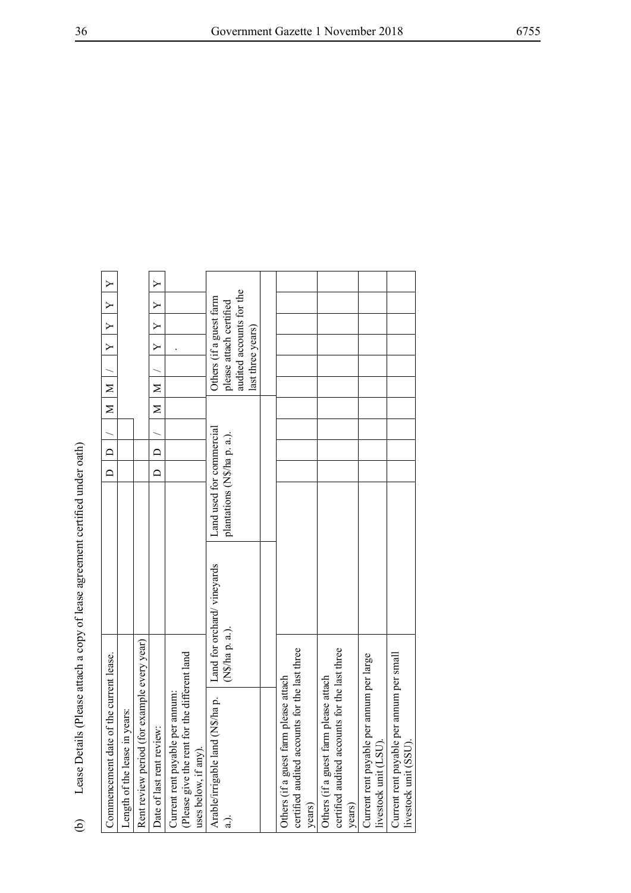(b) Lease Details (Please attach a copy of lease agreement certified under oath)

| | | | | | | | | | | | |
|---|---|---|---|---|---|---|---|---|---|---|---|
| Commencement date of the current lease. | | D | D | / | M | M | / | Y | Y | Y | Y |
| Length of the lease in years: | | | | | | | | | | | |
| Rent review period (for example every year) | | | | | | | | | | | |
| Date of last rent review: | | D | D | / | M | M | / | Y | Y | Y | Y |
| Current rent payable per annum: (Please give the rent for the different land uses below, if any). | | | | | | | | . | | | |
| Arable/irrigable land (N$/ha p. a.). | Land for orchard/ vineyards (N$/ha p. a.). | Land used for commercial plantations (N$/ha p. a.). | | | | Others (if a guest farm please attach certified audited accounts for the last three years) | | | | | |
| | | | | | | | | | | | |
| Others (if a guest farm please attach certified audited accounts for the last three years) | | | | | | | | | | | |
| Others (if a guest farm please attach certified audited accounts for the last three years) | | | | | | | | | | | |
| Current rent payable per annum per large livestock unit (LSU). | | | | | | | | | | | |
| Current rent payable per annum per small livestock unit (SSU). | | | | | | | | | | | |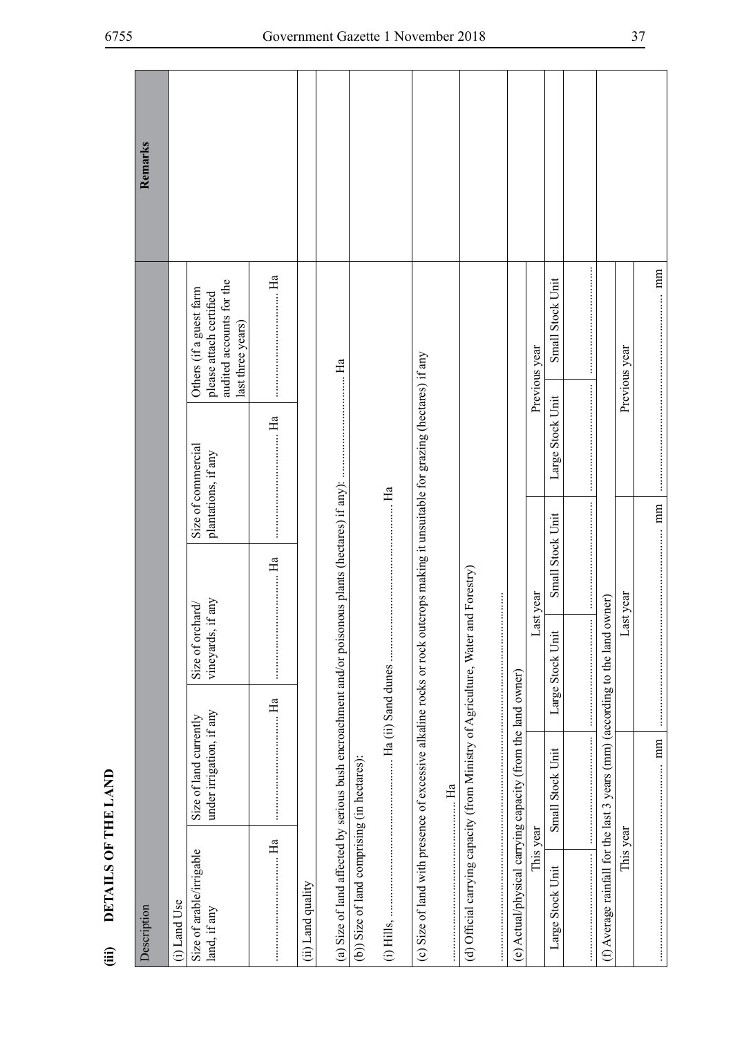## (iii) DETAILS OF THE LAND

| Description | | | | | | | | Remarks |
|---|---|---|---|---|---|---|---|---|
| (i) Land Use | | | | | | | | |
| Size of arable/irrigable land, if any | | Size of land currently under irrigation, if any | | Size of orchard/ vineyards, if any | Size of commercial plantations, if any | | Others (if a guest farm please attach certified audited accounts for the last three years) | |
| ………………… Ha | | ………………… Ha | | ………………… Ha | ………………… Ha | | ………………… Ha | |
| (ii) Land quality | | | | | | | | |
| (a) Size of land affected by serious bush encroachment and/or poisonous plants (hectares) if any): ………………… Ha | | | | | | | | |
| (b)) Size of land comprising (in hectares): | | | | | | | | |
| (i) Hills, ………………… Ha (ii) Sand dunes ………………… Ha | | | | | | | | |
| (c) Size of land with presence of excessive alkaline rocks or rock outcrops making it unsuitable for grazing (hectares) if any ………………… Ha | | | | | | | | |
| (d) Official carrying capacity (from Ministry of Agriculture, Water and Forestry) ………………… | | | | | | | | |
| (e) Actual/physical carrying capacity (from the land owner) | | | | | | | | |
| This year | | Last year | | | Previous year | | | |
| Large Stock Unit | Small Stock Unit | Large Stock Unit | Small Stock Unit | | Large Stock Unit | Small Stock Unit | | |
| ………………… | ………………… | ………………… | ………………… | | ………………… | ………………… | | |
| (f) Average rainfall for the last 3 years (mm) (according to the land owner) | | | | | | | | |
| This year | | Last year | | | Previous year | | | |
| ………………… mm | | ………………… mm | | | ………………… mm | | | |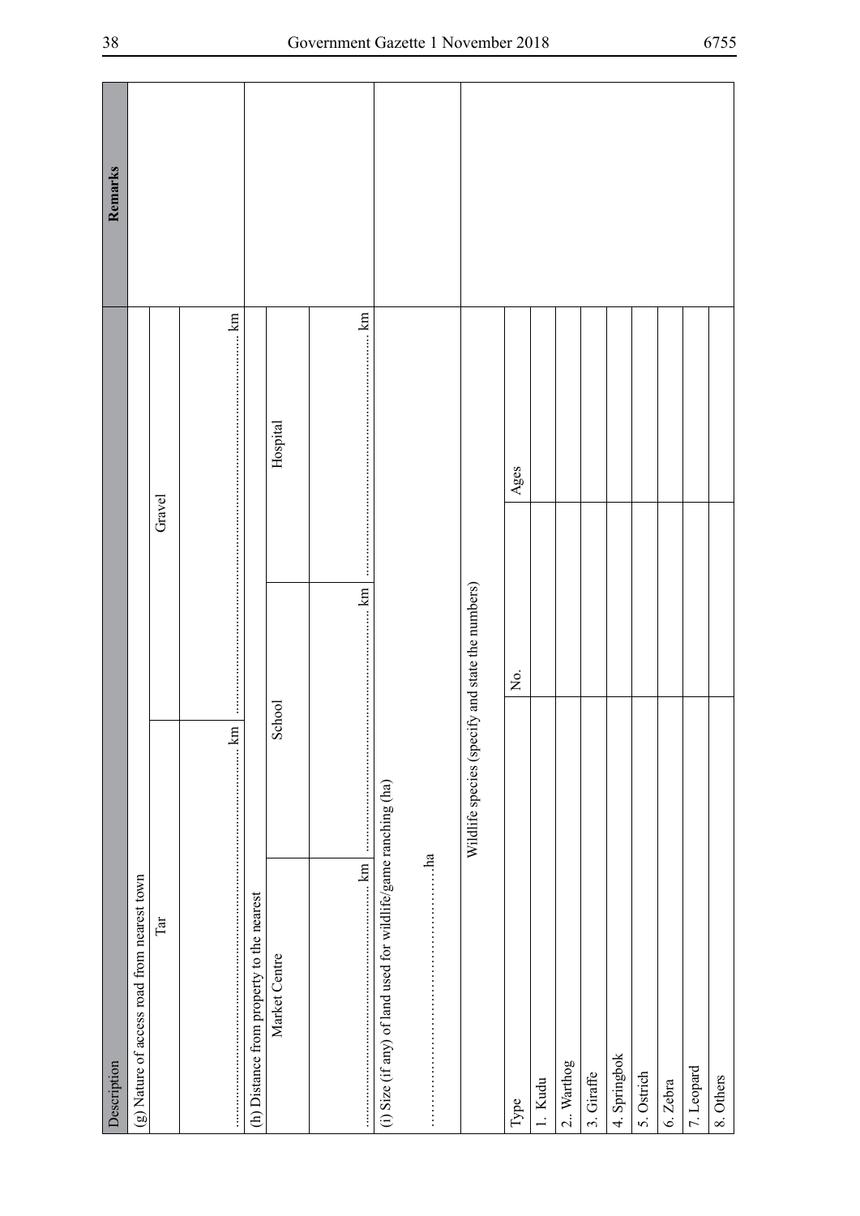| Description | | | | Remarks |
|---|---|---|---|---|
| (g) Nature of access road from nearest town | | | | |
| Tar | | Gravel | | |
| ……………………………… km | | ……………………………… km | | |
| (h) Distance from property to the nearest | | | | |
| Market Centre | School | | Hospital | |
| ……………… km | ……………… km | | ……………… km | |
| (i) Size (if any) of land used for wildlife/game ranching (ha) | | | | |
| ……………………………ha | | | | |
| Wildlife species (specify and state the numbers) | | | | |
| Type | No. | | Ages | |
| 1. Kudu | | | | |
| 2.. Warthog | | | | |
| 3. Giraffe | | | | |
| 4. Springbok | | | | |
| 5. Ostrich | | | | |
| 6. Zebra | | | | |
| 7. Leopard | | | | |
| 8. Others | | | | |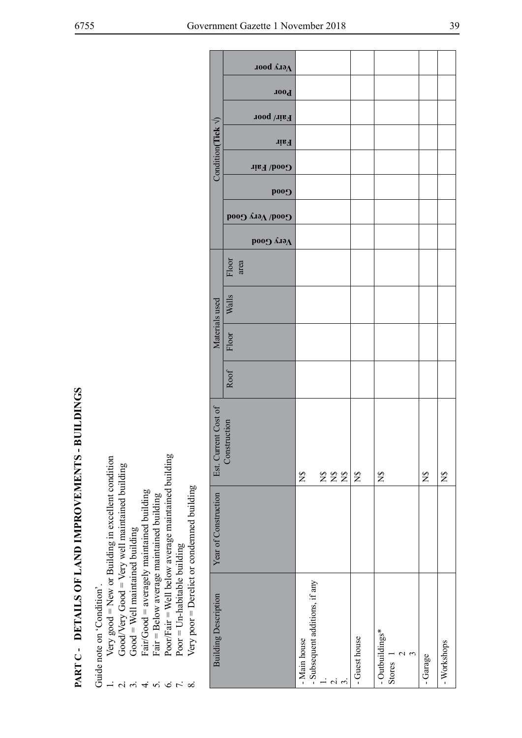# PART C - DETAILS OF LAND IMPROVEMENTS - BUILDINGS

Guide note on 'Condition'.

1. Very good = New or Building in excellent condition
2. Good/Very Good = Very well maintained building
3. Good = Well maintained building
4. Fair/Good = averagely maintained building
5. Fair = Below average maintained building
6. Poor/Fair = Well below average maintained building
7. Poor = Un-habitable building
8. Very poor = Derelict or condemned building

| Building Description | Year of Construction | Est. Current Cost of Construction | Materials used | | | | Condition (Tick √) | | | | | | | |
|---|---|---|---|---|---|---|---|---|---|---|---|---|---|---|
| | | | Roof | Floor | Walls | Floor area | Very Good | Good/ Very Good | Good | Good/ Fair | Fair | Fair/ poor | Poor | Very poor |
| - Main house<br>- Subsequent additions, if any<br>1.<br>2.<br>3. | | N$<br><br>N$<br>N$<br>N$ | | | | | | | | | | | | |
| - Guest house | | N$ | | | | | | | | | | | | |
| - Outbuildings*<br>Stores 1<br>2<br>3 | | N$ | | | | | | | | | | | | |
| - Garage | | N$ | | | | | | | | | | | | |
| - Workshops | | N$ | | | | | | | | | | | | |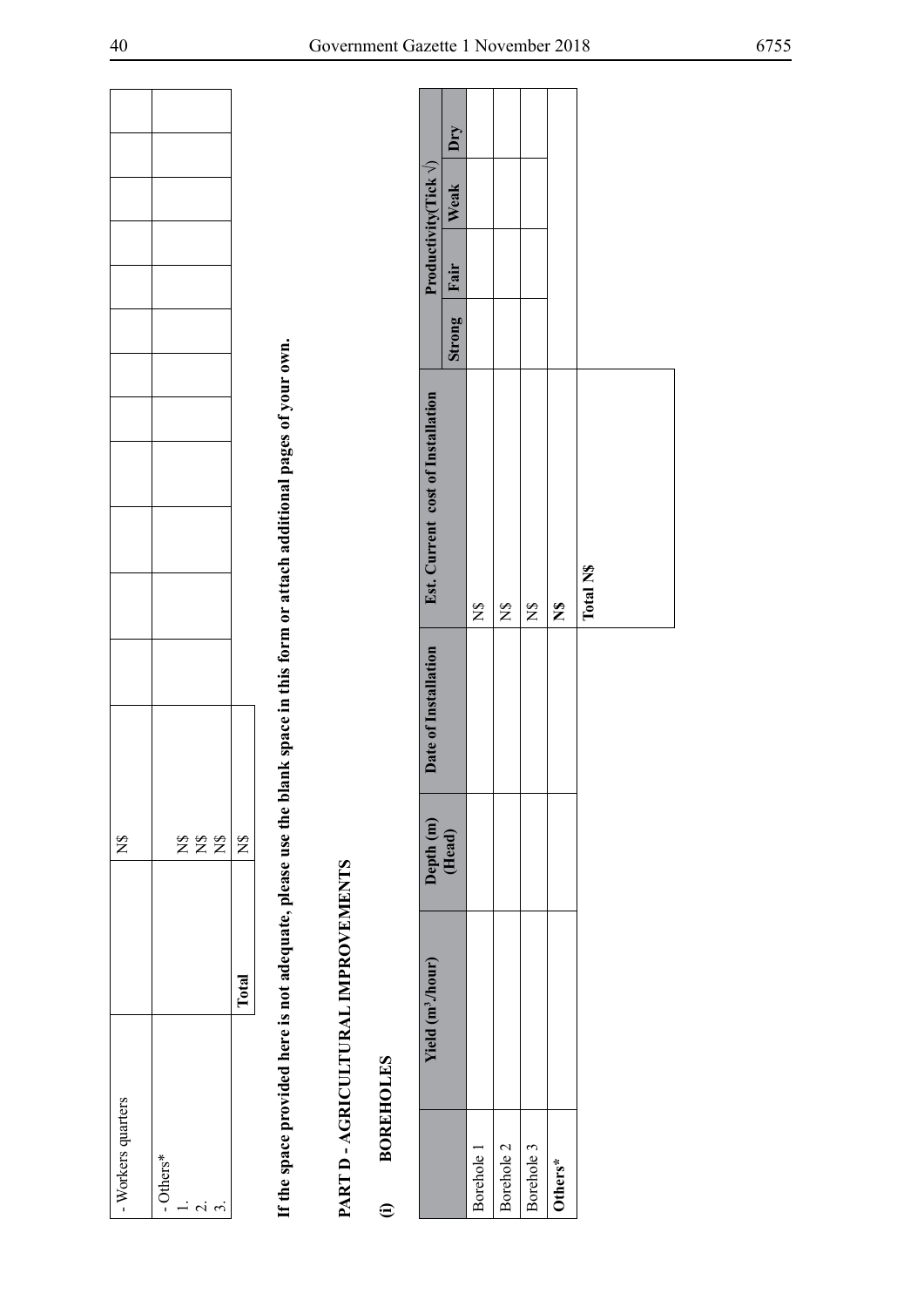| | | | | | | | | | | | |
|---|---|---|---|---|---|---|---|---|---|---|---|
| - Workers quarters | | N$ | | | | | | | | | |
| - Others*<br>1.<br>2.<br>3. | | N$<br>N$<br>N$ | | | | | | | | | |
| | Total | N$ | | | | | | | | | |

**If the space provided here is not adequate, please use the blank space in this form or attach additional pages of your own.**

## PART D - AGRICULTURAL IMPROVEMENTS

### (i) BOREHOLES

| | Yield ($m^3$/hour) | Depth (m) (Head) | Date of Installation | Est. Current cost of Installation | Productivity(Tick √) | | | |
|---|---|---|---|---|---|---|---|---|
| | | | | | Strong | Fair | Weak | Dry |
| Borehole 1 | | | | N$ | | | | |
| Borehole 2 | | | | N$ | | | | |
| Borehole 3 | | | | N$ | | | | |
| **Others*** | | | | **N$** | | | | |
| | | | | **Total N$** | | | | |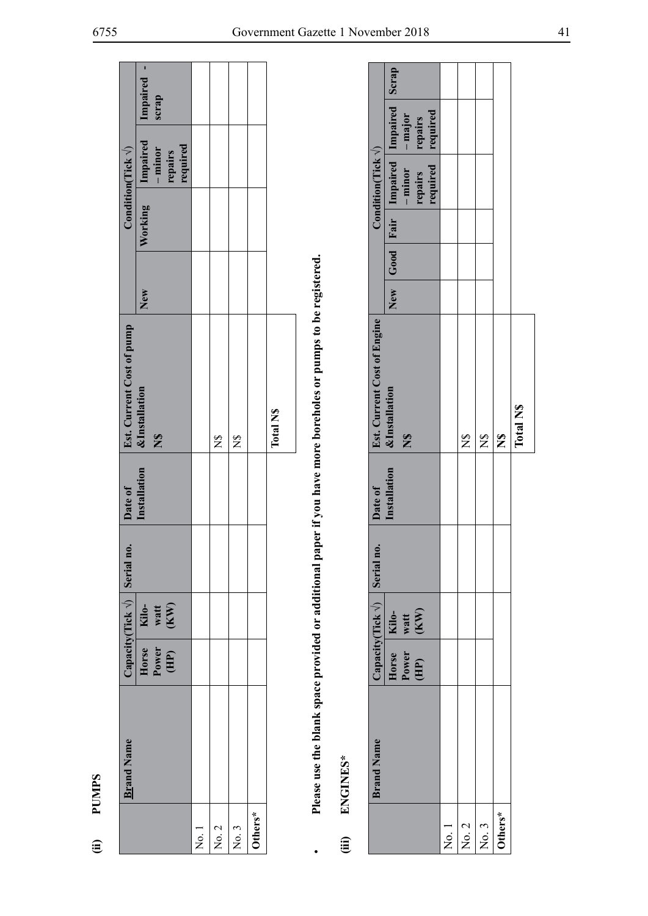**(ii) PUMPS**

| | Brand Name | Capacity(Tick √) | | Serial no. | Date of Installation | Est. Current Cost of pump & Installation N$ | Condition(Tick √) | | | |
|---|---|---|---|---|---|---|---|---|---|---|
| | | Horse Power (HP) | Kilo-watt (KW) | | | | New | Working | Impaired – minor repairs required | Impaired - scrap |
| No. 1 | | | | | | | | | | |
| No. 2 | | | | | | N$ | | | | |
| No. 3 | | | | | | N$ | | | | |
| Others* | | | | | | | | | | |
| | | | | | | Total N$ | | | | |

- **Please use the blank space provided or additional paper if you have more boreholes or pumps to be registered.**

**(iii) ENGINES***

| | Brand Name | Capacity(Tick √) | | Serial no. | Date of Installation | Est. Current Cost of Engine & Installation N$ | Condition(Tick √) | | | | | |
|---|---|---|---|---|---|---|---|---|---|---|---|---|
| | | Horse Power (HP) | Kilo-watt (KW) | | | | New | Good | Fair | Impaired – minor repairs required | Impaired – major repairs required | Scrap |
| No. 1 | | | | | | | | | | | | |
| No. 2 | | | | | | N$ | | | | | | |
| No. 3 | | | | | | N$ | | | | | | |
| Others* | | | | | | N$ | | | | | | |
| | | | | | | Total N$ | | | | | | |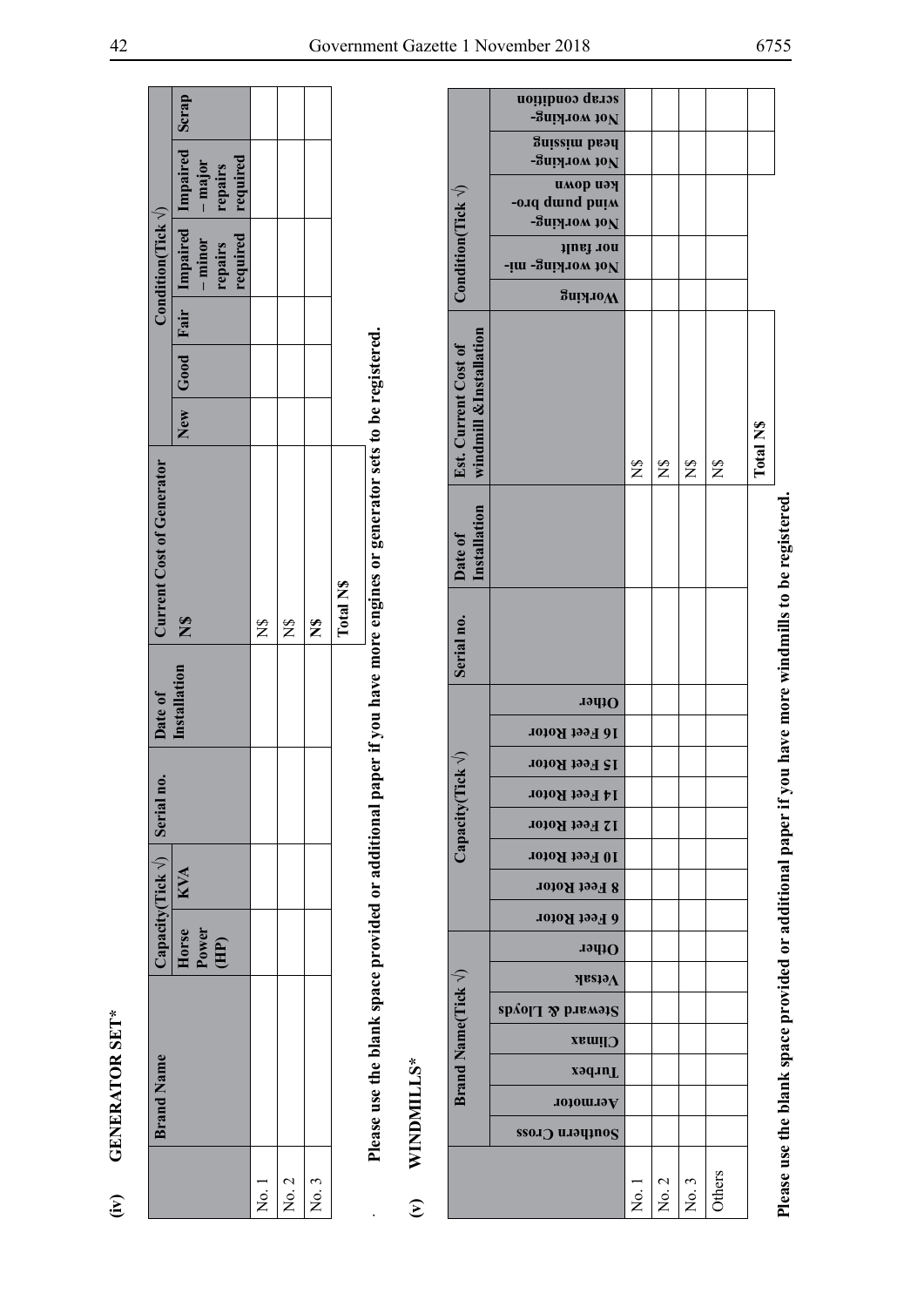**(iv) GENERATOR SET***

| | Brand Name | Capacity(Tick √) | | Serial no. | Date of Installation | Current Cost of Generator | Condition(Tick √) | | | | | |
|---|---|---|---|---|---|---|---|---|---|---|---|---|
| | | Horse Power (HP) | KVA | | | N$ | New | Good | Fair | Impaired – minor repairs required | Impaired – major repairs required | Scrap |
| No. 1 | | | | | | N$ | | | | | | |
| No. 2 | | | | | | N$ | | | | | | |
| No. 3 | | | | | | N$ | | | | | | |
| | | | | | | Total N$ | | | | | | |

Please use the blank space provided or additional paper if you have more engines or generator sets to be registered.

**(v) WINDMILLS***

| | Brand Name(Tick √) | | | | | | | Capacity(Tick √) | | | | | | | | Serial no. | Date of Installation | Est. Current Cost of windmill &Installation | Condition(Tick √) | | | | |
|---|---|---|---|---|---|---|---|---|---|---|---|---|---|---|---|---|---|---|---|---|---|---|---|
| | Southern Cross | Aermotor | Turbex | Climax | Steward & Lloyds | Vetsak | Other | 6 Feet Rotor | 8 Feet Rotor | 10 Feet Rotor | 12 Feet Rotor | 14 Feet Rotor | 15 Feet Rotor | 16 Feet Rotor | Other | | | | Working | Not working- minor fault | Not working- wind pump broken down | Not working- head missing | Not working- scrap condition |
| No. 1 | | | | | | | | | | | | | | | | | | N$ | | | | | |
| No. 2 | | | | | | | | | | | | | | | | | | N$ | | | | | |
| No. 3 | | | | | | | | | | | | | | | | | | N$ | | | | | |
| Others | | | | | | | | | | | | | | | | | | N$ | | | | | |
| | | | | | | | | | | | | | | | | | | Total N$ | | | | | |

**Please use the blank space provided or additional paper if you have more windmills to be registered.**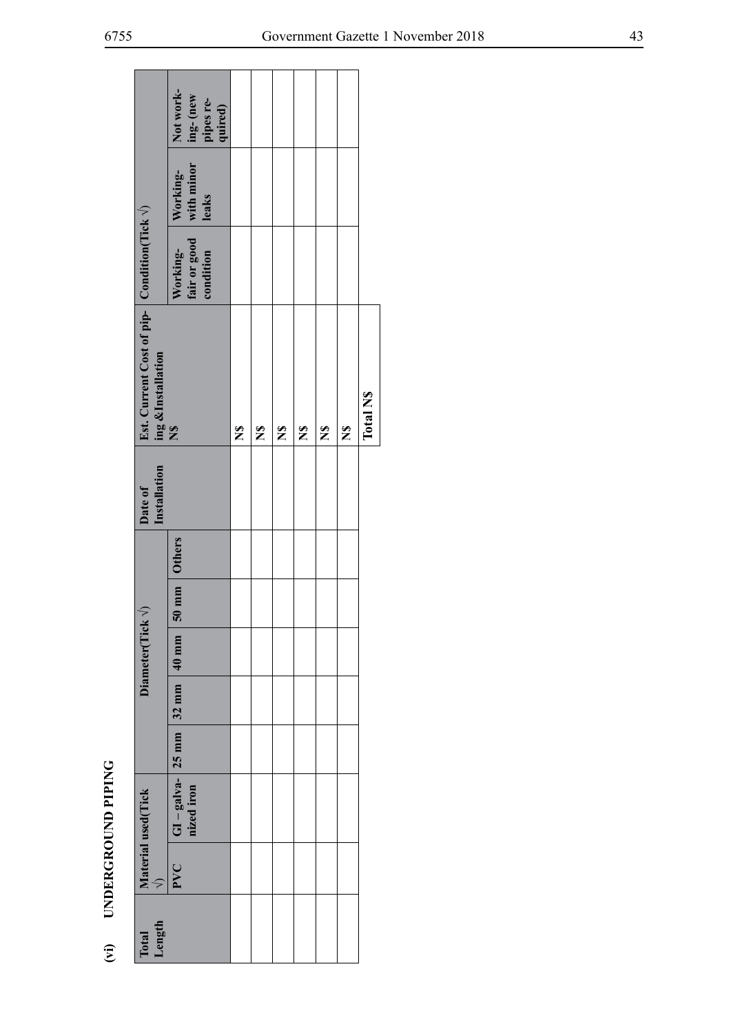## (vi) UNDERGROUND PIPING

| Total Length | Material used(Tick √) | | Diameter(Tick √) | | | | | Date of Installation | Est. Current Cost of piping &Installation N$ | Condition(Tick √) | | |
|---|---|---|---|---|---|---|---|---|---|---|---|---|
| | PVC | GI – galvanized iron | 25 mm | 32 mm | 40 mm | 50 mm | Others | | | Working- fair or good condition | Working- with minor leaks | Not working- (new pipes required) |
| | | | | | | | | | N$ | | | |
| | | | | | | | | | N$ | | | |
| | | | | | | | | | N$ | | | |
| | | | | | | | | | N$ | | | |
| | | | | | | | | | N$ | | | |
| | | | | | | | | | N$ | | | |
| | | | | | | | | | Total N$ | | | |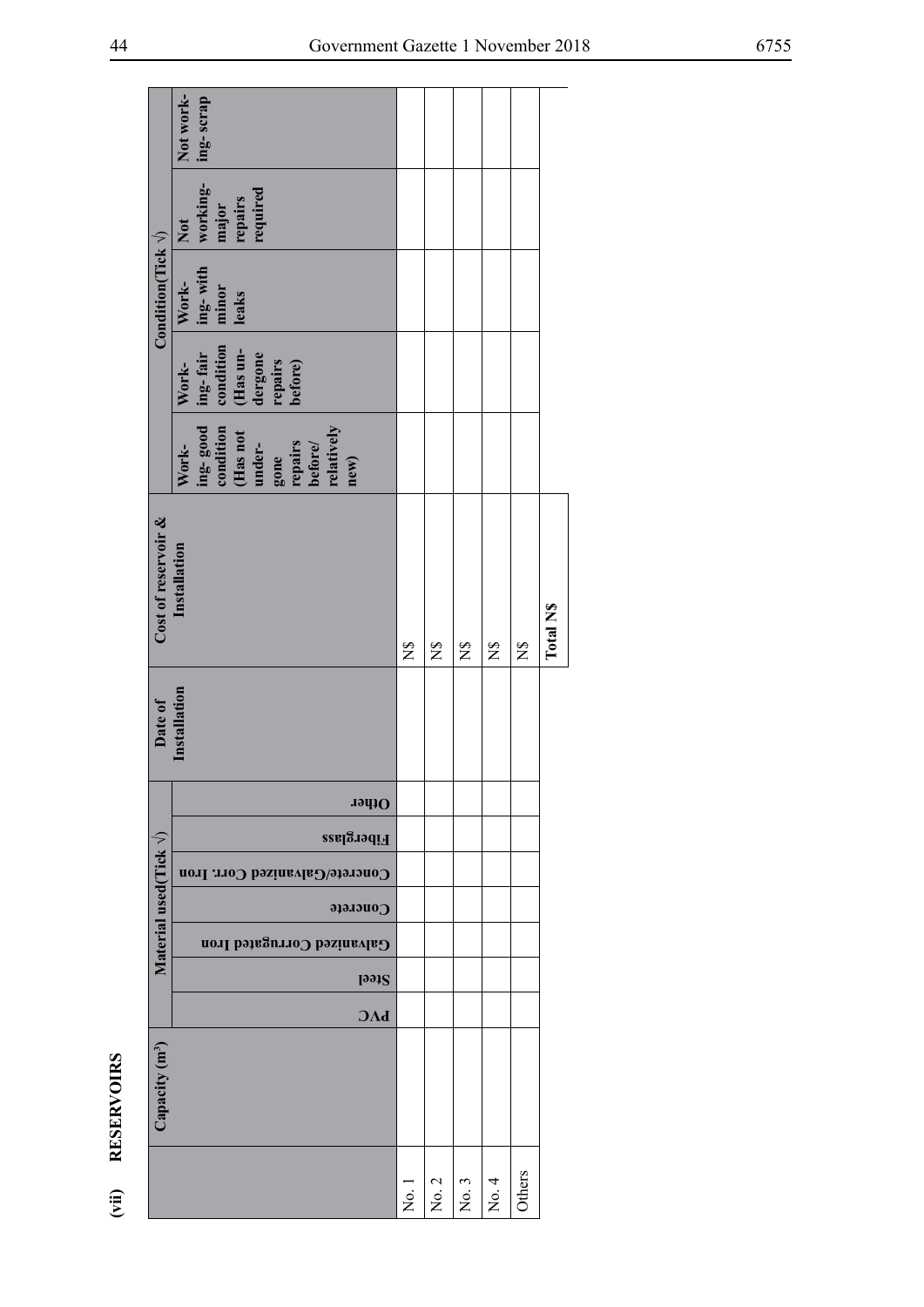## (vii) RESERVOIRS

| | Capacity (m³) | Material used(Tick √) | | | | | | | Date of Installation | Cost of reservoir & Installation | Condition(Tick √) | | | | |
|---|---|---|---|---|---|---|---|---|---|---|---|---|---|---|---|
| | | PVC | Steel | Galvanized Corrugated Iron | Concrete | Concrete/Galvanized Corr. Iron | Fiberglass | Other | | | Working- good condition (Has not undergone repairs before/ relatively new) | Working- fair condition (Has undergone repairs before) | Working- with minor leaks | Not working- major repairs required | Not working- scrap |
| No. 1 | | | | | | | | | | N$ | | | | | |
| No. 2 | | | | | | | | | | N$ | | | | | |
| No. 3 | | | | | | | | | | N$ | | | | | |
| No. 4 | | | | | | | | | | N$ | | | | | |
| Others | | | | | | | | | | N$ | | | | | |
| | | | | | | | | | | Total N$ | | | | | |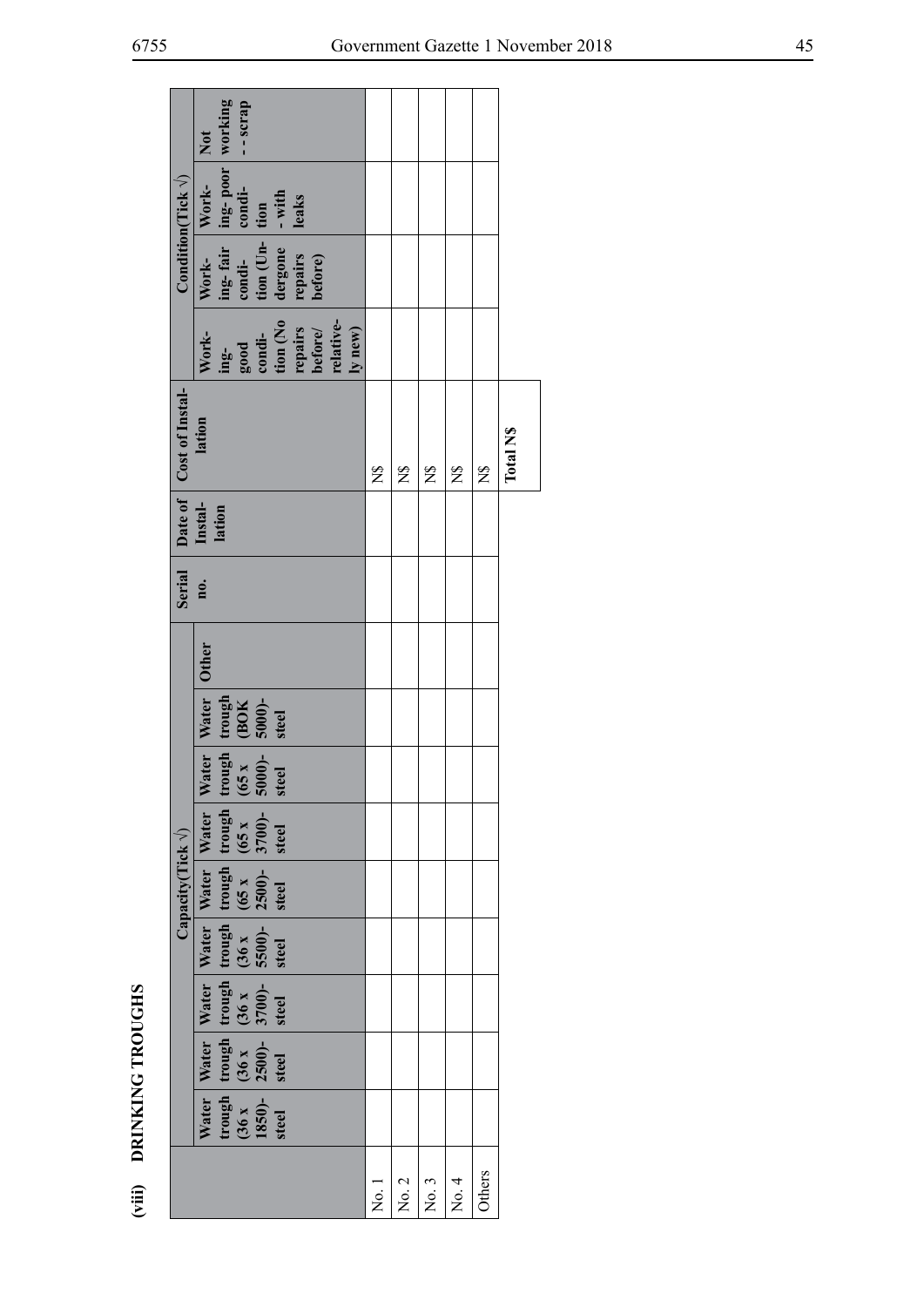## (viii) DRINKING TROUGHS

| | Capacity(Tick √) | | | | | | | | Serial no. | Date of Instal-lation | Cost of Instal-lation | Condition(Tick √) | | | |
|---|---|---|---|---|---|---|---|---|---|---|---|---|---|---|---|
| | Water trough (36 x 1850)- steel | Water trough (36 x 2500)- steel | Water trough (36 x 3700)- steel | Water trough (36 x 5500)- steel | Water trough (65 x 2500)- steel | Water trough (65 x 3700)- steel | Water trough (65 x 5000)- steel | Water trough (BOK 5000)- steel | Other | | | | Work-ing- good condi-tion (No repairs before/ relative-ly new) | Work-ing- fair condi-tion (Un-dergone repairs before) | Work-ing- poor condi-tion - with leaks | Not working - - scrap |
| No. 1 | | | | | | | | | | | | N$ | | | | |
| No. 2 | | | | | | | | | | | | N$ | | | | |
| No. 3 | | | | | | | | | | | | N$ | | | | |
| No. 4 | | | | | | | | | | | | N$ | | | | |
| Others | | | | | | | | | | | | N$ | | | | |
| | | | | | | | | | | | | Total N$ | | | | |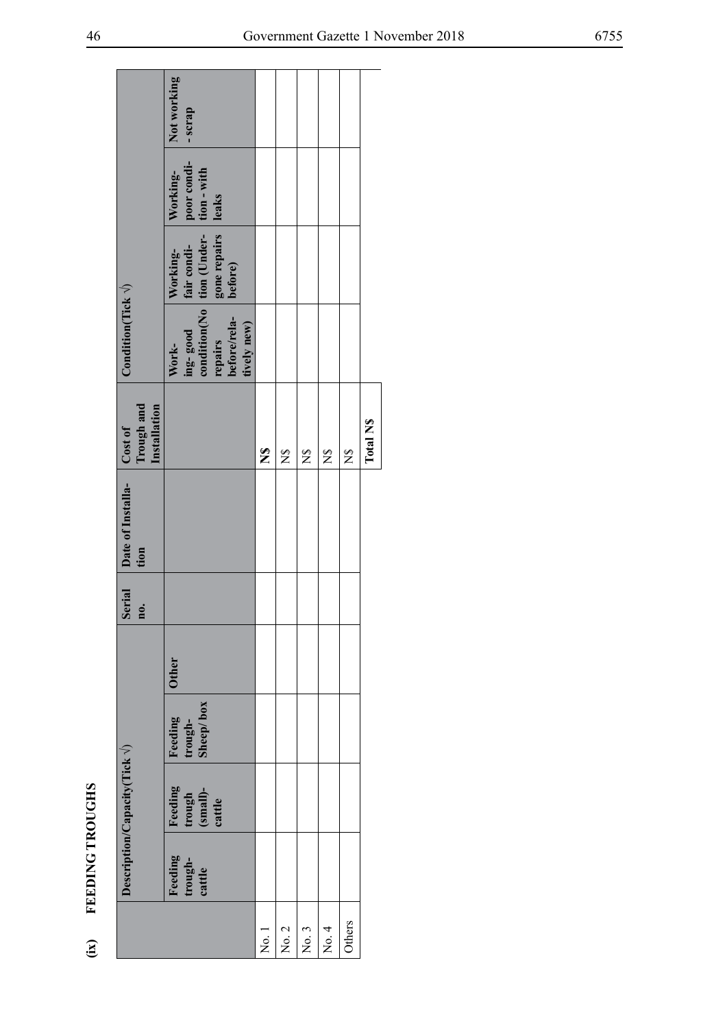## (ix) FEEDING TROUGHS

| | Description/Capacity(Tick √) | | | | Serial no. | Date of Installation | Cost of Trough and Installation | Condition(Tick √) | | | |
|---|---|---|---|---|---|---|---|---|---|---|---|
| | Feeding trough-cattle | Feeding trough (small)-cattle | Feeding trough-Sheep/box | Other | | | | Working- good condition(No repairs before/relatively new) | Working-fair condition (Undergone repairs before) | Working-poor condition - with leaks | Not working - scrap |
| No. 1 | | | | | | | **N$** | | | | |
| No. 2 | | | | | | | N$ | | | | |
| No. 3 | | | | | | | N$ | | | | |
| No. 4 | | | | | | | N$ | | | | |
| Others | | | | | | | N$ | | | | |
| | | | | | | | **Total N$** | | | | |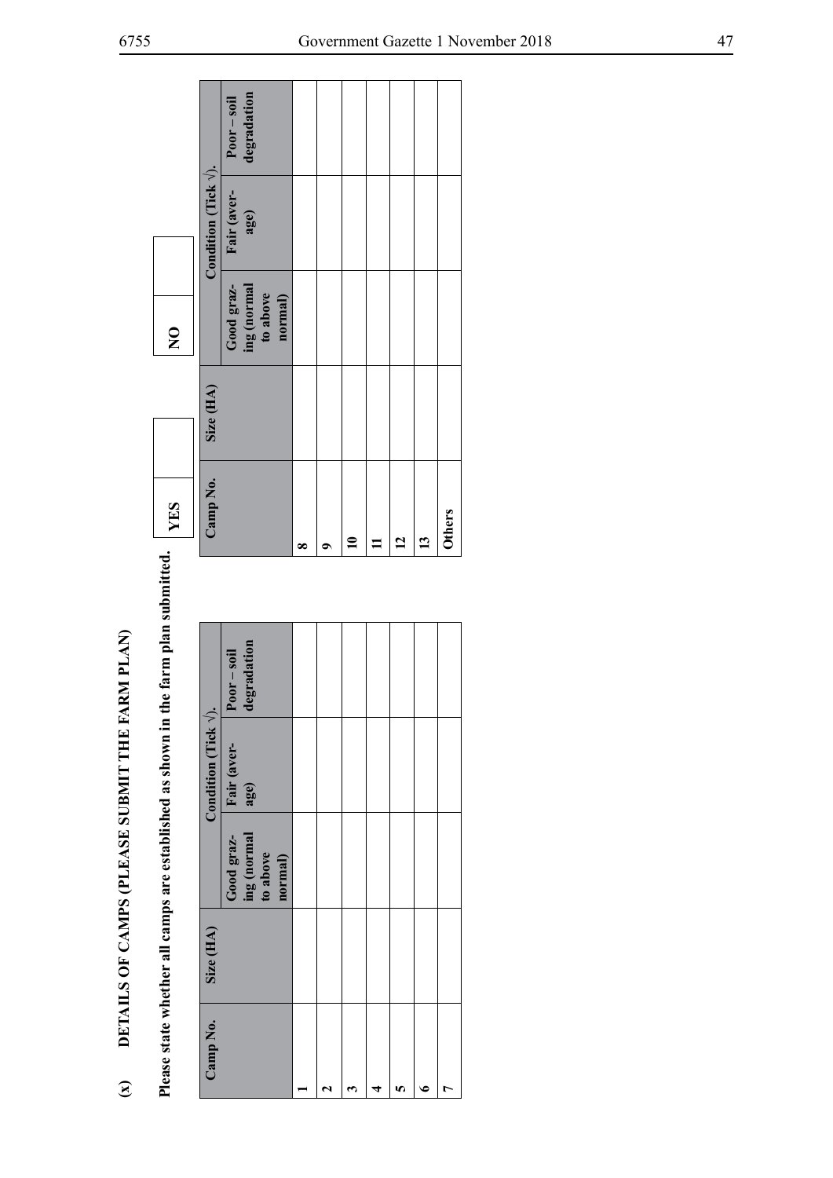## (x) DETAILS OF CAMPS (PLEASE SUBMIT THE FARM PLAN)

Please state whether all camps are established as shown in the farm plan submitted.

| YES | | NO | |
|---|---|---|---|

| Camp No. | Size (HA) | Condition (Tick √). | | |
|---|---|---|---|---|
| | | Good grazing (normal to above normal) | Fair (average) | Poor – soil degradation |
| 1 | | | | |
| 2 | | | | |
| 3 | | | | |
| 4 | | | | |
| 5 | | | | |
| 6 | | | | |
| 7 | | | | |

| Camp No. | Size (HA) | Condition (Tick √). | | |
|---|---|---|---|---|
| | | Good grazing (normal to above normal) | Fair (average) | Poor – soil degradation |
| 8 | | | | |
| 9 | | | | |
| 10 | | | | |
| 11 | | | | |
| 12 | | | | |
| 13 | | | | |
| Others | | | | |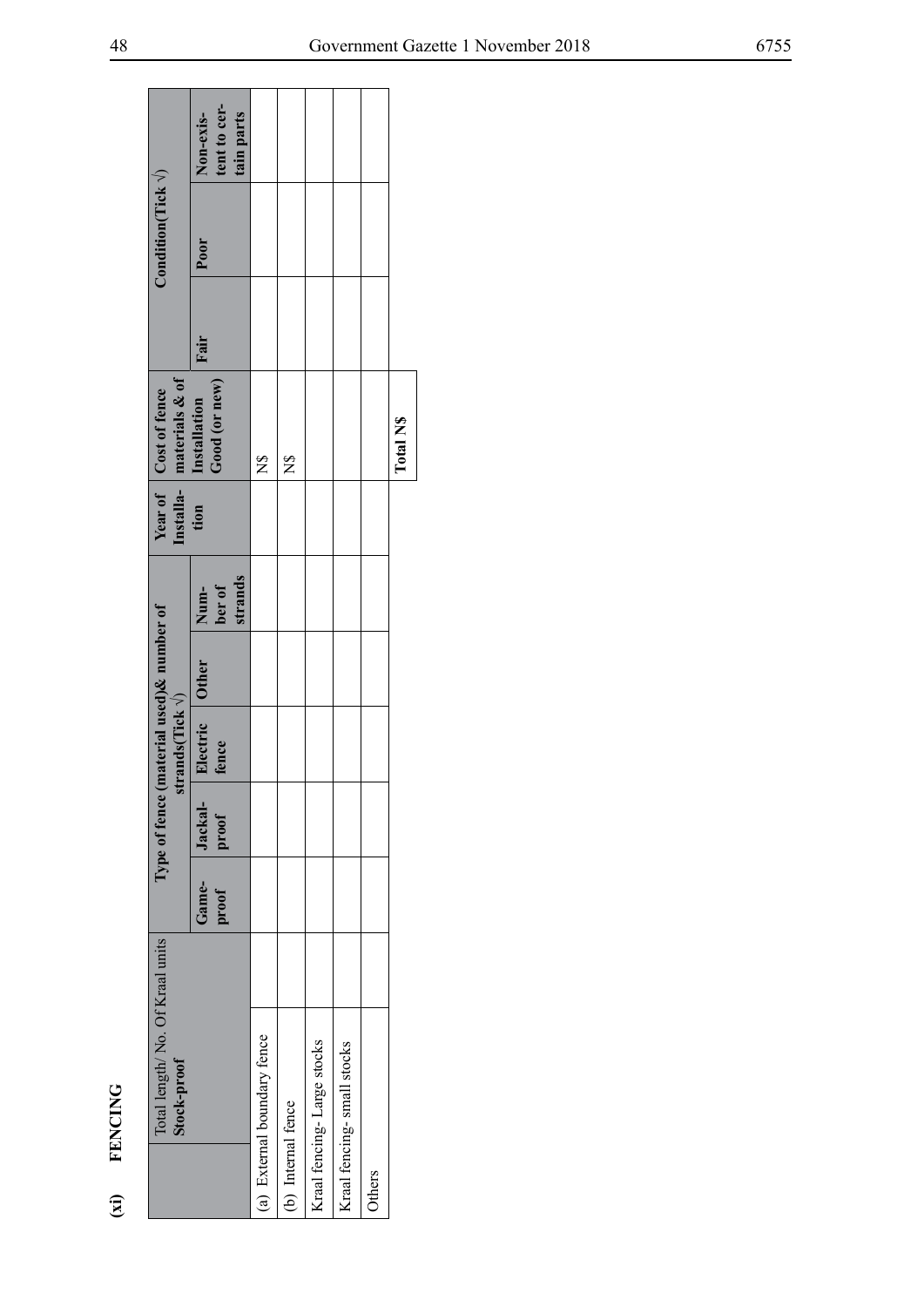**(xi) FENCING**

| | Total length/ No. Of Kraal units Stock-proof | Type of fence (material used)& number of strands(Tick √) | | | | | Year of Installation | Cost of fence materials & of Installation | Condition(Tick √) | | | |
|---|---|---|---|---|---|---|---|---|---|---|---|---|
| | | Game-proof | Jackal-proof | Electric fence | Other | Number of strands | | | Good (or new) | Fair | Poor | Non-existent to certain parts |
| (a) External boundary fence | | | | | | | | N$ | | | | |
| (b) Internal fence | | | | | | | | N$ | | | | |
| Kraal fencing- Large stocks | | | | | | | | | | | | |
| Kraal fencing- small stocks | | | | | | | | | | | | |
| Others | | | | | | | | | | | | |
| | | | | | | | | Total N$ | | | | |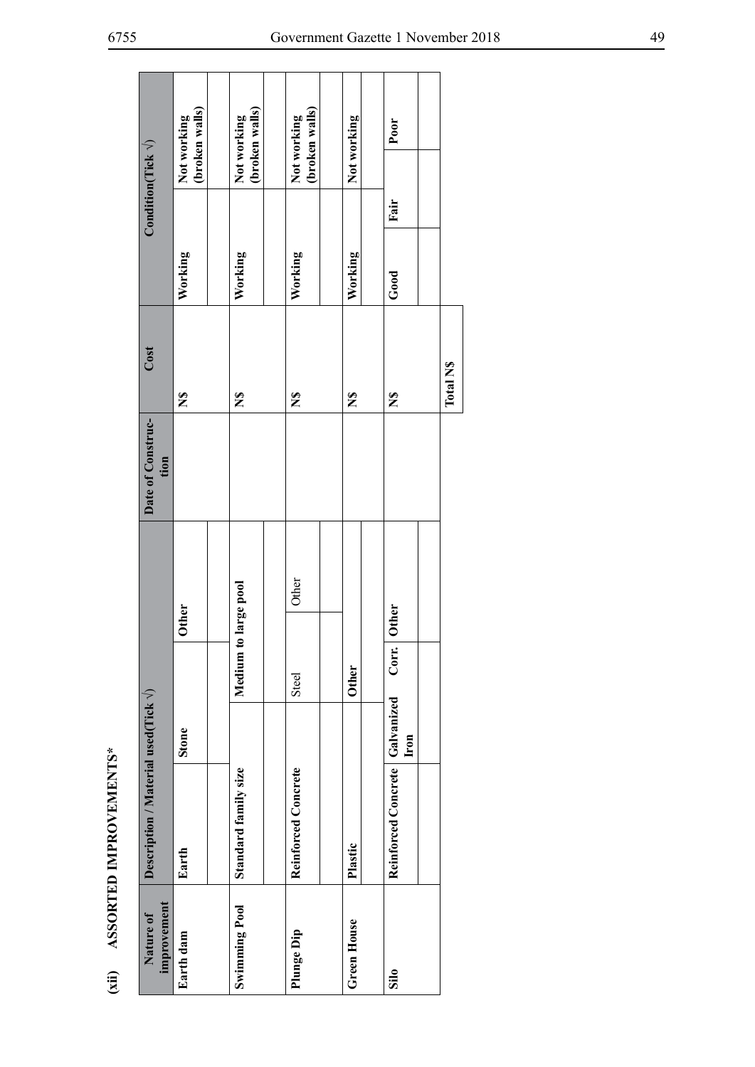**(xii) ASSORTED IMPROVEMENTS***

| Nature of improvement | Description / Material used(Tick √) | | | | Date of Construction | Cost | Condition(Tick √) | | |
|---|---|---|---|---|---|---|---|---|---|
| Earth dam | Earth | Stone | | Other | | N$ | Working | Not working (broken walls) | |
| | | | | | | | | | |
| Swimming Pool | Standard family size | Medium to large pool | | | | N$ | Working | Not working (broken walls) | |
| | | | | | | | | | |
| Plunge Dip | Reinforced Concrete | Steel | | Other | | N$ | Working | Not working (broken walls) | |
| | | | | | | | | | |
| Green House | Plastic | Other | | | | N$ | Working | Not working | |
| | | | | | | | | | |
| Silo | Reinforced Concrete | Galvanized Iron | Corr. | Other | | N$ | Good | Fair | Poor |
| | | | | | | | | | |
| | | | | | | Total N$ | | | |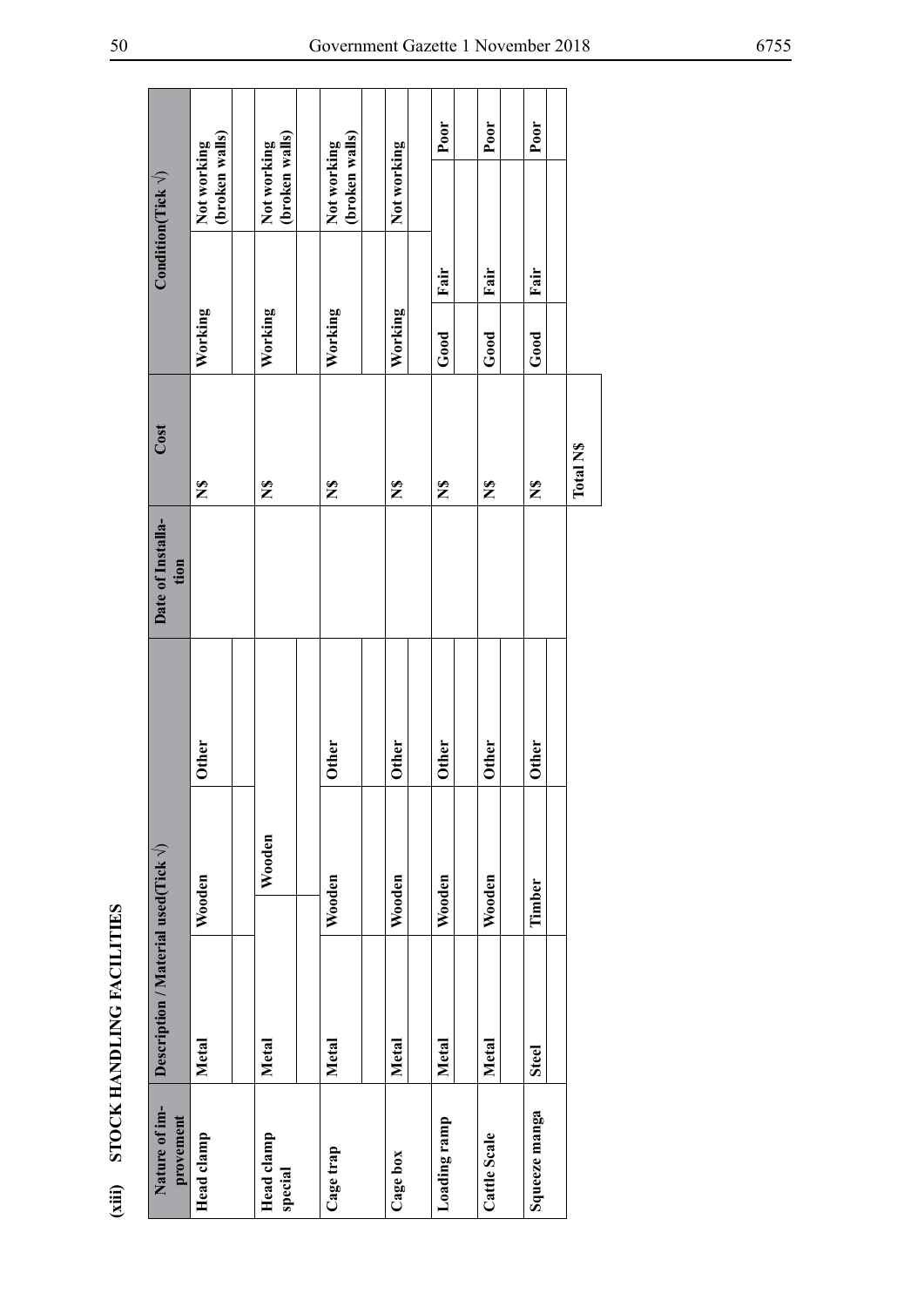## (xiii) STOCK HANDLING FACILITIES

| Nature of improvement | Description / Material used(Tick √) | | | | Date of Installation | Cost | Condition(Tick √) | | |
|---|---|---|---|---|---|---|---|---|---|
| Head clamp | Metal | Wooden | Other | | | N$ | Working | | Not working (broken walls) |
| | | | | | | | | | |
| Head clamp special | Metal | Wooden | | | | N$ | Working | | Not working (broken walls) |
| | | | | | | | | | |
| Cage trap | Metal | Wooden | Other | | | N$ | Working | | Not working (broken walls) |
| | | | | | | | | | |
| Cage box | Metal | Wooden | Other | | | N$ | Working | | Not working |
| | | | | | | | | | |
| Loading ramp | Metal | Wooden | Other | | | N$ | Good | Fair | Poor |
| | | | | | | | | | |
| Cattle Scale | Metal | Wooden | Other | | | N$ | Good | Fair | Poor |
| | | | | | | | | | |
| Squeeze manga | Steel | Timber | Other | | | N$ | Good | Fair | Poor |
| | | | | | | | | | |
| | | | | | | Total N$ | | | |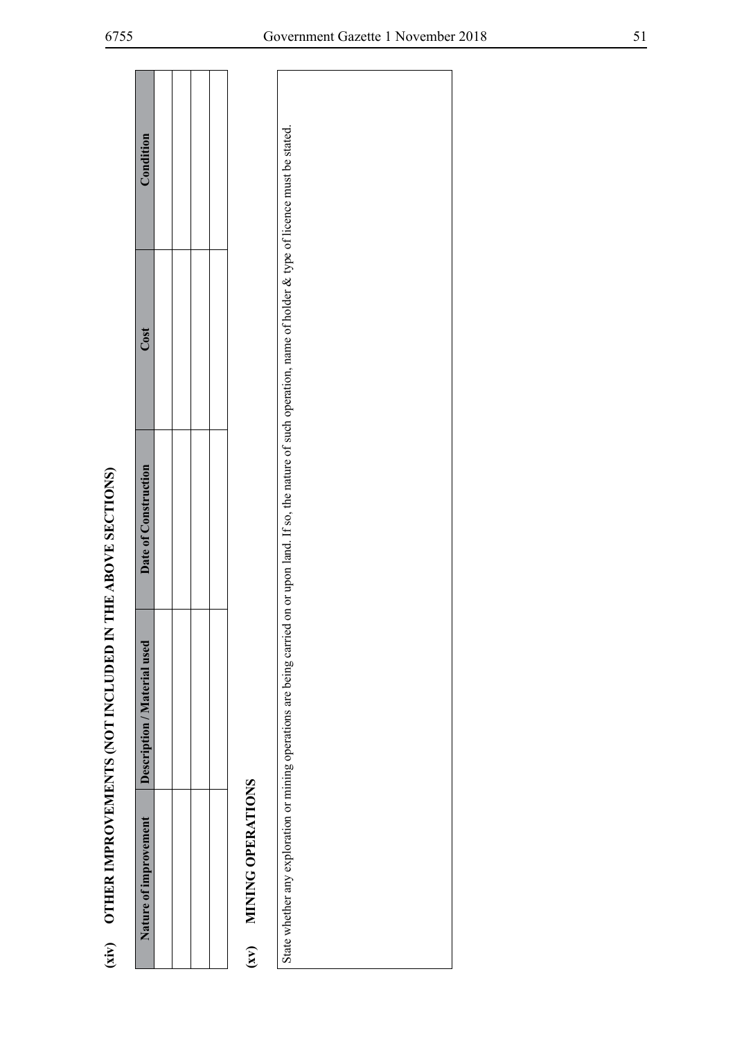## (xiv) OTHER IMPROVEMENTS (NOT INCLUDED IN THE ABOVE SECTIONS)

| Nature of improvement | Description / Material used | Date of Construction | Cost | Condition |
|---|---|---|---|---|
| | | | | |
| | | | | |
| | | | | |
| | | | | |

## (xv) MINING OPERATIONS

State whether any exploration or mining operations are being carried on or upon land. If so, the nature of such operation, name of holder & type of licence must be stated.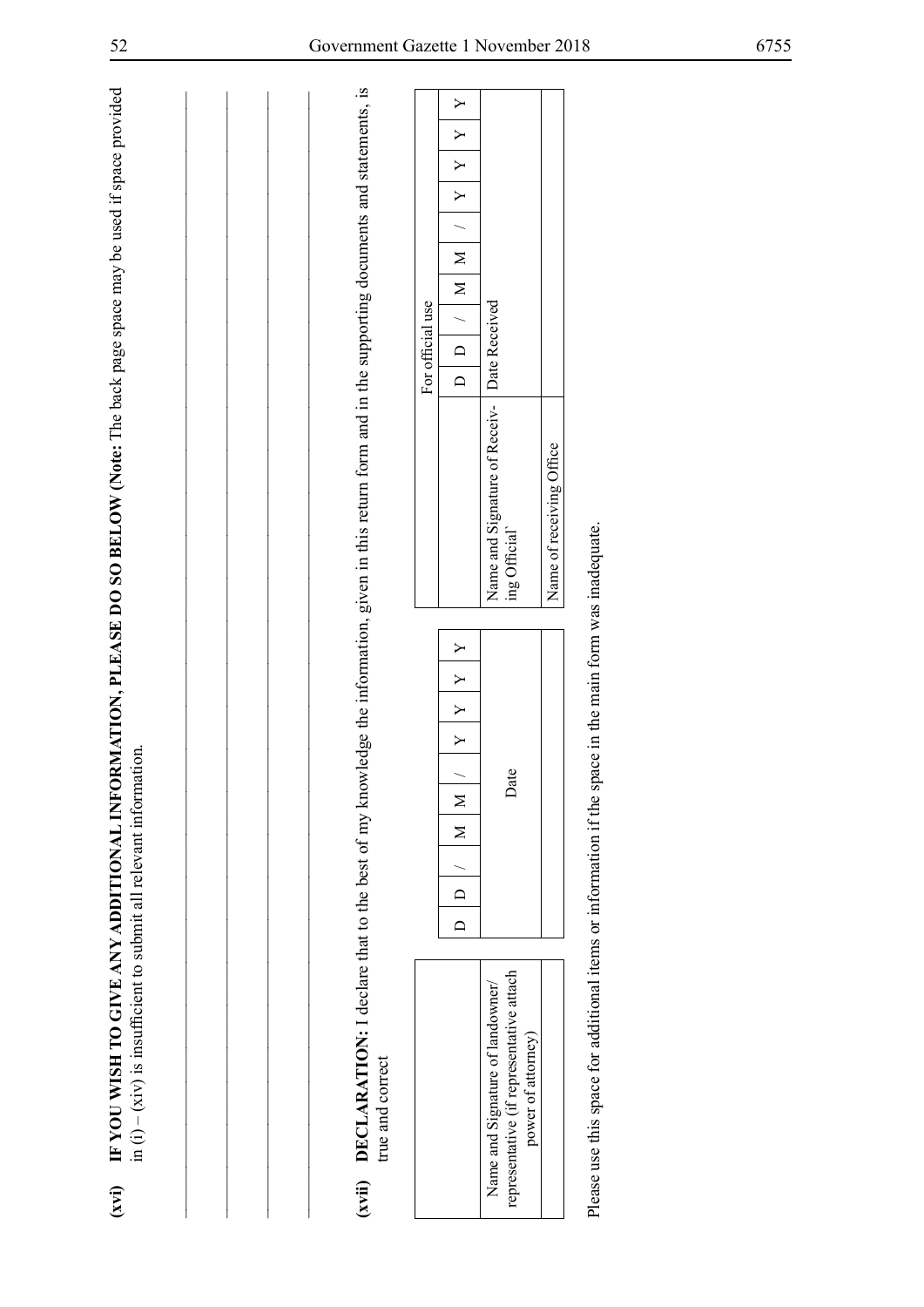**(xvi)** **IF YOU WISH TO GIVE ANY ADDITIONAL INFORMATION, PLEASE DO SO BELOW (Note:** The back page space may be used if space provided in (i) – (xiv) is insufficient to submit all relevant information.

\_\_\_\_\_\_\_\_\_\_\_\_\_\_\_\_\_\_\_\_\_\_\_\_\_\_\_\_\_\_\_\_\_\_\_\_\_\_\_\_\_\_\_\_\_\_\_\_\_\_\_\_\_\_\_\_\_\_\_\_\_\_\_\_\_\_\_\_\_\_\_\_

\_\_\_\_\_\_\_\_\_\_\_\_\_\_\_\_\_\_\_\_\_\_\_\_\_\_\_\_\_\_\_\_\_\_\_\_\_\_\_\_\_\_\_\_\_\_\_\_\_\_\_\_\_\_\_\_\_\_\_\_\_\_\_\_\_\_\_\_\_\_\_\_

\_\_\_\_\_\_\_\_\_\_\_\_\_\_\_\_\_\_\_\_\_\_\_\_\_\_\_\_\_\_\_\_\_\_\_\_\_\_\_\_\_\_\_\_\_\_\_\_\_\_\_\_\_\_\_\_\_\_\_\_\_\_\_\_\_\_\_\_\_\_\_\_

\_\_\_\_\_\_\_\_\_\_\_\_\_\_\_\_\_\_\_\_\_\_\_\_\_\_\_\_\_\_\_\_\_\_\_\_\_\_\_\_\_\_\_\_\_\_\_\_\_\_\_\_\_\_\_\_\_\_\_\_\_\_\_\_\_\_\_\_\_\_\_\_

**(xvii)** **DECLARATION:** I declare that to the best of my knowledge the information, given in this return form and in the supporting documents and statements, is true and correct

| | D | D | / | M | M | / | Y | Y | Y | Y |
|---|---|---|---|---|---|---|---|---|---|---|
| Name and Signature of landowner/ representative (if representative attach power of attorney) | Date | | | | | | | | | |
| | | | | | | | | | | |

| For official use | | | | | | | | | | |
|---|---|---|---|---|---|---|---|---|---|---|
| | D | D | / | M | M | / | Y | Y | Y | Y |
| Name and Signature of Receiving Official` | Date Received | | | | | | | | | |
| Name of receiving Office | | | | | | | | | | |

Please use this space for additional items or information if the space in the main form was inadequate.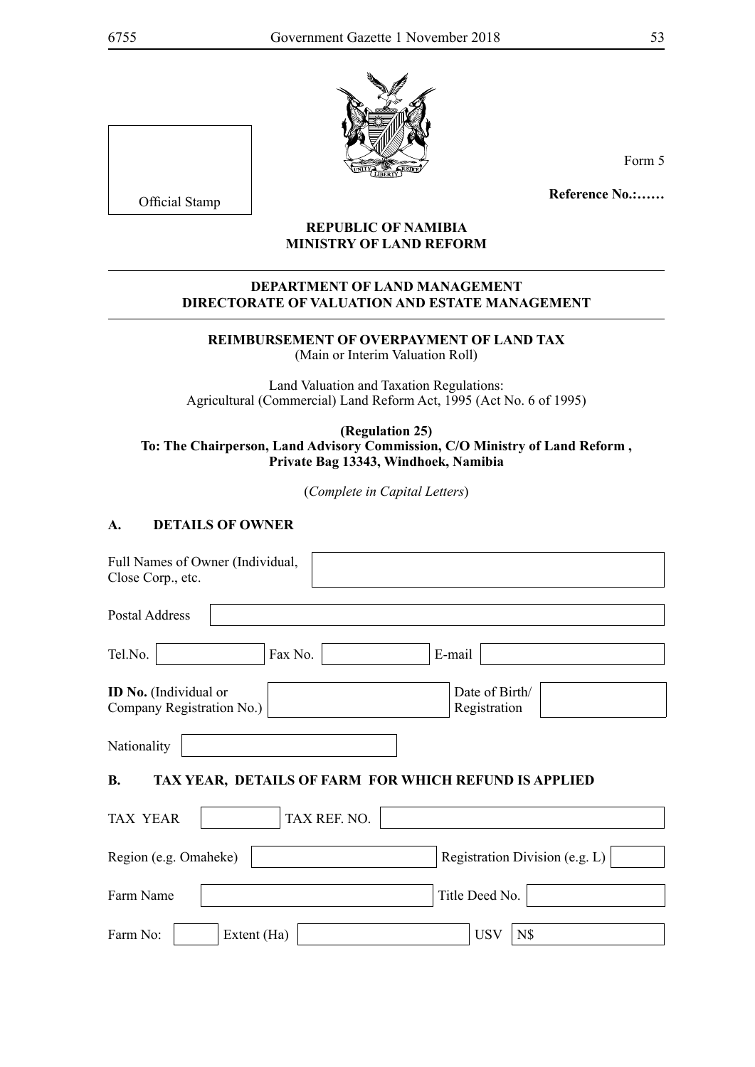Official Stamp

Form 5

**Reference No.:……**

**REPUBLIC OF NAMIBIA**
**MINISTRY OF LAND REFORM**

**DEPARTMENT OF LAND MANAGEMENT**
**DIRECTORATE OF VALUATION AND ESTATE MANAGEMENT**

**REIMBURSEMENT OF OVERPAYMENT OF LAND TAX**
(Main or Interim Valuation Roll)

Land Valuation and Taxation Regulations:
Agricultural (Commercial) Land Reform Act, 1995 (Act No. 6 of 1995)

**(Regulation 25)**
**To: The Chairperson, Land Advisory Commission, C/O Ministry of Land Reform ,**
**Private Bag 13343, Windhoek, Namibia**

(*Complete in Capital Letters*)

## A. DETAILS OF OWNER

| Full Names of Owner (Individual, Close Corp., etc. | |
|---|---|

| Postal Address | |
|---|---|

| Tel.No. | | Fax No. | | E-mail | |
|---|---|---|---|---|---|

| **ID No.** (Individual or Company Registration No.) | | Date of Birth/ Registration | |
|---|---|---|---|

| Nationality | |
|---|---|

## B. TAX YEAR, DETAILS OF FARM FOR WHICH REFUND IS APPLIED

| TAX YEAR | | TAX REF. NO. | |
|---|---|---|---|

| Region (e.g. Omaheke) | | Registration Division (e.g. L) | |
|---|---|---|---|

| Farm Name | | Title Deed No. | |
|---|---|---|---|

| Farm No: | | Extent (Ha) | | USV | N$ |
|---|---|---|---|---|---|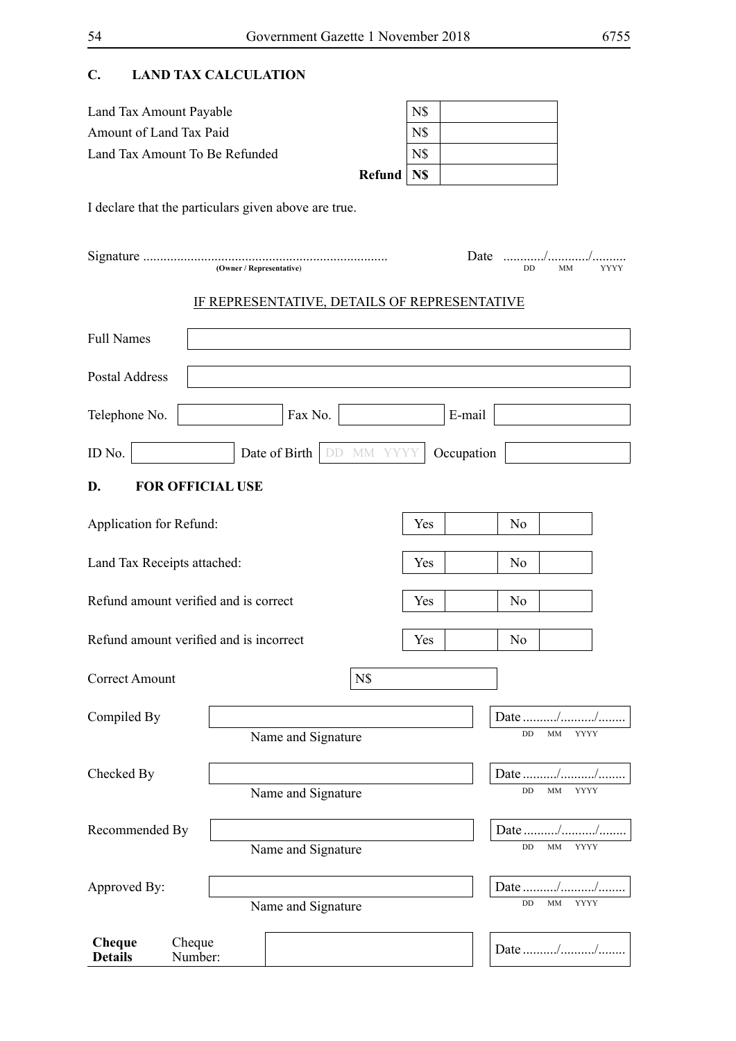## C. LAND TAX CALCULATION

| | | |
|---|---|---|
| Land Tax Amount Payable | N$ | |
| Amount of Land Tax Paid | N$ | |
| Land Tax Amount To Be Refunded | N$ | |
| **Refund** | **N$** | |

I declare that the particulars given above are true.

Signature ........................................................................ Date ............/............/..........
(Owner / Representative) DD MM YYYY

IF REPRESENTATIVE, DETAILS OF REPRESENTATIVE

| | |
|---|---|
| Full Names | |
| Postal Address | |

| | | | | | |
|---|---|---|---|---|---|
| Telephone No. | | Fax No. | | E-mail | |
| ID No. | | Date of Birth | DD MM YYYY | Occupation | |

## D. FOR OFFICIAL USE

| | | | | |
|---|---|---|---|---|
| Application for Refund: | Yes | | No | |
| Land Tax Receipts attached: | Yes | | No | |
| Refund amount verified and is correct | Yes | | No | |
| Refund amount verified and is incorrect | Yes | | No | |

Correct Amount N$

| | | |
|---|---|---|
| Compiled By | Name and Signature | Date ........../........../........ DD MM YYYY |
| Checked By | Name and Signature | Date ........../........../........ DD MM YYYY |
| Recommended By | Name and Signature | Date ........../........../........ DD MM YYYY |
| Approved By: | Name and Signature | Date ........../........../........ DD MM YYYY |

| | | | |
|---|---|---|---|
| **Cheque Details** | Cheque Number: | | Date ........../........../........ |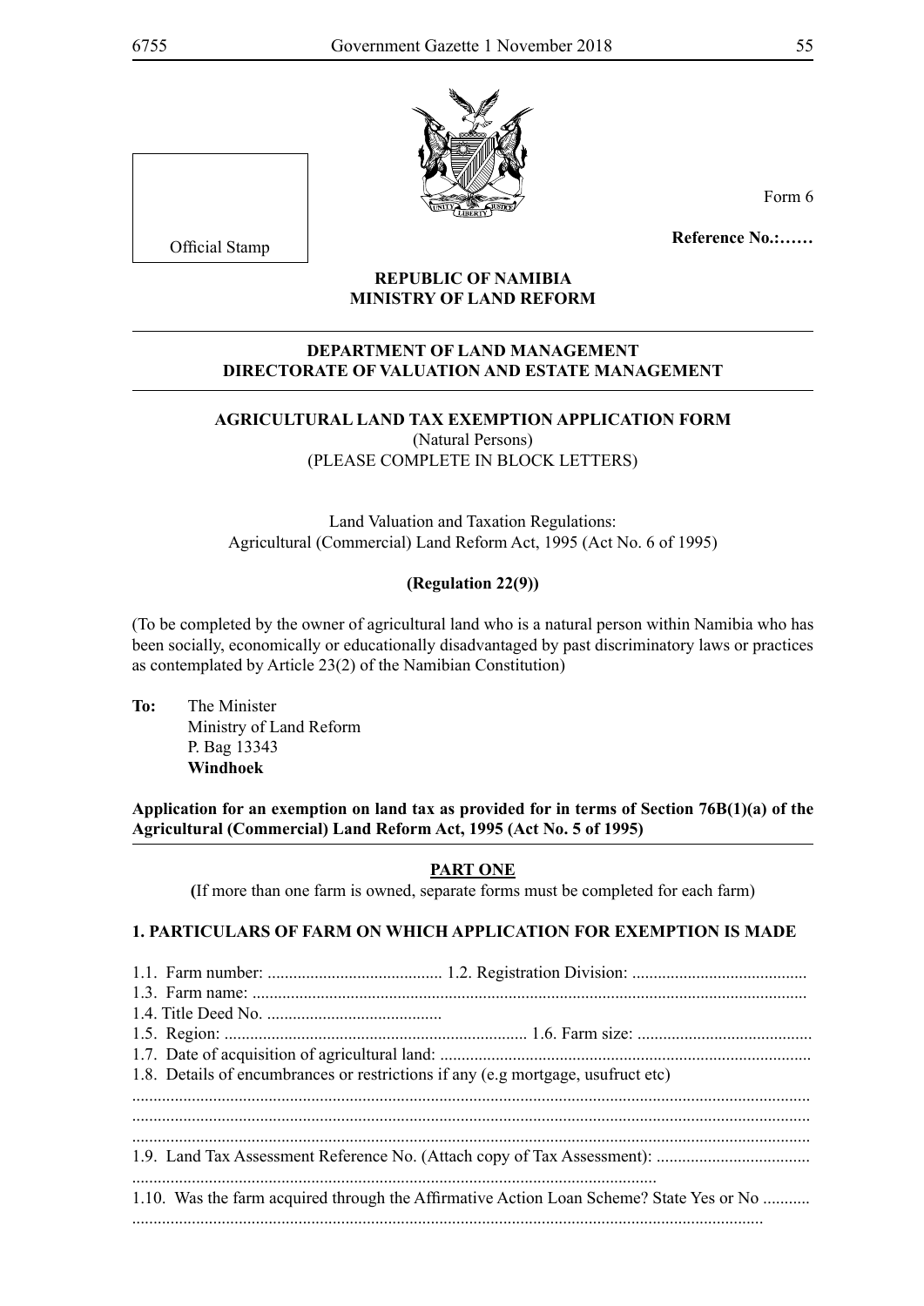Official Stamp

Form 6

**Reference No.:……**

**REPUBLIC OF NAMIBIA**
**MINISTRY OF LAND REFORM**

**DEPARTMENT OF LAND MANAGEMENT**
**DIRECTORATE OF VALUATION AND ESTATE MANAGEMENT**

**AGRICULTURAL LAND TAX EXEMPTION APPLICATION FORM**
(Natural Persons)
(PLEASE COMPLETE IN BLOCK LETTERS)

Land Valuation and Taxation Regulations:
Agricultural (Commercial) Land Reform Act, 1995 (Act No. 6 of 1995)

**(Regulation 22(9))**

(To be completed by the owner of agricultural land who is a natural person within Namibia who has been socially, economically or educationally disadvantaged by past discriminatory laws or practices as contemplated by Article 23(2) of the Namibian Constitution)

**To:** The Minister
Ministry of Land Reform
P. Bag 13343
**Windhoek**

**Application for an exemption on land tax as provided for in terms of Section 76B(1)(a) of the Agricultural (Commercial) Land Reform Act, 1995 (Act No. 5 of 1995)**

**PART ONE**

**(**If more than one farm is owned, separate forms must be completed for each farm)

**1. PARTICULARS OF FARM ON WHICH APPLICATION FOR EXEMPTION IS MADE**

1.1. Farm number: ......................................... 1.2. Registration Division: .........................................
1.3. Farm name: .................................................................................................................................
1.4. Title Deed No. .........................................
1.5. Region: ....................................................................... 1.6. Farm size: .........................................
1.7. Date of acquisition of agricultural land: ......................................................................................
1.8. Details of encumbrances or restrictions if any (e.g mortgage, usufruct etc)
.............................................................................................................................................................
.............................................................................................................................................................
.............................................................................................................................................................
1.9. Land Tax Assessment Reference No. (Attach copy of Tax Assessment): ....................................
..........................................................................................................................
1.10. Was the farm acquired through the Affirmative Action Loan Scheme? State Yes or No ...........
.............................................................................................................................................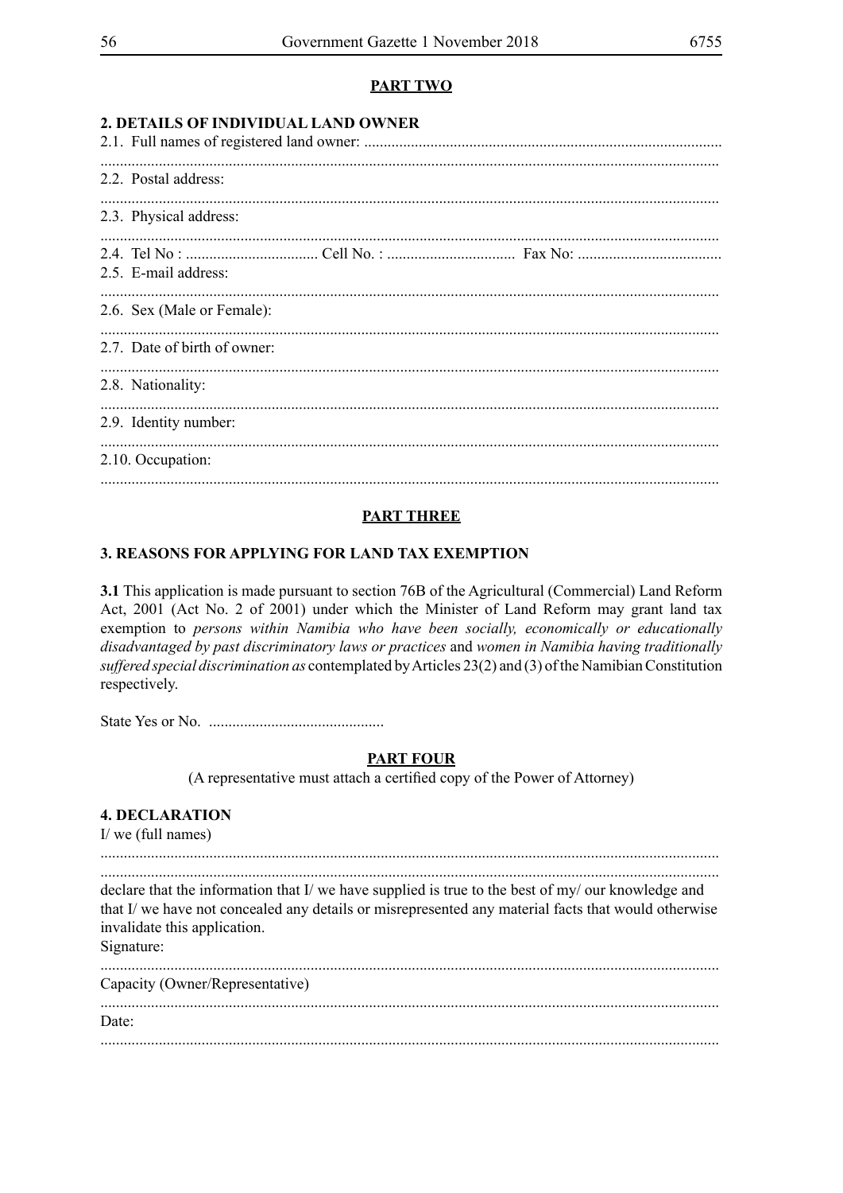**PART TWO**

**2. DETAILS OF INDIVIDUAL LAND OWNER**

2.1. Full names of registered land owner: ...........................................................................................

.............................................................................................................................................

2.2. Postal address:

.............................................................................................................................................

2.3. Physical address:

.............................................................................................................................................

2.4. Tel No : .................................. Cell No. : ................................. Fax No: .....................................

2.5. E-mail address:

.............................................................................................................................................

2.6. Sex (Male or Female):

.............................................................................................................................................

2.7. Date of birth of owner:

.............................................................................................................................................

2.8. Nationality:

.............................................................................................................................................

2.9. Identity number:

.............................................................................................................................................

2.10. Occupation:

.............................................................................................................................................

**PART THREE**

**3. REASONS FOR APPLYING FOR LAND TAX EXEMPTION**

**3.1** This application is made pursuant to section 76B of the Agricultural (Commercial) Land Reform Act, 2001 (Act No. 2 of 2001) under which the Minister of Land Reform may grant land tax exemption to *persons within Namibia who have been socially, economically or educationally disadvantaged by past discriminatory laws or practices* and *women in Namibia having traditionally suffered special discrimination as* contemplated by Articles 23(2) and (3) of the Namibian Constitution respectively.

State Yes or No. .............................................

**PART FOUR**

(A representative must attach a certified copy of the Power of Attorney)

**4. DECLARATION**

I/ we (full names)

.............................................................................................................................................

.............................................................................................................................................

declare that the information that I/ we have supplied is true to the best of my/ our knowledge and that I/ we have not concealed any details or misrepresented any material facts that would otherwise invalidate this application.

Signature:

.............................................................................................................................................

Capacity (Owner/Representative)

.............................................................................................................................................

Date:

.............................................................................................................................................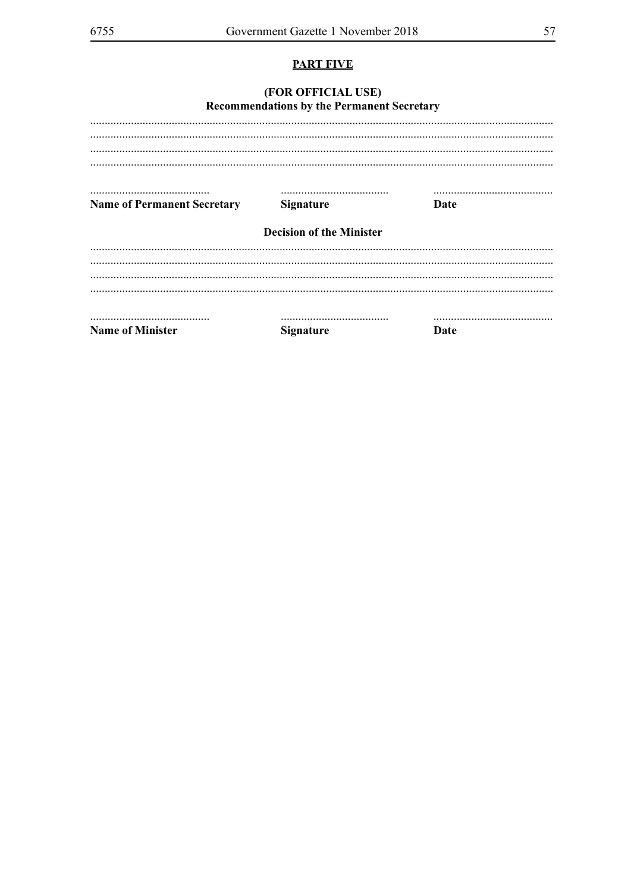## PART FIVE

**(FOR OFFICIAL USE)**
**Recommendations by the Permanent Secretary**

............................................................................................................................................................
............................................................................................................................................................
............................................................................................................................................................
............................................................................................................................................................

| .......................................... | ...................................... | .......................................... |
|---|---|---|
| **Name of Permanent Secretary** | **Signature** | **Date** |

**Decision of the Minister**

............................................................................................................................................................
............................................................................................................................................................
............................................................................................................................................................
............................................................................................................................................................

| .......................................... | ...................................... | .......................................... |
|---|---|---|
| **Name of Minister** | **Signature** | **Date** |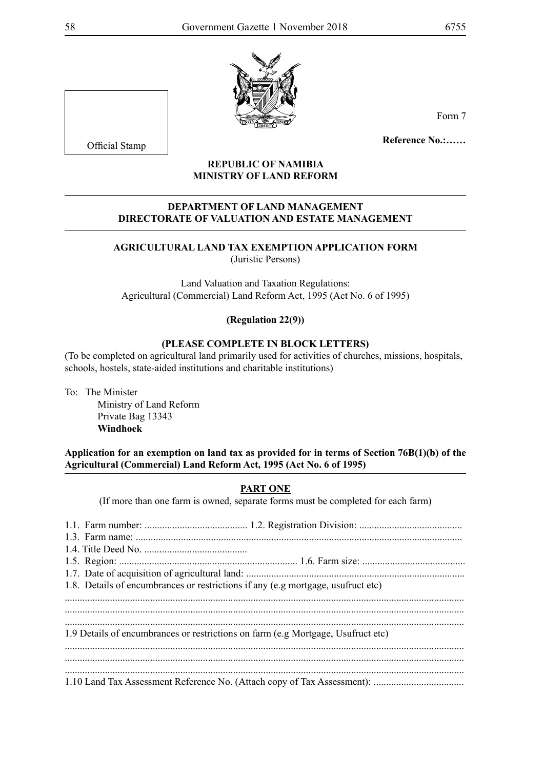Official Stamp

Form 7

**Reference No.:……**

**REPUBLIC OF NAMIBIA**
**MINISTRY OF LAND REFORM**

---

**DEPARTMENT OF LAND MANAGEMENT**
**DIRECTORATE OF VALUATION AND ESTATE MANAGEMENT**

---

**AGRICULTURAL LAND TAX EXEMPTION APPLICATION FORM**
(Juristic Persons)

Land Valuation and Taxation Regulations:
Agricultural (Commercial) Land Reform Act, 1995 (Act No. 6 of 1995)

**(Regulation 22(9))**

**(PLEASE COMPLETE IN BLOCK LETTERS)**

(To be completed on agricultural land primarily used for activities of churches, missions, hospitals, schools, hostels, state-aided institutions and charitable institutions)

To: The Minister
Ministry of Land Reform
Private Bag 13343
**Windhoek**

**Application for an exemption on land tax as provided for in terms of Section 76B(1)(b) of the Agricultural (Commercial) Land Reform Act, 1995 (Act No. 6 of 1995)**

---

**PART ONE**

(If more than one farm is owned, separate forms must be completed for each farm)

1.1. Farm number: ......................................... 1.2. Registration Division: .........................................

1.3. Farm name: .................................................................................................................................

1.4. Title Deed No. .........................................

1.5. Region: ....................................................................... 1.6. Farm size: .........................................

1.7. Date of acquisition of agricultural land: ......................................................................................

1.8. Details of encumbrances or restrictions if any (e.g mortgage, usufruct etc)

.............................................................................................................................................................

.............................................................................................................................................................

.............................................................................................................................................................

1.9 Details of encumbrances or restrictions on farm (e.g Mortgage, Usufruct etc)

.............................................................................................................................................................

.............................................................................................................................................................

.............................................................................................................................................................

1.10 Land Tax Assessment Reference No. (Attach copy of Tax Assessment): ....................................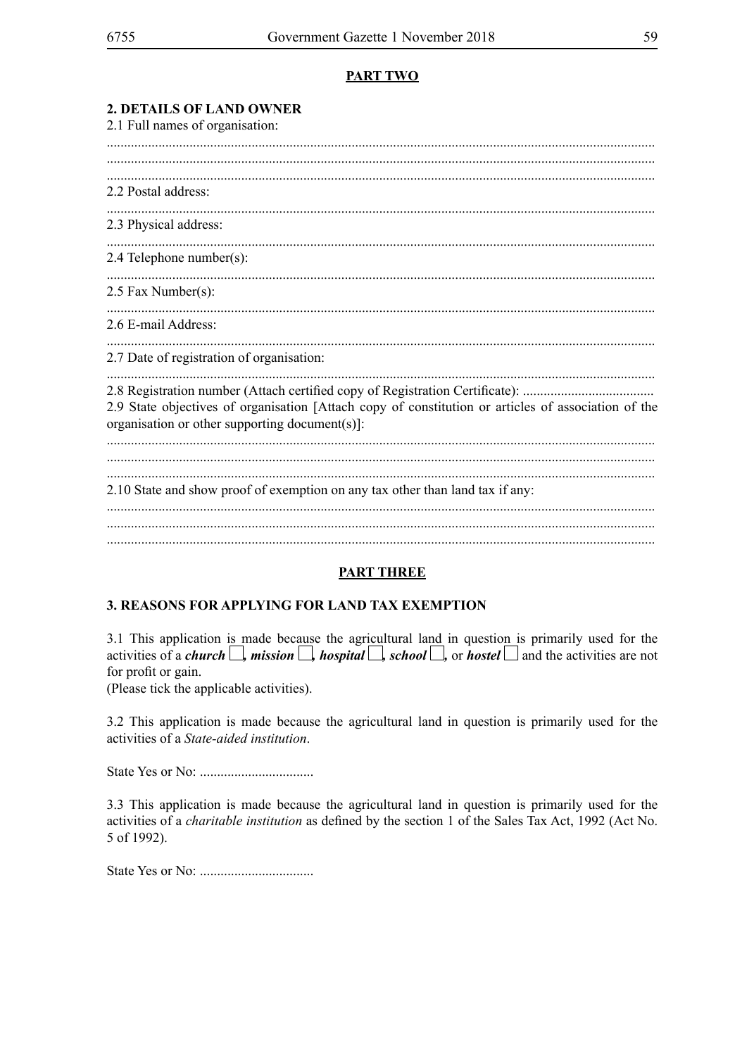**PART TWO**

**2. DETAILS OF LAND OWNER**

2.1 Full names of organisation:

.............................................................................................................................................................
.............................................................................................................................................................
.............................................................................................................................................................

2.2 Postal address:

.............................................................................................................................................................

2.3 Physical address:

.............................................................................................................................................................

2.4 Telephone number(s):

.............................................................................................................................................................

2.5 Fax Number(s):

.............................................................................................................................................................

2.6 E-mail Address:

.............................................................................................................................................................

2.7 Date of registration of organisation:

.............................................................................................................................................................

2.8 Registration number (Attach certified copy of Registration Certificate): .....................................

2.9 State objectives of organisation [Attach copy of constitution or articles of association of the organisation or other supporting document(s)]:

.............................................................................................................................................................
.............................................................................................................................................................
.............................................................................................................................................................

2.10 State and show proof of exemption on any tax other than land tax if any:

.............................................................................................................................................................
.............................................................................................................................................................
.............................................................................................................................................................

**PART THREE**

**3. REASONS FOR APPLYING FOR LAND TAX EXEMPTION**

3.1 This application is made because the agricultural land in question is primarily used for the activities of a ***church*** ☐, ***mission*** ☐, ***hospital*** ☐, ***school*** ☐, or ***hostel*** ☐ and the activities are not for profit or gain.
(Please tick the applicable activities).

3.2 This application is made because the agricultural land in question is primarily used for the activities of a *State-aided institution*.

State Yes or No: .................................

3.3 This application is made because the agricultural land in question is primarily used for the activities of a *charitable institution* as defined by the section 1 of the Sales Tax Act, 1992 (Act No. 5 of 1992).

State Yes or No: .................................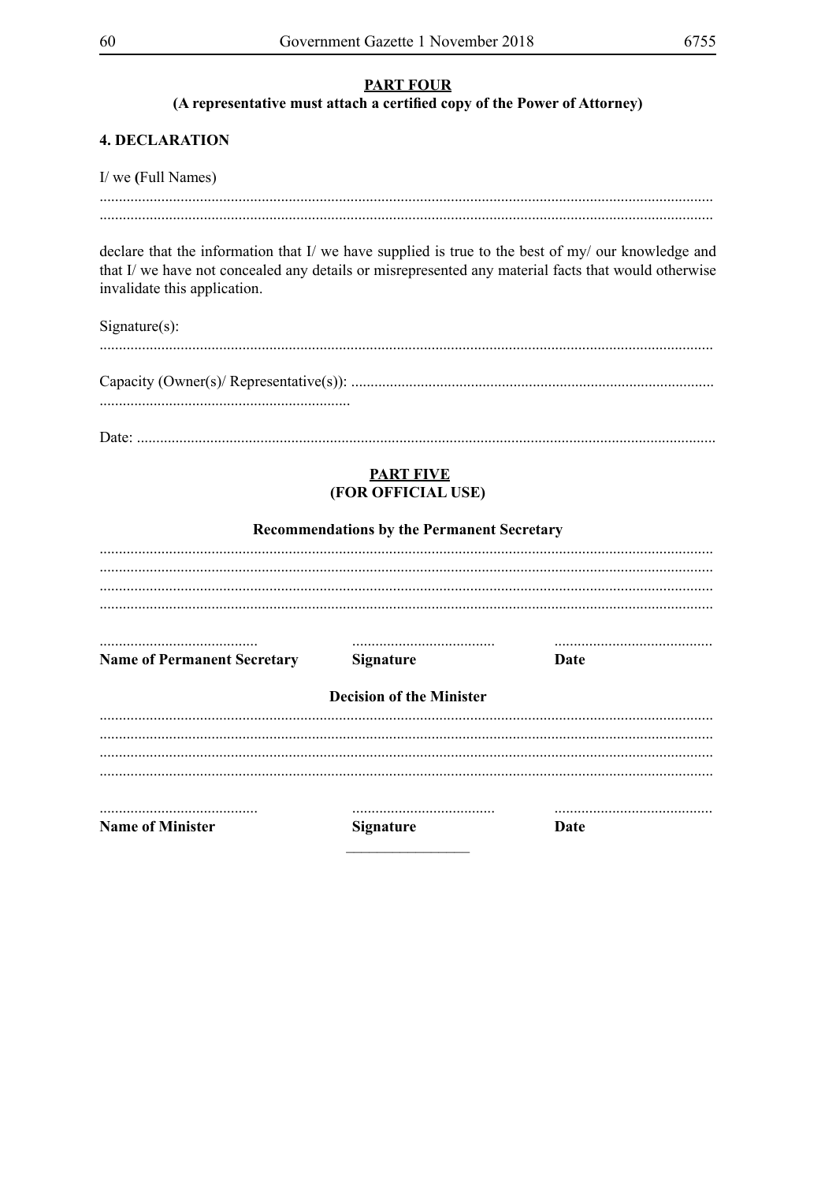**PART FOUR**

**(A representative must attach a certified copy of the Power of Attorney)**

**4. DECLARATION**

I/ we (Full Names)

.............................................................................................................................................

.............................................................................................................................................

declare that the information that I/ we have supplied is true to the best of my/ our knowledge and that I/ we have not concealed any details or misrepresented any material facts that would otherwise invalidate this application.

Signature(s):

.............................................................................................................................................

Capacity (Owner(s)/ Representative(s)): .............................................................................................

.................................................................

Date: .....................................................................................................................................................

**PART FIVE**

**(FOR OFFICIAL USE)**

**Recommendations by the Permanent Secretary**

.............................................................................................................................................

.............................................................................................................................................

.............................................................................................................................................

.............................................................................................................................................

| | | |
|---|---|---|
| ......................................... | ..................................... | ......................................... |
| **Name of Permanent Secretary** | **Signature** | **Date** |

**Decision of the Minister**

.............................................................................................................................................

.............................................................................................................................................

.............................................................................................................................................

.............................................................................................................................................

| | | |
|---|---|---|
| ......................................... | ..................................... | ......................................... |
| **Name of Minister** | **Signature** | **Date** |

________________